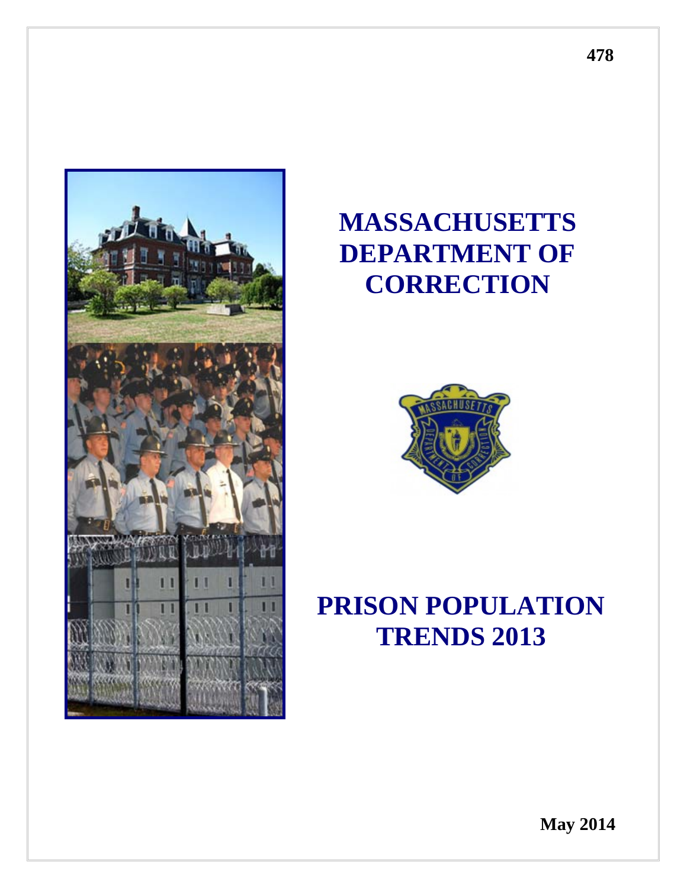# MASSACHUSETTS DEPARTMENT OF CORRECTION

# PRISON POPULATION TRENDS 2013

**May 2014**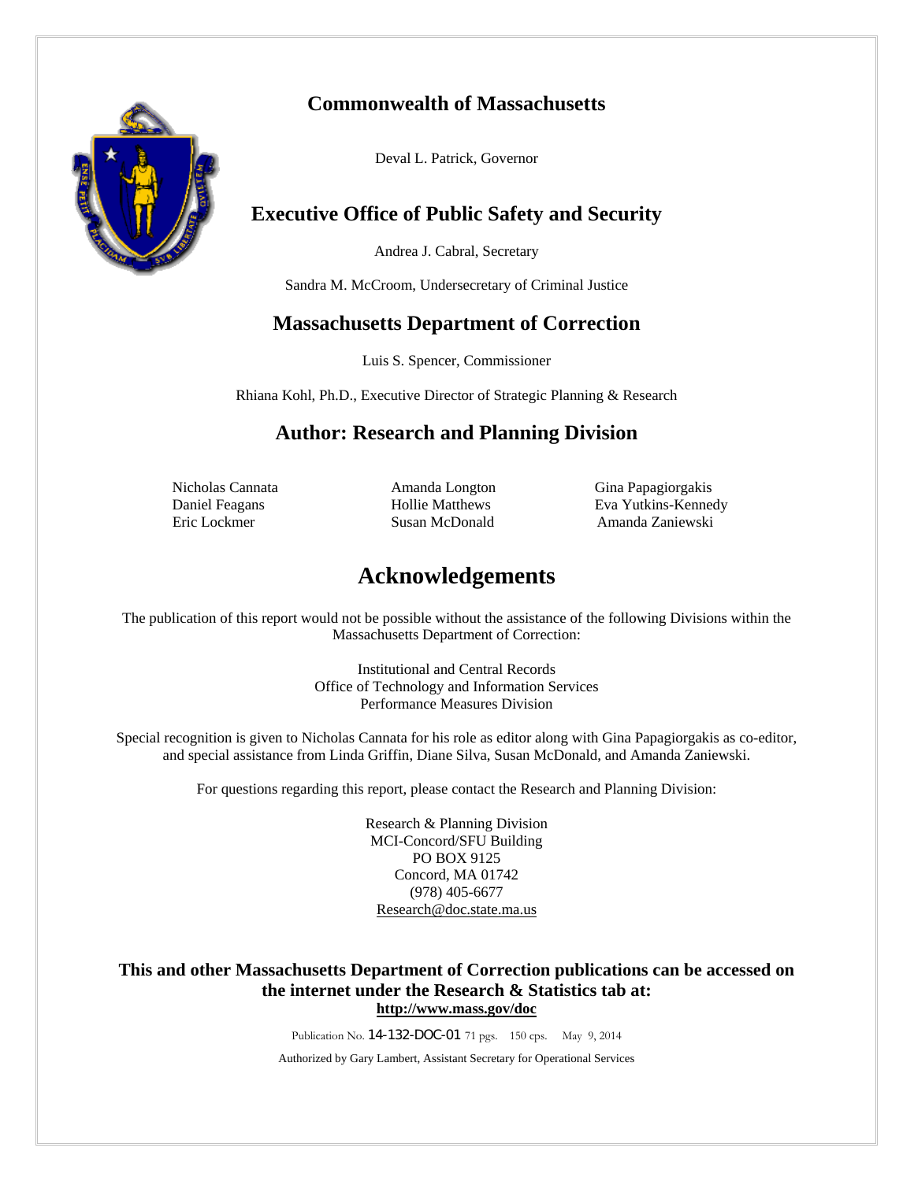## Commonwealth of Massachusetts

Deval L. Patrick, Governor

## Executive Office of Public Safety and Security

Andrea J. Cabral, Secretary

Sandra M. McCroom, Undersecretary of Criminal Justice

## Massachusetts Department of Correction

Luis S. Spencer, Commissioner

Rhiana Kohl, Ph.D., Executive Director of Strategic Planning & Research

## Author: Research and Planning Division

Nicholas Cannata
Daniel Feagans
Eric Lockmer
Amanda Longton
Hollie Matthews
Susan McDonald
Gina Papagiorgakis
Eva Yutkins-Kennedy
Amanda Zaniewski

# Acknowledgements

The publication of this report would not be possible without the assistance of the following Divisions within the Massachusetts Department of Correction:

Institutional and Central Records
Office of Technology and Information Services
Performance Measures Division

Special recognition is given to Nicholas Cannata for his role as editor along with Gina Papagiorgakis as co-editor, and special assistance from Linda Griffin, Diane Silva, Susan McDonald, and Amanda Zaniewski.

For questions regarding this report, please contact the Research and Planning Division:

Research & Planning Division
MCI-Concord/SFU Building
PO BOX 9125
Concord, MA 01742
(978) 405-6677
Research@doc.state.ma.us

**This and other Massachusetts Department of Correction publications can be accessed on the internet under the Research & Statistics tab at:**
**http://www.mass.gov/doc**

Publication No. 14-132-DOC-01 71 pgs. 150 cps. May 9, 2014

Authorized by Gary Lambert, Assistant Secretary for Operational Services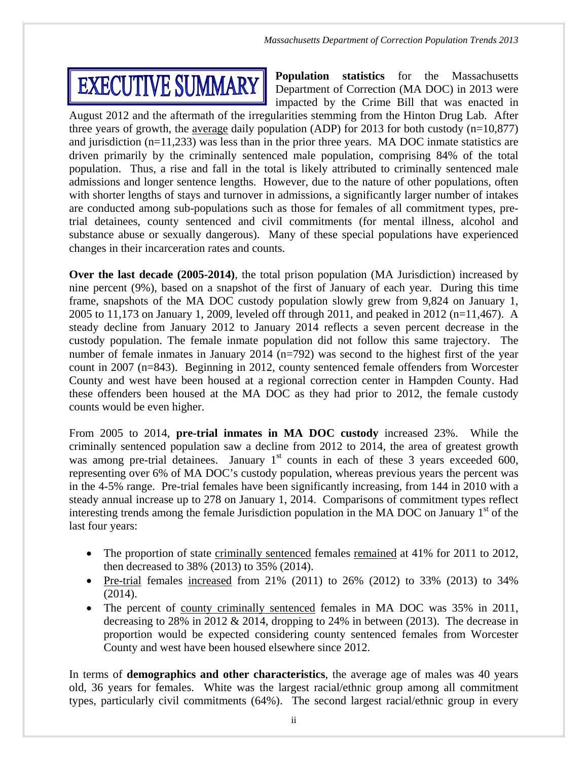# EXECUTIVE SUMMARY

**Population statistics** for the Massachusetts Department of Correction (MA DOC) in 2013 were impacted by the Crime Bill that was enacted in August 2012 and the aftermath of the irregularities stemming from the Hinton Drug Lab. After three years of growth, the average daily population (ADP) for 2013 for both custody (n=10,877) and jurisdiction (n=11,233) was less than in the prior three years. MA DOC inmate statistics are driven primarily by the criminally sentenced male population, comprising 84% of the total population. Thus, a rise and fall in the total is likely attributed to criminally sentenced male admissions and longer sentence lengths. However, due to the nature of other populations, often with shorter lengths of stays and turnover in admissions, a significantly larger number of intakes are conducted among sub-populations such as those for females of all commitment types, pre-trial detainees, county sentenced and civil commitments (for mental illness, alcohol and substance abuse or sexually dangerous). Many of these special populations have experienced changes in their incarceration rates and counts.

**Over the last decade (2005-2014)**, the total prison population (MA Jurisdiction) increased by nine percent (9%), based on a snapshot of the first of January of each year. During this time frame, snapshots of the MA DOC custody population slowly grew from 9,824 on January 1, 2005 to 11,173 on January 1, 2009, leveled off through 2011, and peaked in 2012 (n=11,467). A steady decline from January 2012 to January 2014 reflects a seven percent decrease in the custody population. The female inmate population did not follow this same trajectory. The number of female inmates in January 2014 (n=792) was second to the highest first of the year count in 2007 (n=843). Beginning in 2012, county sentenced female offenders from Worcester County and west have been housed at a regional correction center in Hampden County. Had these offenders been housed at the MA DOC as they had prior to 2012, the female custody counts would be even higher.

From 2005 to 2014, **pre-trial inmates in MA DOC custody** increased 23%. While the criminally sentenced population saw a decline from 2012 to 2014, the area of greatest growth was among pre-trial detainees. January 1st counts in each of these 3 years exceeded 600, representing over 6% of MA DOC's custody population, whereas previous years the percent was in the 4-5% range. Pre-trial females have been significantly increasing, from 144 in 2010 with a steady annual increase up to 278 on January 1, 2014. Comparisons of commitment types reflect interesting trends among the female Jurisdiction population in the MA DOC on January 1st of the last four years:

- The proportion of state criminally sentenced females remained at 41% for 2011 to 2012, then decreased to 38% (2013) to 35% (2014).
- Pre-trial females increased from 21% (2011) to 26% (2012) to 33% (2013) to 34% (2014).
- The percent of county criminally sentenced females in MA DOC was 35% in 2011, decreasing to 28% in 2012 & 2014, dropping to 24% in between (2013). The decrease in proportion would be expected considering county sentenced females from Worcester County and west have been housed elsewhere since 2012.

In terms of **demographics and other characteristics**, the average age of males was 40 years old, 36 years for females. White was the largest racial/ethnic group among all commitment types, particularly civil commitments (64%). The second largest racial/ethnic group in every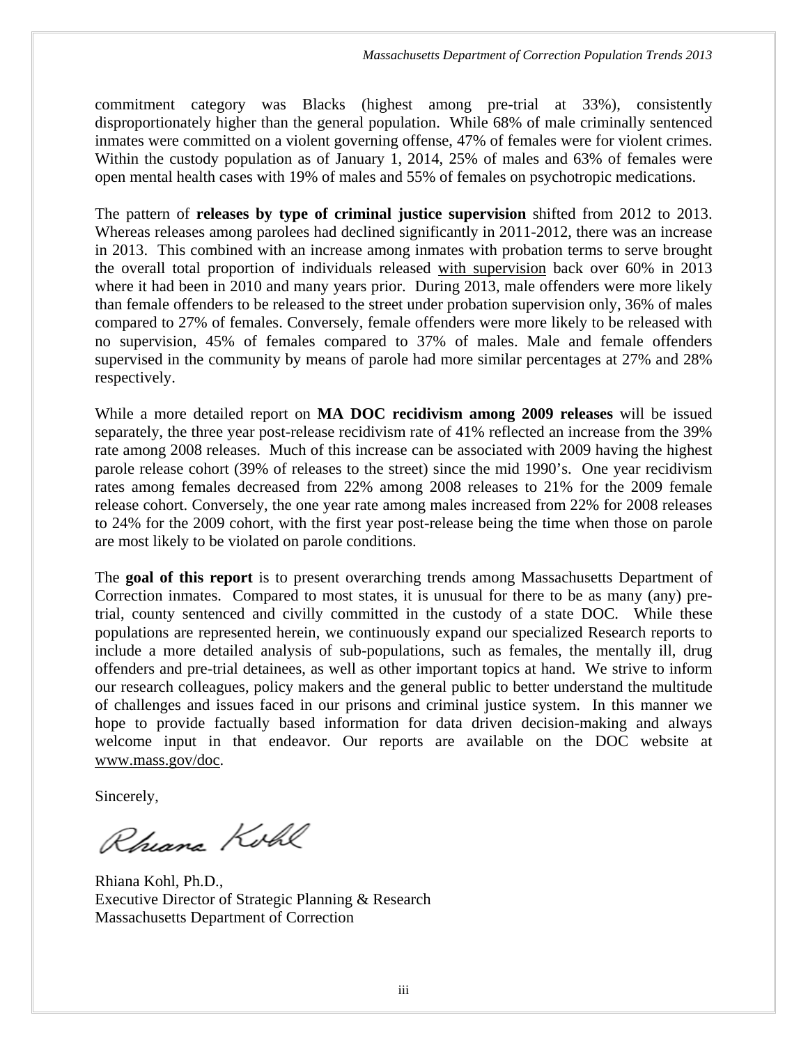commitment category was Blacks (highest among pre-trial at 33%), consistently disproportionately higher than the general population. While 68% of male criminally sentenced inmates were committed on a violent governing offense, 47% of females were for violent crimes. Within the custody population as of January 1, 2014, 25% of males and 63% of females were open mental health cases with 19% of males and 55% of females on psychotropic medications.

The pattern of **releases by type of criminal justice supervision** shifted from 2012 to 2013. Whereas releases among parolees had declined significantly in 2011-2012, there was an increase in 2013. This combined with an increase among inmates with probation terms to serve brought the overall total proportion of individuals released with supervision back over 60% in 2013 where it had been in 2010 and many years prior. During 2013, male offenders were more likely than female offenders to be released to the street under probation supervision only, 36% of males compared to 27% of females. Conversely, female offenders were more likely to be released with no supervision, 45% of females compared to 37% of males. Male and female offenders supervised in the community by means of parole had more similar percentages at 27% and 28% respectively.

While a more detailed report on **MA DOC recidivism among 2009 releases** will be issued separately, the three year post-release recidivism rate of 41% reflected an increase from the 39% rate among 2008 releases. Much of this increase can be associated with 2009 having the highest parole release cohort (39% of releases to the street) since the mid 1990's. One year recidivism rates among females decreased from 22% among 2008 releases to 21% for the 2009 female release cohort. Conversely, the one year rate among males increased from 22% for 2008 releases to 24% for the 2009 cohort, with the first year post-release being the time when those on parole are most likely to be violated on parole conditions.

The **goal of this report** is to present overarching trends among Massachusetts Department of Correction inmates. Compared to most states, it is unusual for there to be as many (any) pre-trial, county sentenced and civilly committed in the custody of a state DOC. While these populations are represented herein, we continuously expand our specialized Research reports to include a more detailed analysis of sub-populations, such as females, the mentally ill, drug offenders and pre-trial detainees, as well as other important topics at hand. We strive to inform our research colleagues, policy makers and the general public to better understand the multitude of challenges and issues faced in our prisons and criminal justice system. In this manner we hope to provide factually based information for data driven decision-making and always welcome input in that endeavor. Our reports are available on the DOC website at www.mass.gov/doc.

Sincerely,

Rhiana Kohl

Rhiana Kohl, Ph.D.,
Executive Director of Strategic Planning & Research
Massachusetts Department of Correction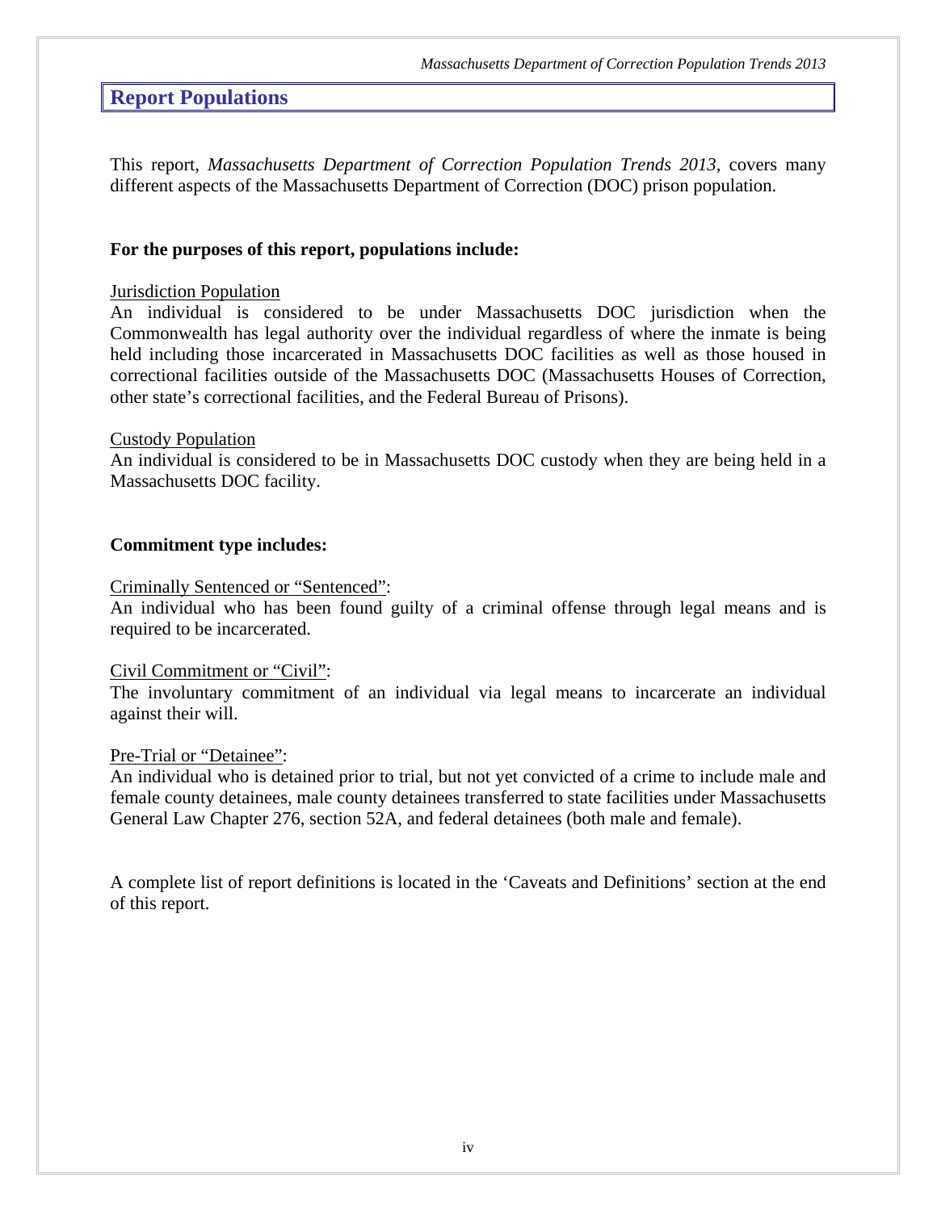## Report Populations

This report, *Massachusetts Department of Correction Population Trends 2013,* covers many different aspects of the Massachusetts Department of Correction (DOC) prison population.

**For the purposes of this report, populations include:**

Jurisdiction Population
An individual is considered to be under Massachusetts DOC jurisdiction when the Commonwealth has legal authority over the individual regardless of where the inmate is being held including those incarcerated in Massachusetts DOC facilities as well as those housed in correctional facilities outside of the Massachusetts DOC (Massachusetts Houses of Correction, other state's correctional facilities, and the Federal Bureau of Prisons).

Custody Population
An individual is considered to be in Massachusetts DOC custody when they are being held in a Massachusetts DOC facility.

**Commitment type includes:**

Criminally Sentenced or "Sentenced":
An individual who has been found guilty of a criminal offense through legal means and is required to be incarcerated.

Civil Commitment or "Civil":
The involuntary commitment of an individual via legal means to incarcerate an individual against their will.

Pre-Trial or "Detainee":
An individual who is detained prior to trial, but not yet convicted of a crime to include male and female county detainees, male county detainees transferred to state facilities under Massachusetts General Law Chapter 276, section 52A, and federal detainees (both male and female).

A complete list of report definitions is located in the 'Caveats and Definitions' section at the end of this report.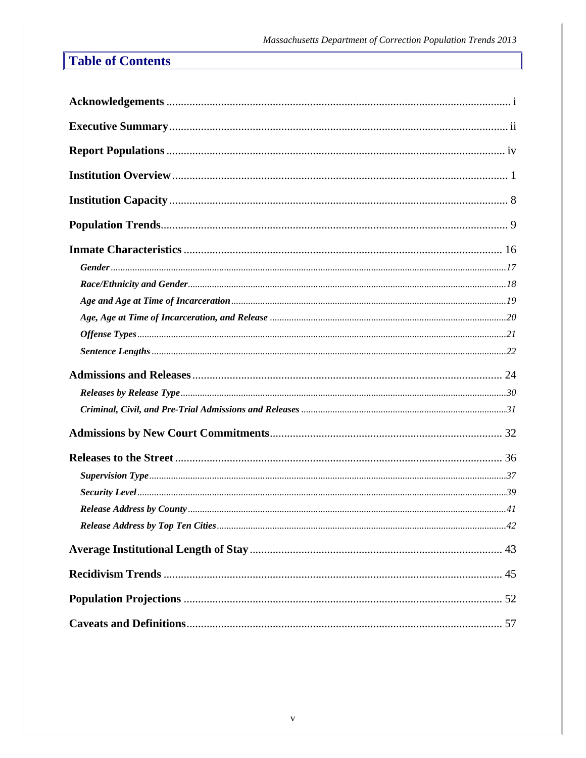# Table of Contents

**Acknowledgements** ........ i

**Executive Summary** ........ ii

**Report Populations** ........ iv

**Institution Overview** ........ 1

**Institution Capacity** ........ 8

**Population Trends** ........ 9

**Inmate Characteristics** ........ 16

- ***Gender*** ........ *17*
- ***Race/Ethnicity and Gender*** ........ *18*
- ***Age and Age at Time of Incarceration*** ........ *19*
- ***Age, Age at Time of Incarceration, and Release*** ........ *20*
- ***Offense Types*** ........ *21*
- ***Sentence Lengths*** ........ *22*

**Admissions and Releases** ........ 24

- ***Releases by Release Type*** ........ *30*
- ***Criminal, Civil, and Pre-Trial Admissions and Releases*** ........ *31*

**Admissions by New Court Commitments** ........ 32

**Releases to the Street** ........ 36

- ***Supervision Type*** ........ *37*
- ***Security Level*** ........ *39*
- ***Release Address by County*** ........ *41*
- ***Release Address by Top Ten Cities*** ........ *42*

**Average Institutional Length of Stay** ........ 43

**Recidivism Trends** ........ 45

**Population Projections** ........ 52

**Caveats and Definitions** ........ 57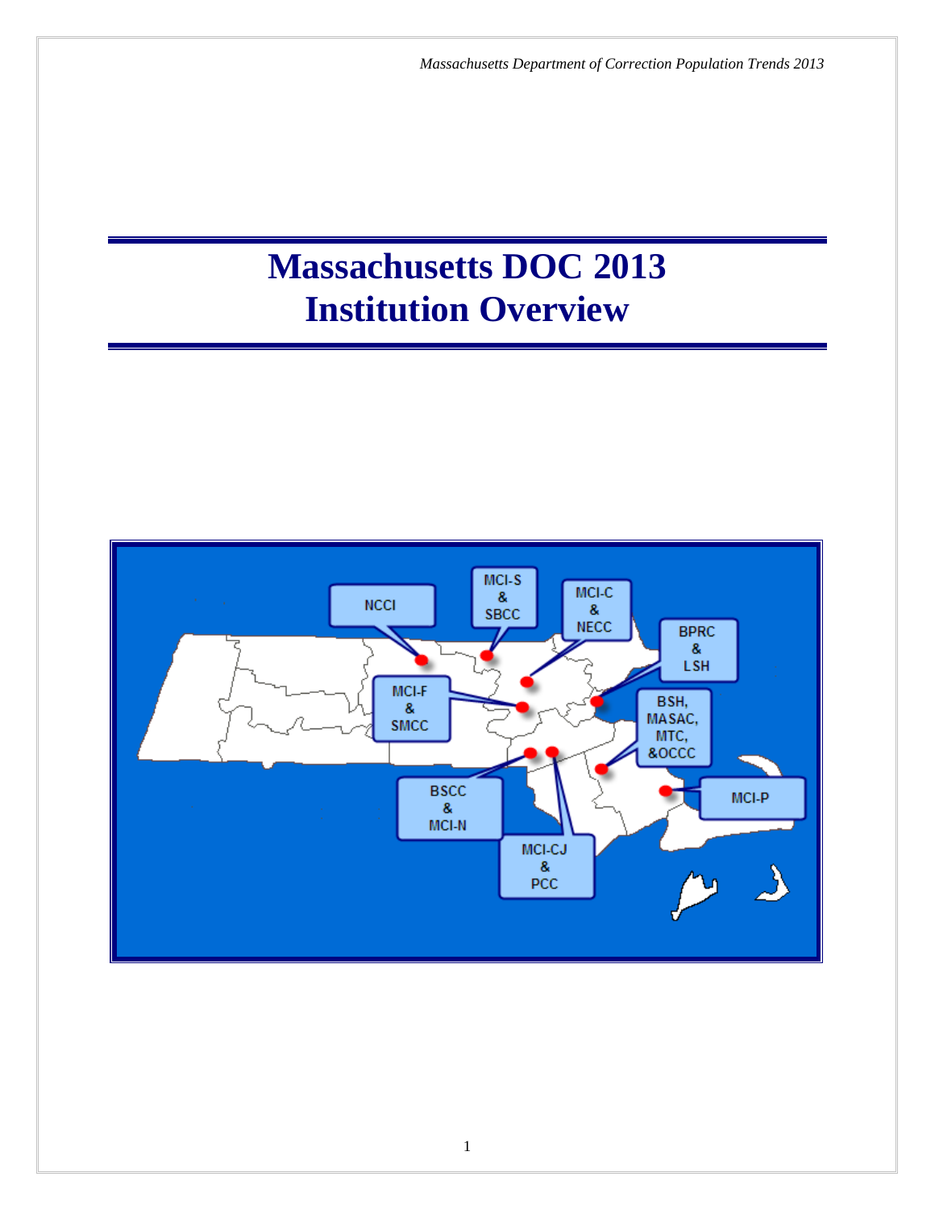# Massachusetts DOC 2013 Institution Overview

NCCI

MCI-S & SBCC

MCI-C & NECC

BPRC & LSH

MCI-F & SMCC

BSH, MASAC, MTC, &OCCC

MCI-P

BSCC & MCI-N

MCI-CJ & PCC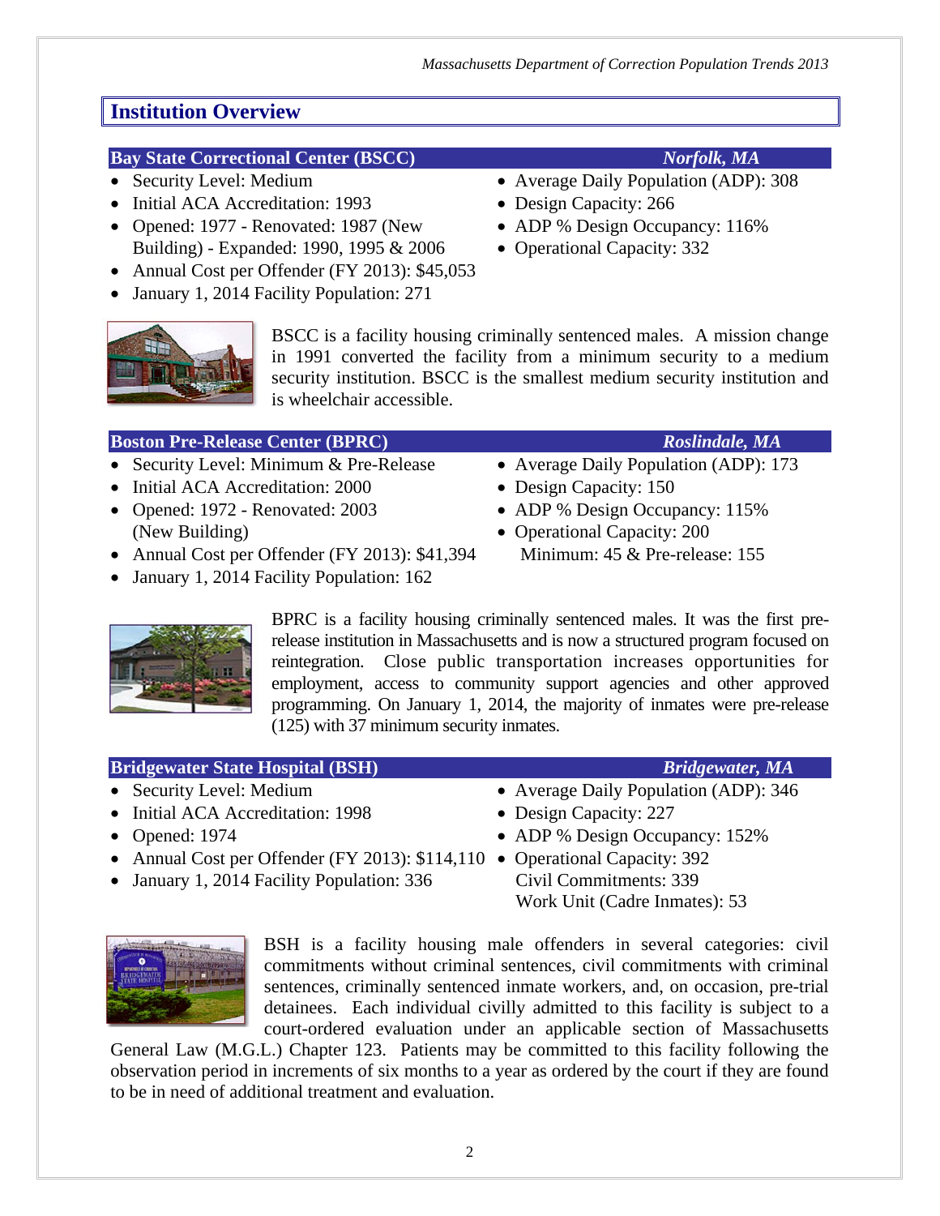## Institution Overview

### Bay State Correctional Center (BSCC) — *Norfolk, MA*

- Security Level: Medium
- Initial ACA Accreditation: 1993
- Opened: 1977 - Renovated: 1987 (New Building) - Expanded: 1990, 1995 & 2006
- Annual Cost per Offender (FY 2013): $45,053
- January 1, 2014 Facility Population: 271
- Average Daily Population (ADP): 308
- Design Capacity: 266
- ADP % Design Occupancy: 116%
- Operational Capacity: 332

BSCC is a facility housing criminally sentenced males. A mission change in 1991 converted the facility from a minimum security to a medium security institution. BSCC is the smallest medium security institution and is wheelchair accessible.

### Boston Pre-Release Center (BPRC) — *Roslindale, MA*

- Security Level: Minimum & Pre-Release
- Initial ACA Accreditation: 2000
- Opened: 1972 - Renovated: 2003 (New Building)
- Annual Cost per Offender (FY 2013): $41,394
- January 1, 2014 Facility Population: 162
- Average Daily Population (ADP): 173
- Design Capacity: 150
- ADP % Design Occupancy: 115%
- Operational Capacity: 200
  Minimum: 45 & Pre-release: 155

BPRC is a facility housing criminally sentenced males. It was the first pre-release institution in Massachusetts and is now a structured program focused on reintegration. Close public transportation increases opportunities for employment, access to community support agencies and other approved programming. On January 1, 2014, the majority of inmates were pre-release (125) with 37 minimum security inmates.

### Bridgewater State Hospital (BSH) — *Bridgewater, MA*

- Security Level: Medium
- Initial ACA Accreditation: 1998
- Opened: 1974
- Annual Cost per Offender (FY 2013): $114,110
- January 1, 2014 Facility Population: 336
- Average Daily Population (ADP): 346
- Design Capacity: 227
- ADP % Design Occupancy: 152%
- Operational Capacity: 392
  Civil Commitments: 339
  Work Unit (Cadre Inmates): 53

BSH is a facility housing male offenders in several categories: civil commitments without criminal sentences, civil commitments with criminal sentences, criminally sentenced inmate workers, and, on occasion, pre-trial detainees. Each individual civilly admitted to this facility is subject to a court-ordered evaluation under an applicable section of Massachusetts General Law (M.G.L.) Chapter 123. Patients may be committed to this facility following the observation period in increments of six months to a year as ordered by the court if they are found to be in need of additional treatment and evaluation.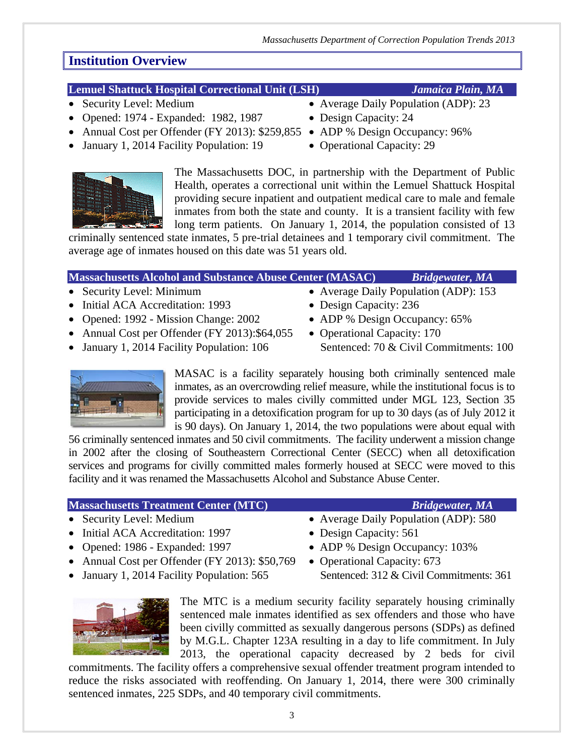## Institution Overview

### Lemuel Shattuck Hospital Correctional Unit (LSH) — *Jamaica Plain, MA*

- Security Level: Medium
- Opened: 1974 - Expanded: 1982, 1987
- Annual Cost per Offender (FY 2013): $259,855
- January 1, 2014 Facility Population: 19
- Average Daily Population (ADP): 23
- Design Capacity: 24
- ADP % Design Occupancy: 96%
- Operational Capacity: 29

The Massachusetts DOC, in partnership with the Department of Public Health, operates a correctional unit within the Lemuel Shattuck Hospital providing secure inpatient and outpatient medical care to male and female inmates from both the state and county. It is a transient facility with few long term patients. On January 1, 2014, the population consisted of 13 criminally sentenced state inmates, 5 pre-trial detainees and 1 temporary civil commitment. The average age of inmates housed on this date was 51 years old.

### Massachusetts Alcohol and Substance Abuse Center (MASAC) — *Bridgewater, MA*

- Security Level: Minimum
- Initial ACA Accreditation: 1993
- Opened: 1992 - Mission Change: 2002
- Annual Cost per Offender (FY 2013):$64,055
- January 1, 2014 Facility Population: 106
- Average Daily Population (ADP): 153
- Design Capacity: 236
- ADP % Design Occupancy: 65%
- Operational Capacity: 170
  Sentenced: 70 & Civil Commitments: 100

MASAC is a facility separately housing both criminally sentenced male inmates, as an overcrowding relief measure, while the institutional focus is to provide services to males civilly committed under MGL 123, Section 35 participating in a detoxification program for up to 30 days (as of July 2012 it is 90 days). On January 1, 2014, the two populations were about equal with 56 criminally sentenced inmates and 50 civil commitments. The facility underwent a mission change in 2002 after the closing of Southeastern Correctional Center (SECC) when all detoxification services and programs for civilly committed males formerly housed at SECC were moved to this facility and it was renamed the Massachusetts Alcohol and Substance Abuse Center.

### Massachusetts Treatment Center (MTC) — *Bridgewater, MA*

- Security Level: Medium
- Initial ACA Accreditation: 1997
- Opened: 1986 - Expanded: 1997
- Annual Cost per Offender (FY 2013): $50,769
- January 1, 2014 Facility Population: 565
- Average Daily Population (ADP): 580
- Design Capacity: 561
- ADP % Design Occupancy: 103%
- Operational Capacity: 673
  Sentenced: 312 & Civil Commitments: 361

The MTC is a medium security facility separately housing criminally sentenced male inmates identified as sex offenders and those who have been civilly committed as sexually dangerous persons (SDPs) as defined by M.G.L. Chapter 123A resulting in a day to life commitment. In July 2013, the operational capacity decreased by 2 beds for civil commitments. The facility offers a comprehensive sexual offender treatment program intended to reduce the risks associated with reoffending. On January 1, 2014, there were 300 criminally sentenced inmates, 225 SDPs, and 40 temporary civil commitments.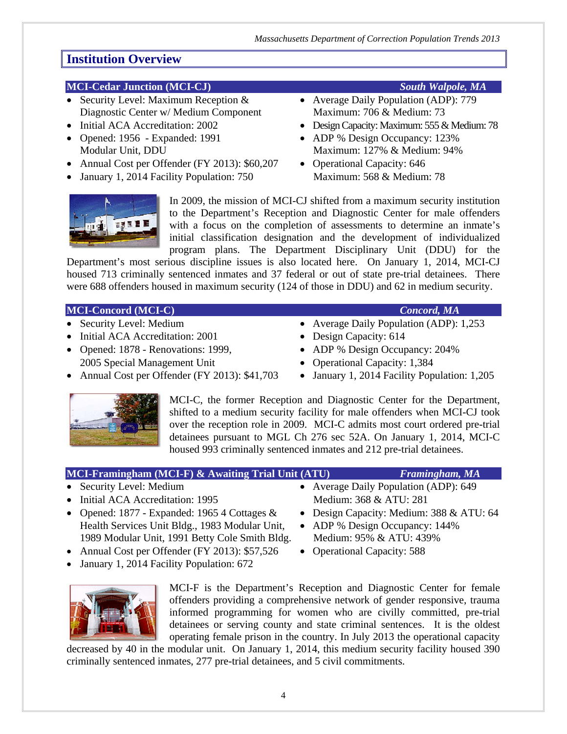## Institution Overview

### MCI-Cedar Junction (MCI-CJ) — *South Walpole, MA*

- Security Level: Maximum Reception & Diagnostic Center w/ Medium Component
- Initial ACA Accreditation: 2002
- Opened: 1956 - Expanded: 1991 Modular Unit, DDU
- Annual Cost per Offender (FY 2013): $60,207
- January 1, 2014 Facility Population: 750
- Average Daily Population (ADP): 779
  Maximum: 706 & Medium: 73
- Design Capacity: Maximum: 555 & Medium: 78
- ADP % Design Occupancy: 123%
  Maximum: 127% & Medium: 94%
- Operational Capacity: 646
  Maximum: 568 & Medium: 78

In 2009, the mission of MCI-CJ shifted from a maximum security institution to the Department's Reception and Diagnostic Center for male offenders with a focus on the completion of assessments to determine an inmate's initial classification designation and the development of individualized program plans. The Department Disciplinary Unit (DDU) for the Department's most serious discipline issues is also located here. On January 1, 2014, MCI-CJ housed 713 criminally sentenced inmates and 37 federal or out of state pre-trial detainees. There were 688 offenders housed in maximum security (124 of those in DDU) and 62 in medium security.

### MCI-Concord (MCI-C) — *Concord, MA*

- Security Level: Medium
- Initial ACA Accreditation: 2001
- Opened: 1878 - Renovations: 1999, 2005 Special Management Unit
- Annual Cost per Offender (FY 2013): $41,703
- Average Daily Population (ADP): 1,253
- Design Capacity: 614
- ADP % Design Occupancy: 204%
- Operational Capacity: 1,384
- January 1, 2014 Facility Population: 1,205

MCI-C, the former Reception and Diagnostic Center for the Department, shifted to a medium security facility for male offenders when MCI-CJ took over the reception role in 2009. MCI-C admits most court ordered pre-trial detainees pursuant to MGL Ch 276 sec 52A. On January 1, 2014, MCI-C housed 993 criminally sentenced inmates and 212 pre-trial detainees.

### MCI-Framingham (MCI-F) & Awaiting Trial Unit (ATU) — *Framingham, MA*

- Security Level: Medium
- Initial ACA Accreditation: 1995
- Opened: 1877 - Expanded: 1965 4 Cottages & Health Services Unit Bldg., 1983 Modular Unit, 1989 Modular Unit, 1991 Betty Cole Smith Bldg.
- Annual Cost per Offender (FY 2013): $57,526
- January 1, 2014 Facility Population: 672
- Average Daily Population (ADP): 649
  Medium: 368 & ATU: 281
- Design Capacity: Medium: 388 & ATU: 64
- ADP % Design Occupancy: 144%
  Medium: 95% & ATU: 439%
- Operational Capacity: 588

MCI-F is the Department's Reception and Diagnostic Center for female offenders providing a comprehensive network of gender responsive, trauma informed programming for women who are civilly committed, pre-trial detainees or serving county and state criminal sentences. It is the oldest operating female prison in the country. In July 2013 the operational capacity decreased by 40 in the modular unit. On January 1, 2014, this medium security facility housed 390 criminally sentenced inmates, 277 pre-trial detainees, and 5 civil commitments.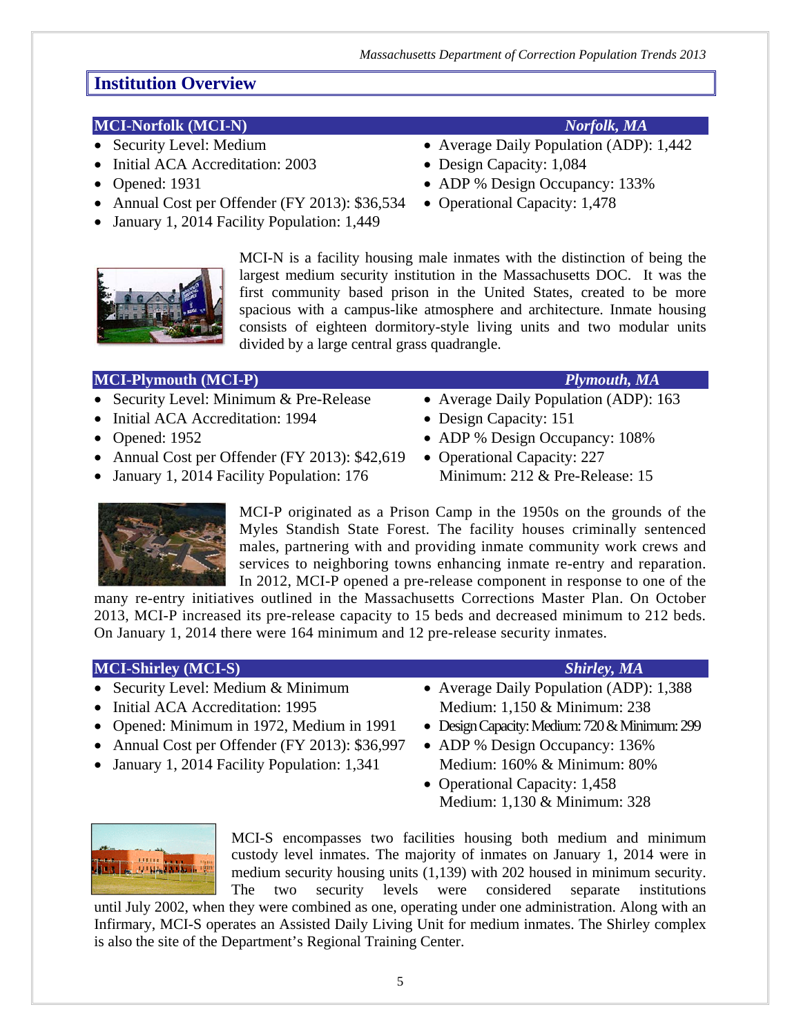## Institution Overview

### MCI-Norfolk (MCI-N) — *Norfolk, MA*

- Security Level: Medium
- Initial ACA Accreditation: 2003
- Opened: 1931
- Annual Cost per Offender (FY 2013): $36,534
- January 1, 2014 Facility Population: 1,449
- Average Daily Population (ADP): 1,442
- Design Capacity: 1,084
- ADP % Design Occupancy: 133%
- Operational Capacity: 1,478

MCI-N is a facility housing male inmates with the distinction of being the largest medium security institution in the Massachusetts DOC. It was the first community based prison in the United States, created to be more spacious with a campus-like atmosphere and architecture. Inmate housing consists of eighteen dormitory-style living units and two modular units divided by a large central grass quadrangle.

### MCI-Plymouth (MCI-P) — *Plymouth, MA*

- Security Level: Minimum & Pre-Release
- Initial ACA Accreditation: 1994
- Opened: 1952
- Annual Cost per Offender (FY 2013): $42,619
- January 1, 2014 Facility Population: 176
- Average Daily Population (ADP): 163
- Design Capacity: 151
- ADP % Design Occupancy: 108%
- Operational Capacity: 227
  Minimum: 212 & Pre-Release: 15

MCI-P originated as a Prison Camp in the 1950s on the grounds of the Myles Standish State Forest. The facility houses criminally sentenced males, partnering with and providing inmate community work crews and services to neighboring towns enhancing inmate re-entry and reparation. In 2012, MCI-P opened a pre-release component in response to one of the many re-entry initiatives outlined in the Massachusetts Corrections Master Plan. On October 2013, MCI-P increased its pre-release capacity to 15 beds and decreased minimum to 212 beds. On January 1, 2014 there were 164 minimum and 12 pre-release security inmates.

### MCI-Shirley (MCI-S) — *Shirley, MA*

- Security Level: Medium & Minimum
- Initial ACA Accreditation: 1995
- Opened: Minimum in 1972, Medium in 1991
- Annual Cost per Offender (FY 2013): $36,997
- January 1, 2014 Facility Population: 1,341
- Average Daily Population (ADP): 1,388
  Medium: 1,150 & Minimum: 238
- Design Capacity: Medium: 720 & Minimum: 299
- ADP % Design Occupancy: 136%
  Medium: 160% & Minimum: 80%
- Operational Capacity: 1,458
  Medium: 1,130 & Minimum: 328

MCI-S encompasses two facilities housing both medium and minimum custody level inmates. The majority of inmates on January 1, 2014 were in medium security housing units (1,139) with 202 housed in minimum security. The two security levels were considered separate institutions until July 2002, when they were combined as one, operating under one administration. Along with an Infirmary, MCI-S operates an Assisted Daily Living Unit for medium inmates. The Shirley complex is also the site of the Department's Regional Training Center.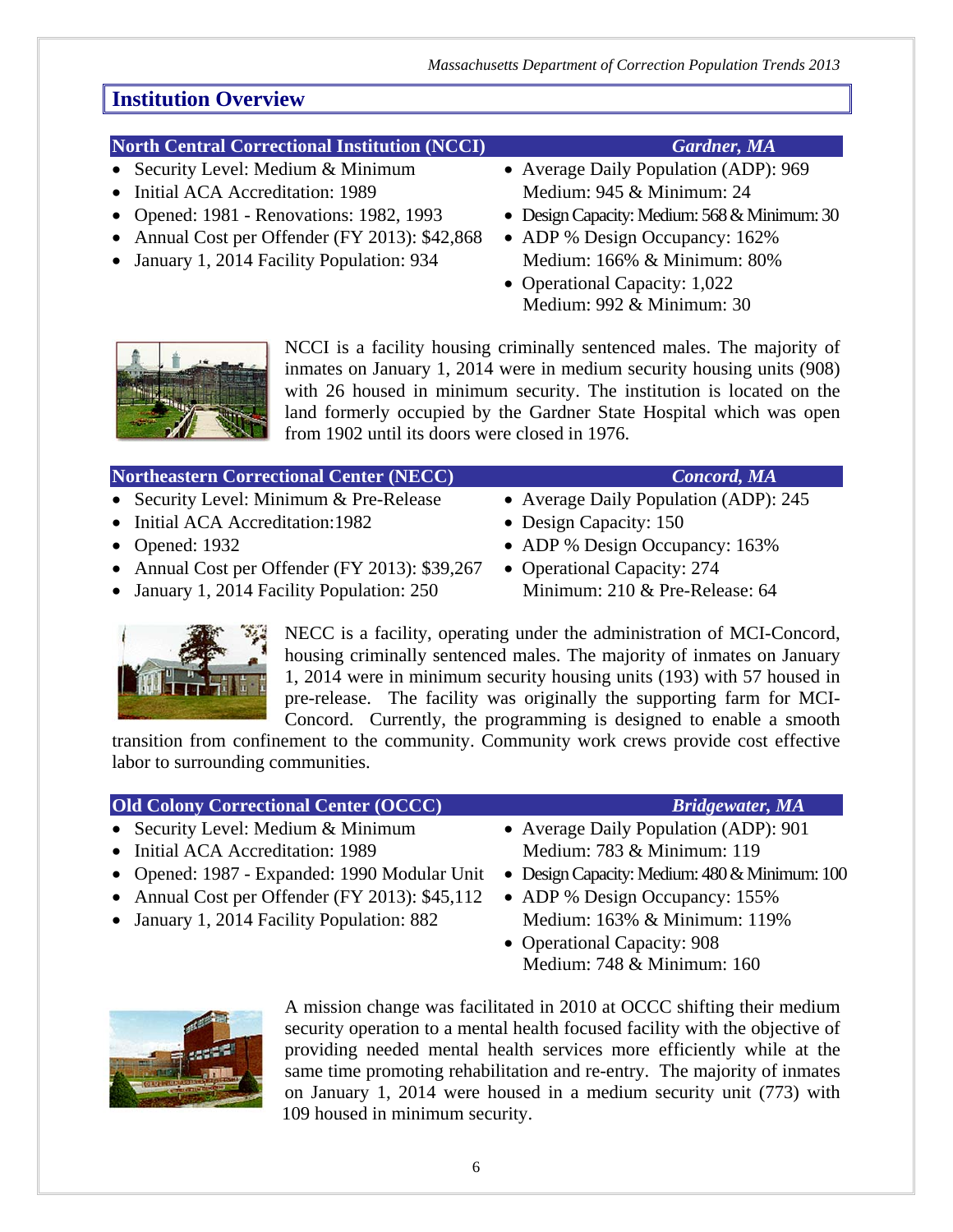## Institution Overview

### North Central Correctional Institution (NCCI) — *Gardner, MA*

- Security Level: Medium & Minimum
- Initial ACA Accreditation: 1989
- Opened: 1981 - Renovations: 1982, 1993
- Annual Cost per Offender (FY 2013): $42,868
- January 1, 2014 Facility Population: 934
- Average Daily Population (ADP): 969
  Medium: 945 & Minimum: 24
- Design Capacity: Medium: 568 & Minimum: 30
- ADP % Design Occupancy: 162%
  Medium: 166% & Minimum: 80%
- Operational Capacity: 1,022
  Medium: 992 & Minimum: 30

NCCI is a facility housing criminally sentenced males. The majority of inmates on January 1, 2014 were in medium security housing units (908) with 26 housed in minimum security. The institution is located on the land formerly occupied by the Gardner State Hospital which was open from 1902 until its doors were closed in 1976.

### Northeastern Correctional Center (NECC) — *Concord, MA*

- Security Level: Minimum & Pre-Release
- Initial ACA Accreditation:1982
- Opened: 1932
- Annual Cost per Offender (FY 2013): $39,267
- January 1, 2014 Facility Population: 250
- Average Daily Population (ADP): 245
- Design Capacity: 150
- ADP % Design Occupancy: 163%
- Operational Capacity: 274
  Minimum: 210 & Pre-Release: 64

NECC is a facility, operating under the administration of MCI-Concord, housing criminally sentenced males. The majority of inmates on January 1, 2014 were in minimum security housing units (193) with 57 housed in pre-release. The facility was originally the supporting farm for MCI-Concord. Currently, the programming is designed to enable a smooth transition from confinement to the community. Community work crews provide cost effective labor to surrounding communities.

### Old Colony Correctional Center (OCCC) — *Bridgewater, MA*

- Security Level: Medium & Minimum
- Initial ACA Accreditation: 1989
- Opened: 1987 - Expanded: 1990 Modular Unit
- Annual Cost per Offender (FY 2013): $45,112
- January 1, 2014 Facility Population: 882
- Average Daily Population (ADP): 901
  Medium: 783 & Minimum: 119
- Design Capacity: Medium: 480 & Minimum: 100
- ADP % Design Occupancy: 155%
  Medium: 163% & Minimum: 119%
- Operational Capacity: 908
  Medium: 748 & Minimum: 160

A mission change was facilitated in 2010 at OCCC shifting their medium security operation to a mental health focused facility with the objective of providing needed mental health services more efficiently while at the same time promoting rehabilitation and re-entry. The majority of inmates on January 1, 2014 were housed in a medium security unit (773) with 109 housed in minimum security.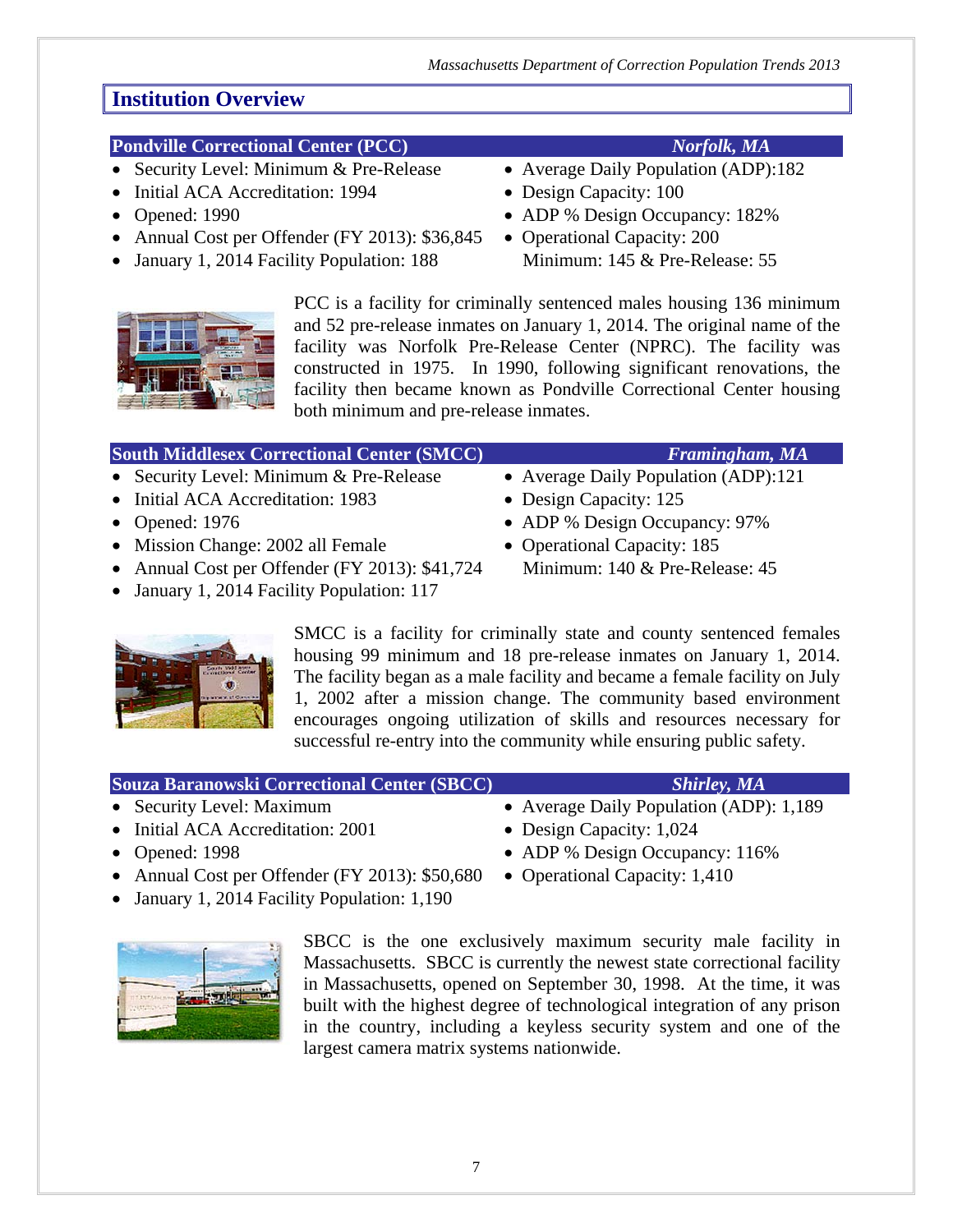## Institution Overview

### Pondville Correctional Center (PCC) — *Norfolk, MA*

- Security Level: Minimum & Pre-Release
- Initial ACA Accreditation: 1994
- Opened: 1990
- Annual Cost per Offender (FY 2013): $36,845
- January 1, 2014 Facility Population: 188
- Average Daily Population (ADP):182
- Design Capacity: 100
- ADP % Design Occupancy: 182%
- Operational Capacity: 200
  Minimum: 145 & Pre-Release: 55

PCC is a facility for criminally sentenced males housing 136 minimum and 52 pre-release inmates on January 1, 2014. The original name of the facility was Norfolk Pre-Release Center (NPRC). The facility was constructed in 1975. In 1990, following significant renovations, the facility then became known as Pondville Correctional Center housing both minimum and pre-release inmates.

### South Middlesex Correctional Center (SMCC) — *Framingham, MA*

- Security Level: Minimum & Pre-Release
- Initial ACA Accreditation: 1983
- Opened: 1976
- Mission Change: 2002 all Female
- Annual Cost per Offender (FY 2013): $41,724
- January 1, 2014 Facility Population: 117
- Average Daily Population (ADP):121
- Design Capacity: 125
- ADP % Design Occupancy: 97%
- Operational Capacity: 185
  Minimum: 140 & Pre-Release: 45

SMCC is a facility for criminally state and county sentenced females housing 99 minimum and 18 pre-release inmates on January 1, 2014. The facility began as a male facility and became a female facility on July 1, 2002 after a mission change. The community based environment encourages ongoing utilization of skills and resources necessary for successful re-entry into the community while ensuring public safety.

### Souza Baranowski Correctional Center (SBCC) — *Shirley, MA*

- Security Level: Maximum
- Initial ACA Accreditation: 2001
- Opened: 1998
- Annual Cost per Offender (FY 2013): $50,680
- January 1, 2014 Facility Population: 1,190
- Average Daily Population (ADP): 1,189
- Design Capacity: 1,024
- ADP % Design Occupancy: 116%
- Operational Capacity: 1,410

SBCC is the one exclusively maximum security male facility in Massachusetts. SBCC is currently the newest state correctional facility in Massachusetts, opened on September 30, 1998. At the time, it was built with the highest degree of technological integration of any prison in the country, including a keyless security system and one of the largest camera matrix systems nationwide.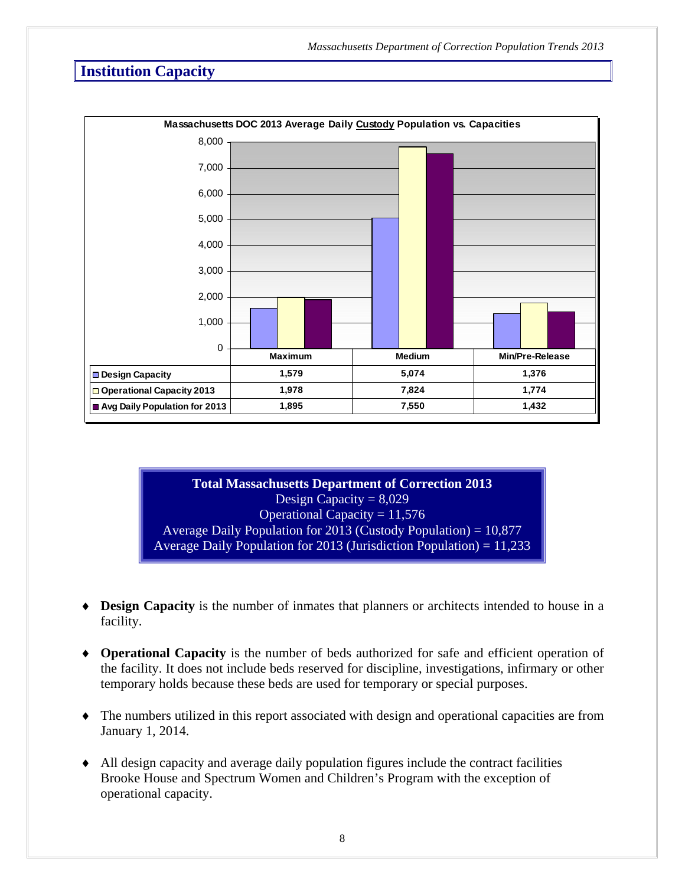## Institution Capacity

**Massachusetts DOC 2013 Average Daily Custody Population vs. Capacities**

| | Maximum | Medium | Min/Pre-Release |
|---|---|---|---|
| Design Capacity | 1,579 | 5,074 | 1,376 |
| Operational Capacity 2013 | 1,978 | 7,824 | 1,774 |
| Avg Daily Population for 2013 | 1,895 | 7,550 | 1,432 |

**Total Massachusetts Department of Correction 2013**
Design Capacity = 8,029
Operational Capacity = 11,576
Average Daily Population for 2013 (Custody Population) = 10,877
Average Daily Population for 2013 (Jurisdiction Population) = 11,233

- **Design Capacity** is the number of inmates that planners or architects intended to house in a facility.

- **Operational Capacity** is the number of beds authorized for safe and efficient operation of the facility. It does not include beds reserved for discipline, investigations, infirmary or other temporary holds because these beds are used for temporary or special purposes.

- The numbers utilized in this report associated with design and operational capacities are from January 1, 2014.

- All design capacity and average daily population figures include the contract facilities Brooke House and Spectrum Women and Children's Program with the exception of operational capacity.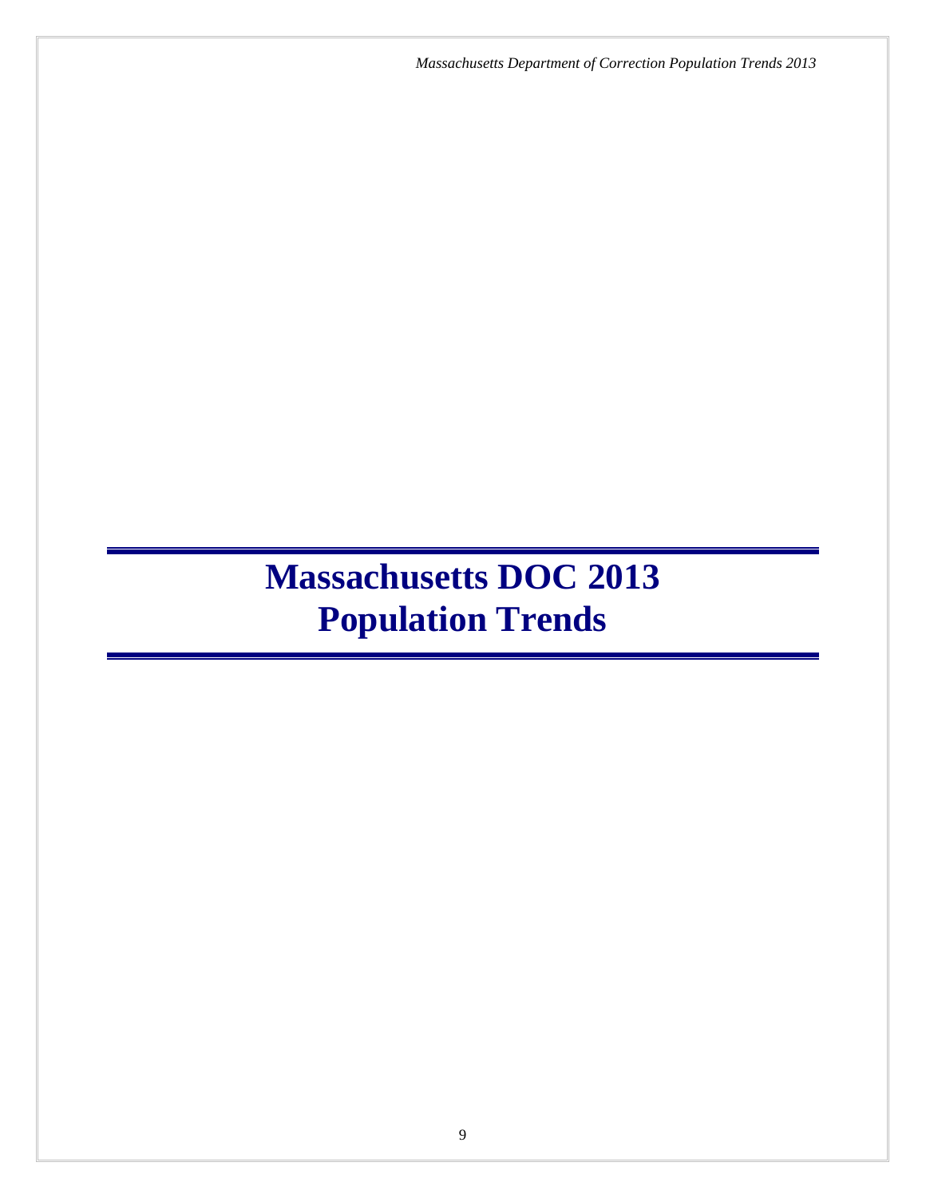# Massachusetts DOC 2013 Population Trends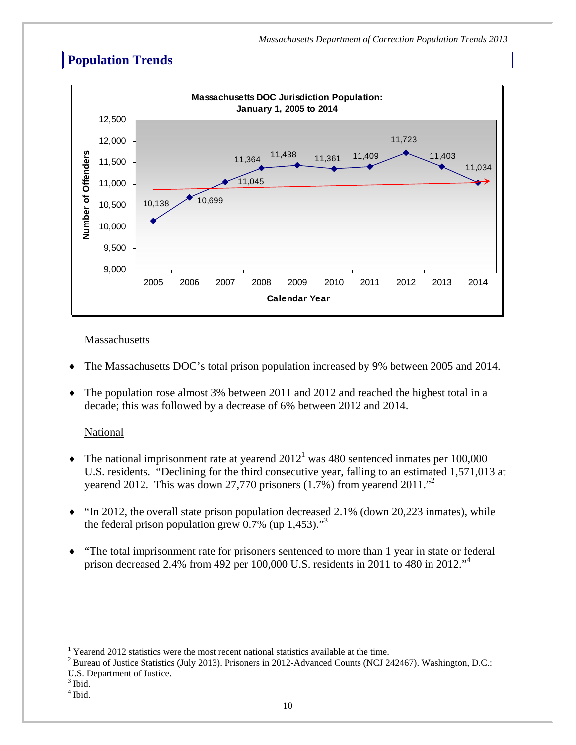## Population Trends

**Massachusetts DOC Jurisdiction Population: January 1, 2005 to 2014**

| Calendar Year | Number of Offenders |
|---|---|
| 2005 | 10,138 |
| 2006 | 10,699 |
| 2007 | 11,045 |
| 2008 | 11,364 |
| 2009 | 11,438 |
| 2010 | 11,361 |
| 2011 | 11,409 |
| 2012 | 11,723 |
| 2013 | 11,403 |
| 2014 | 11,034 |

Massachusetts

- The Massachusetts DOC's total prison population increased by 9% between 2005 and 2014.
- The population rose almost 3% between 2011 and 2012 and reached the highest total in a decade; this was followed by a decrease of 6% between 2012 and 2014.

National

- The national imprisonment rate at yearend 2012[1] was 480 sentenced inmates per 100,000 U.S. residents. "Declining for the third consecutive year, falling to an estimated 1,571,013 at yearend 2012. This was down 27,770 prisoners (1.7%) from yearend 2011."[2]
- "In 2012, the overall state prison population decreased 2.1% (down 20,223 inmates), while the federal prison population grew 0.7% (up 1,453)."[3]
- "The total imprisonment rate for prisoners sentenced to more than 1 year in state or federal prison decreased 2.4% from 492 per 100,000 U.S. residents in 2011 to 480 in 2012."[4]

---

[1] Yearend 2012 statistics were the most recent national statistics available at the time.
[2] Bureau of Justice Statistics (July 2013). Prisoners in 2012-Advanced Counts (NCJ 242467). Washington, D.C.: U.S. Department of Justice.
[3] Ibid.
[4] Ibid.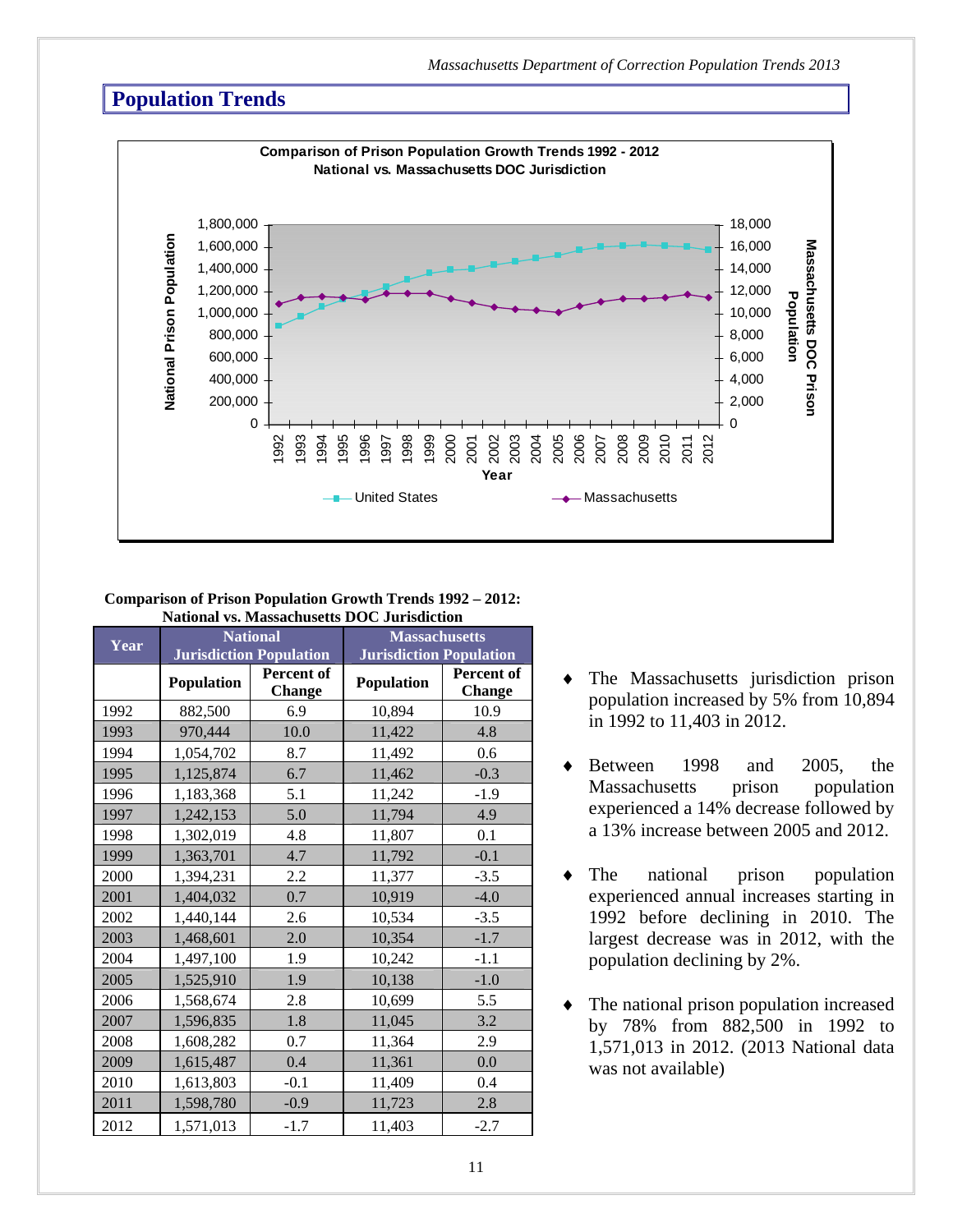## Population Trends

**Comparison of Prison Population Growth Trends 1992 – 2012: National vs. Massachusetts DOC Jurisdiction**

| Year | National Jurisdiction Population | | Massachusetts Jurisdiction Population | |
|---|---|---|---|---|
| | Population | Percent of Change | Population | Percent of Change |
| 1992 | 882,500 | 6.9 | 10,894 | 10.9 |
| 1993 | 970,444 | 10.0 | 11,422 | 4.8 |
| 1994 | 1,054,702 | 8.7 | 11,492 | 0.6 |
| 1995 | 1,125,874 | 6.7 | 11,462 | -0.3 |
| 1996 | 1,183,368 | 5.1 | 11,242 | -1.9 |
| 1997 | 1,242,153 | 5.0 | 11,794 | 4.9 |
| 1998 | 1,302,019 | 4.8 | 11,807 | 0.1 |
| 1999 | 1,363,701 | 4.7 | 11,792 | -0.1 |
| 2000 | 1,394,231 | 2.2 | 11,377 | -3.5 |
| 2001 | 1,404,032 | 0.7 | 10,919 | -4.0 |
| 2002 | 1,440,144 | 2.6 | 10,534 | -3.5 |
| 2003 | 1,468,601 | 2.0 | 10,354 | -1.7 |
| 2004 | 1,497,100 | 1.9 | 10,242 | -1.1 |
| 2005 | 1,525,910 | 1.9 | 10,138 | -1.0 |
| 2006 | 1,568,674 | 2.8 | 10,699 | 5.5 |
| 2007 | 1,596,835 | 1.8 | 11,045 | 3.2 |
| 2008 | 1,608,282 | 0.7 | 11,364 | 2.9 |
| 2009 | 1,615,487 | 0.4 | 11,361 | 0.0 |
| 2010 | 1,613,803 | -0.1 | 11,409 | 0.4 |
| 2011 | 1,598,780 | -0.9 | 11,723 | 2.8 |
| 2012 | 1,571,013 | -1.7 | 11,403 | -2.7 |

- The Massachusetts jurisdiction prison population increased by 5% from 10,894 in 1992 to 11,403 in 2012.
- Between 1998 and 2005, the Massachusetts prison population experienced a 14% decrease followed by a 13% increase between 2005 and 2012.
- The national prison population experienced annual increases starting in 1992 before declining in 2010. The largest decrease was in 2012, with the population declining by 2%.
- The national prison population increased by 78% from 882,500 in 1992 to 1,571,013 in 2012. (2013 National data was not available)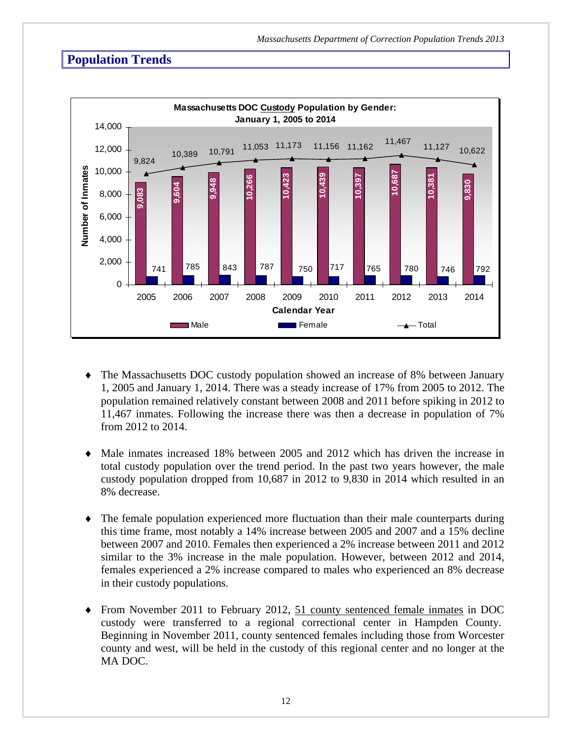## Population Trends

**Massachusetts DOC Custody Population by Gender: January 1, 2005 to 2014**

| Calendar Year | Male | Female | Total |
|---|---|---|---|
| 2005 | 9,083 | 741 | 9,824 |
| 2006 | 9,604 | 785 | 10,389 |
| 2007 | 9,948 | 843 | 10,791 |
| 2008 | 10,266 | 787 | 11,053 |
| 2009 | 10,423 | 750 | 11,173 |
| 2010 | 10,439 | 717 | 11,156 |
| 2011 | 10,397 | 765 | 11,162 |
| 2012 | 10,687 | 780 | 11,467 |
| 2013 | 10,381 | 746 | 11,127 |
| 2014 | 9,830 | 792 | 10,622 |

- The Massachusetts DOC custody population showed an increase of 8% between January 1, 2005 and January 1, 2014. There was a steady increase of 17% from 2005 to 2012. The population remained relatively constant between 2008 and 2011 before spiking in 2012 to 11,467 inmates. Following the increase there was then a decrease in population of 7% from 2012 to 2014.

- Male inmates increased 18% between 2005 and 2012 which has driven the increase in total custody population over the trend period. In the past two years however, the male custody population dropped from 10,687 in 2012 to 9,830 in 2014 which resulted in an 8% decrease.

- The female population experienced more fluctuation than their male counterparts during this time frame, most notably a 14% increase between 2005 and 2007 and a 15% decline between 2007 and 2010. Females then experienced a 2% increase between 2011 and 2012 similar to the 3% increase in the male population. However, between 2012 and 2014, females experienced a 2% increase compared to males who experienced an 8% decrease in their custody populations.

- From November 2011 to February 2012, 51 county sentenced female inmates in DOC custody were transferred to a regional correctional center in Hampden County. Beginning in November 2011, county sentenced females including those from Worcester county and west, will be held in the custody of this regional center and no longer at the MA DOC.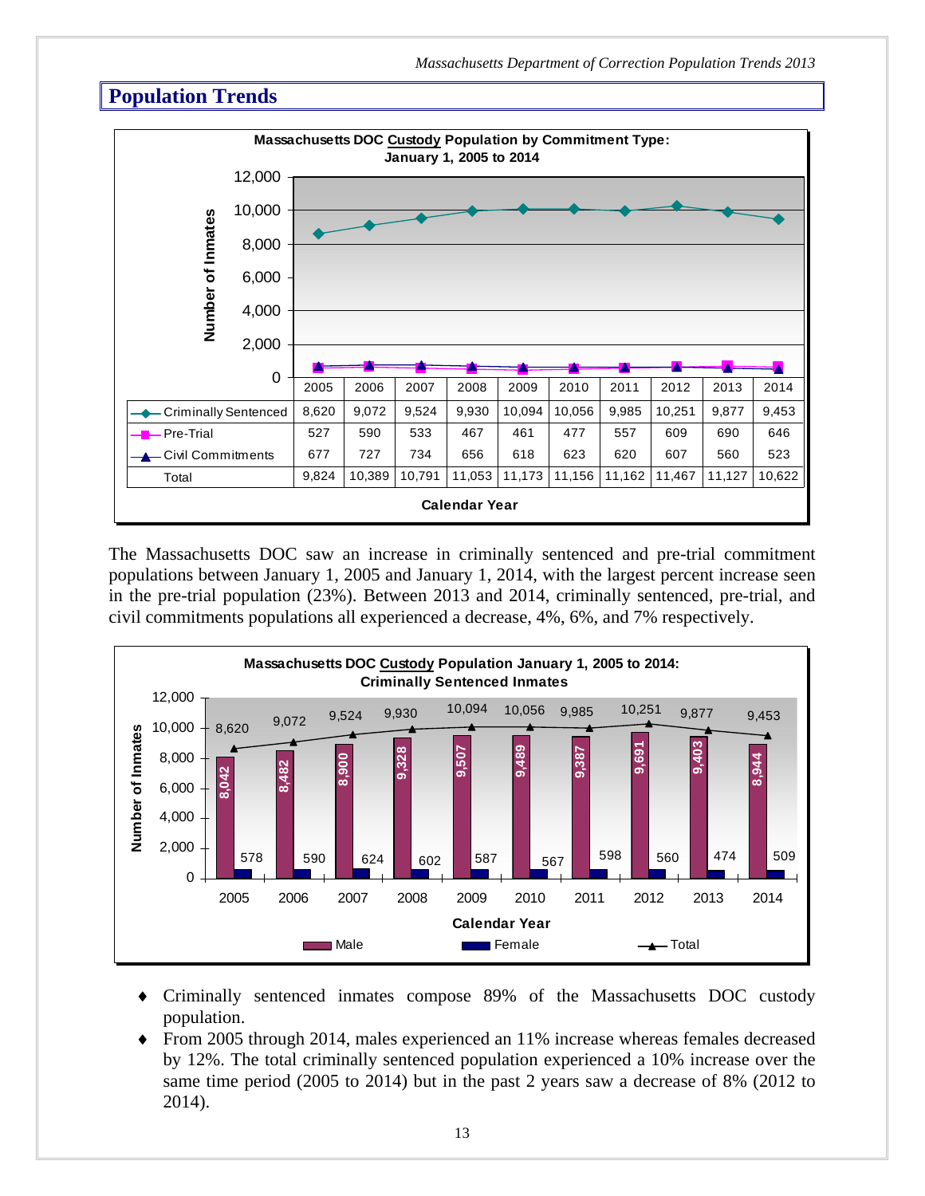## Population Trends

**Massachusetts DOC Custody Population by Commitment Type: January 1, 2005 to 2014**

| Calendar Year | 2005 | 2006 | 2007 | 2008 | 2009 | 2010 | 2011 | 2012 | 2013 | 2014 |
|---|---|---|---|---|---|---|---|---|---|---|
| Criminally Sentenced | 8,620 | 9,072 | 9,524 | 9,930 | 10,094 | 10,056 | 9,985 | 10,251 | 9,877 | 9,453 |
| Pre-Trial | 527 | 590 | 533 | 467 | 461 | 477 | 557 | 609 | 690 | 646 |
| Civil Commitments | 677 | 727 | 734 | 656 | 618 | 623 | 620 | 607 | 560 | 523 |
| Total | 9,824 | 10,389 | 10,791 | 11,053 | 11,173 | 11,156 | 11,162 | 11,467 | 11,127 | 10,622 |

The Massachusetts DOC saw an increase in criminally sentenced and pre-trial commitment populations between January 1, 2005 and January 1, 2014, with the largest percent increase seen in the pre-trial population (23%). Between 2013 and 2014, criminally sentenced, pre-trial, and civil commitments populations all experienced a decrease, 4%, 6%, and 7% respectively.

**Massachusetts DOC Custody Population January 1, 2005 to 2014: Criminally Sentenced Inmates**

| Calendar Year | 2005 | 2006 | 2007 | 2008 | 2009 | 2010 | 2011 | 2012 | 2013 | 2014 |
|---|---|---|---|---|---|---|---|---|---|---|
| Male | 8,042 | 8,482 | 8,900 | 9,328 | 9,507 | 9,489 | 9,387 | 9,691 | 9,403 | 8,944 |
| Female | 578 | 590 | 624 | 602 | 587 | 567 | 598 | 560 | 474 | 509 |
| Total | 8,620 | 9,072 | 9,524 | 9,930 | 10,094 | 10,056 | 9,985 | 10,251 | 9,877 | 9,453 |

- Criminally sentenced inmates compose 89% of the Massachusetts DOC custody population.
- From 2005 through 2014, males experienced an 11% increase whereas females decreased by 12%. The total criminally sentenced population experienced a 10% increase over the same time period (2005 to 2014) but in the past 2 years saw a decrease of 8% (2012 to 2014).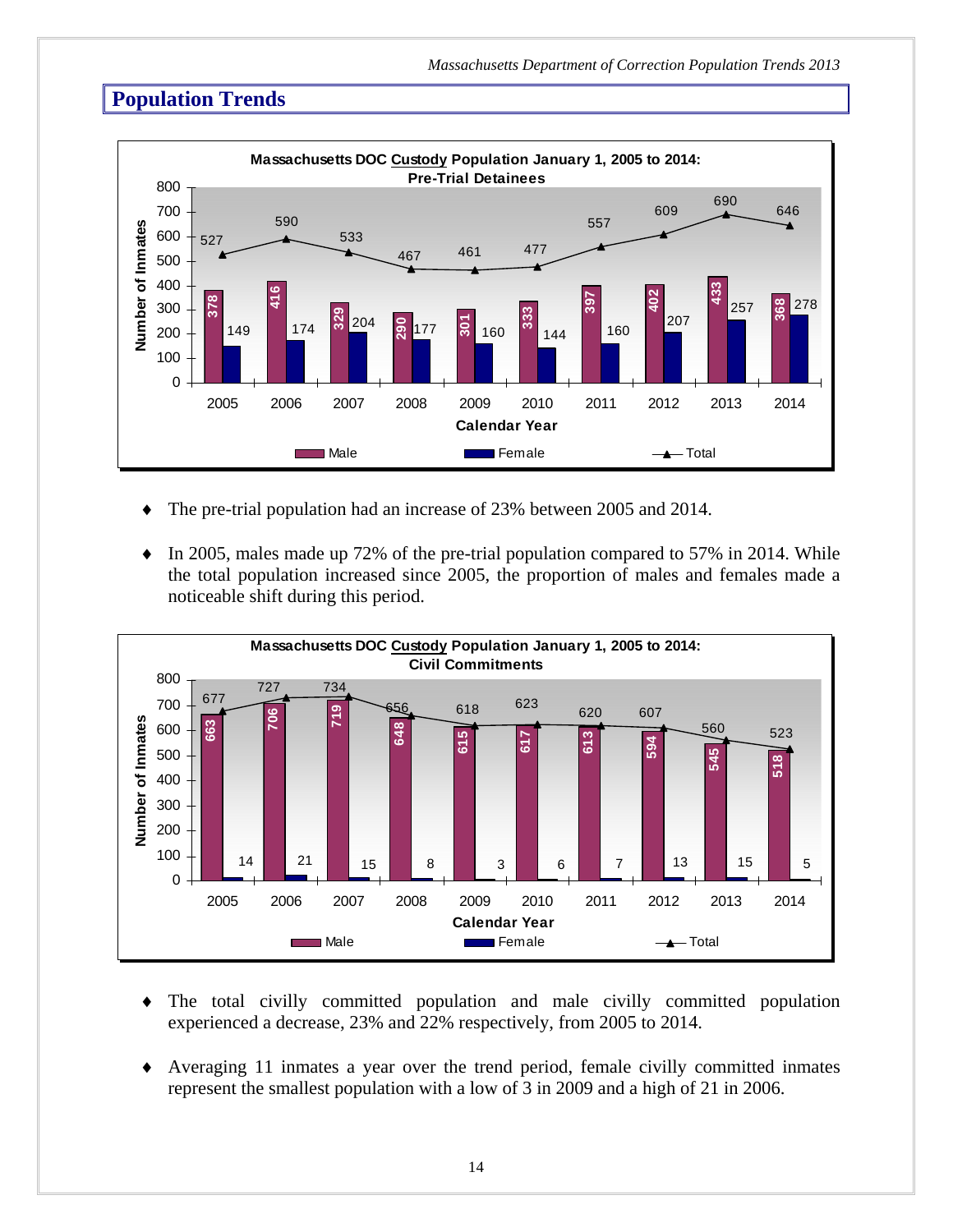## Population Trends

**Massachusetts DOC Custody Population January 1, 2005 to 2014: Pre-Trial Detainees**

| Calendar Year | Male | Female | Total |
|---|---|---|---|
| 2005 | 378 | 149 | 527 |
| 2006 | 416 | 174 | 590 |
| 2007 | 329 | 204 | 533 |
| 2008 | 290 | 177 | 467 |
| 2009 | 301 | 160 | 461 |
| 2010 | 333 | 144 | 477 |
| 2011 | 397 | 160 | 557 |
| 2012 | 402 | 207 | 609 |
| 2013 | 433 | 257 | 690 |
| 2014 | 368 | 278 | 646 |

- The pre-trial population had an increase of 23% between 2005 and 2014.
- In 2005, males made up 72% of the pre-trial population compared to 57% in 2014. While the total population increased since 2005, the proportion of males and females made a noticeable shift during this period.

**Massachusetts DOC Custody Population January 1, 2005 to 2014: Civil Commitments**

| Calendar Year | Male | Female | Total |
|---|---|---|---|
| 2005 | 663 | 14 | 677 |
| 2006 | 706 | 21 | 727 |
| 2007 | 719 | 15 | 734 |
| 2008 | 648 | 8 | 656 |
| 2009 | 615 | 3 | 618 |
| 2010 | 617 | 6 | 623 |
| 2011 | 613 | 7 | 620 |
| 2012 | 594 | 13 | 607 |
| 2013 | 545 | 15 | 560 |
| 2014 | 518 | 5 | 523 |

- The total civilly committed population and male civilly committed population experienced a decrease, 23% and 22% respectively, from 2005 to 2014.
- Averaging 11 inmates a year over the trend period, female civilly committed inmates represent the smallest population with a low of 3 in 2009 and a high of 21 in 2006.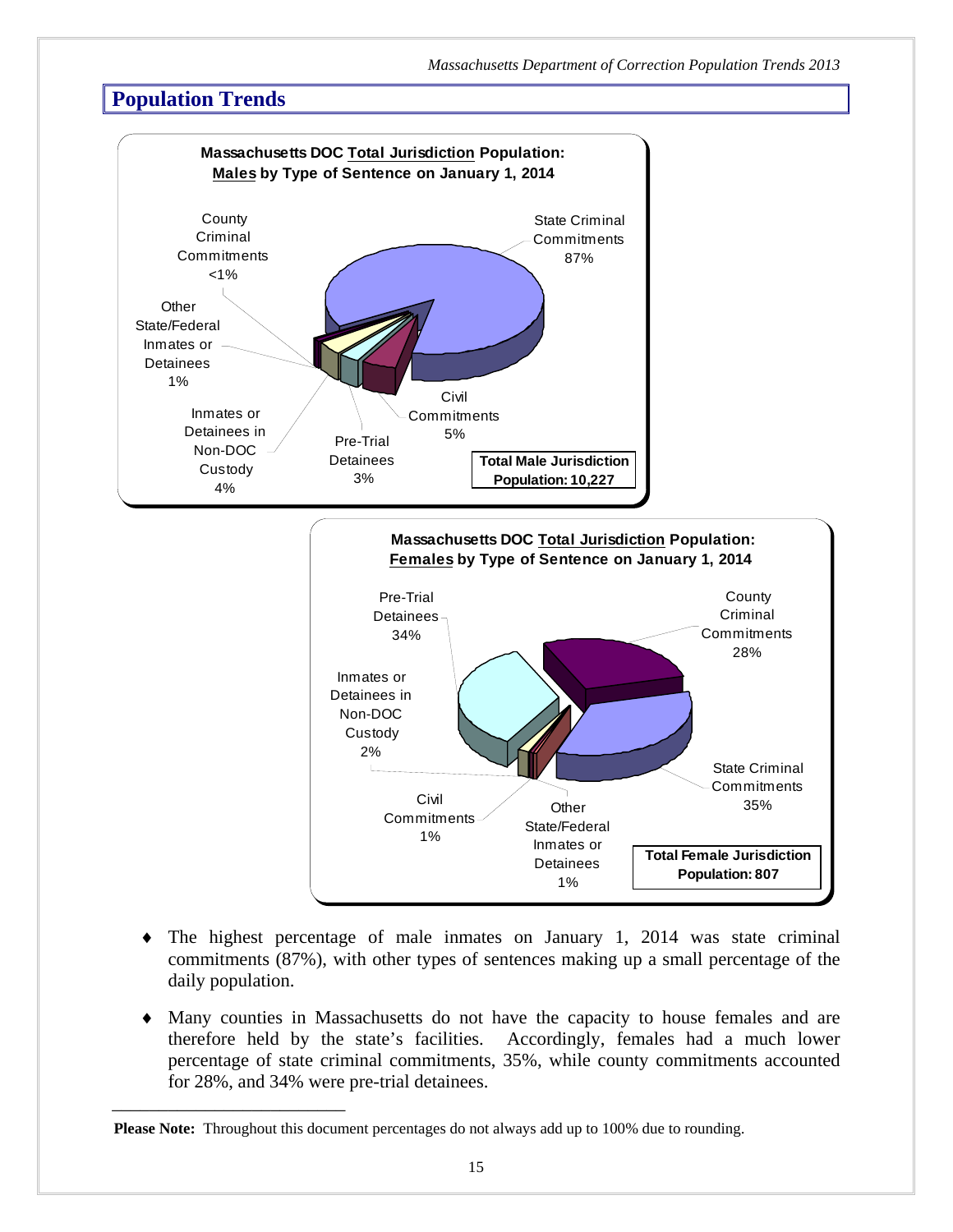## Population Trends

**Massachusetts DOC Total Jurisdiction Population: Males by Type of Sentence on January 1, 2014**

- State Criminal Commitments 87%
- Civil Commitments 5%
- Pre-Trial Detainees 3%
- Inmates or Detainees in Non-DOC Custody 4%
- Other State/Federal Inmates or Detainees 1%
- County Criminal Commitments <1%

**Total Male Jurisdiction Population: 10,227**

**Massachusetts DOC Total Jurisdiction Population: Females by Type of Sentence on January 1, 2014**

- County Criminal Commitments 28%
- State Criminal Commitments 35%
- Other State/Federal Inmates or Detainees 1%
- Civil Commitments 1%
- Inmates or Detainees in Non-DOC Custody 2%
- Pre-Trial Detainees 34%

**Total Female Jurisdiction Population: 807**

- The highest percentage of male inmates on January 1, 2014 was state criminal commitments (87%), with other types of sentences making up a small percentage of the daily population.
- Many counties in Massachusetts do not have the capacity to house females and are therefore held by the state's facilities. Accordingly, females had a much lower percentage of state criminal commitments, 35%, while county commitments accounted for 28%, and 34% were pre-trial detainees.

---

**Please Note:** Throughout this document percentages do not always add up to 100% due to rounding.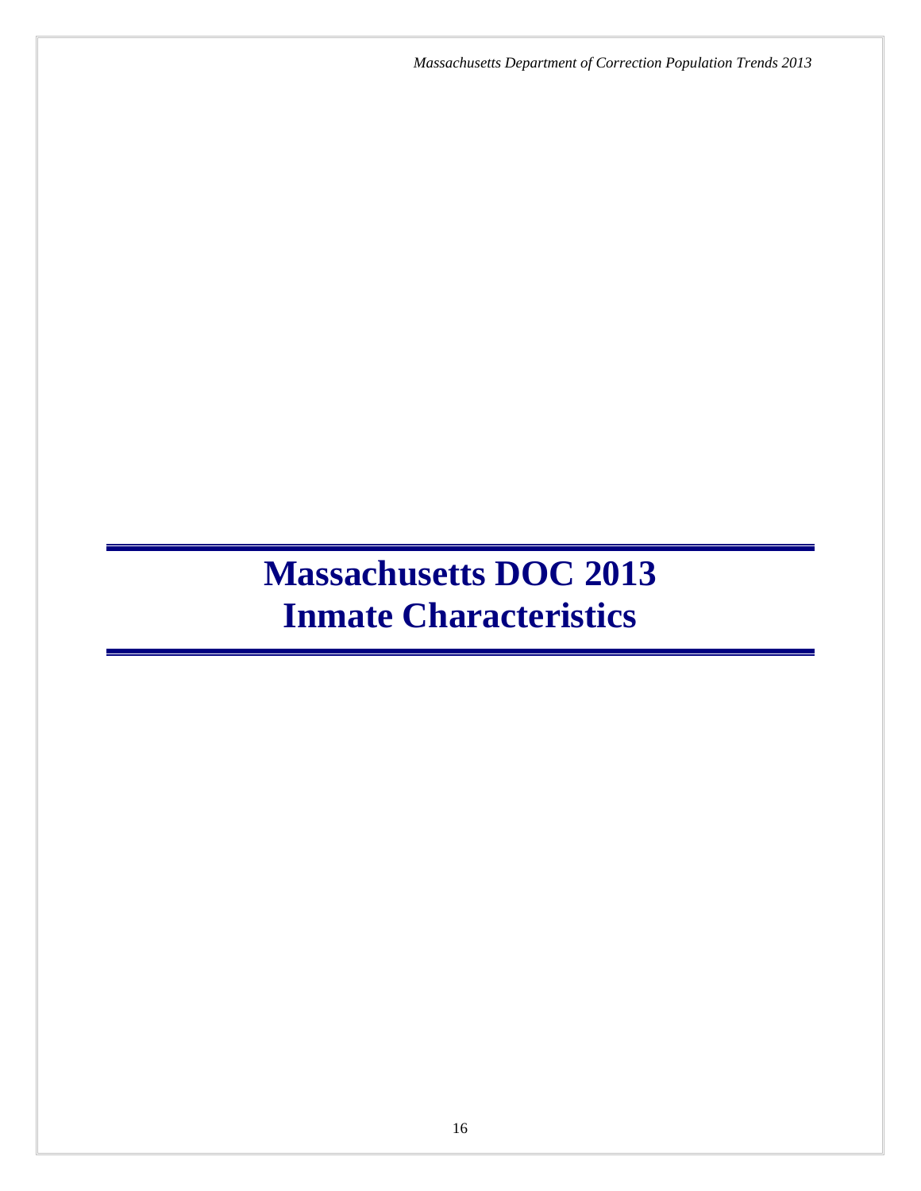# Massachusetts DOC 2013 Inmate Characteristics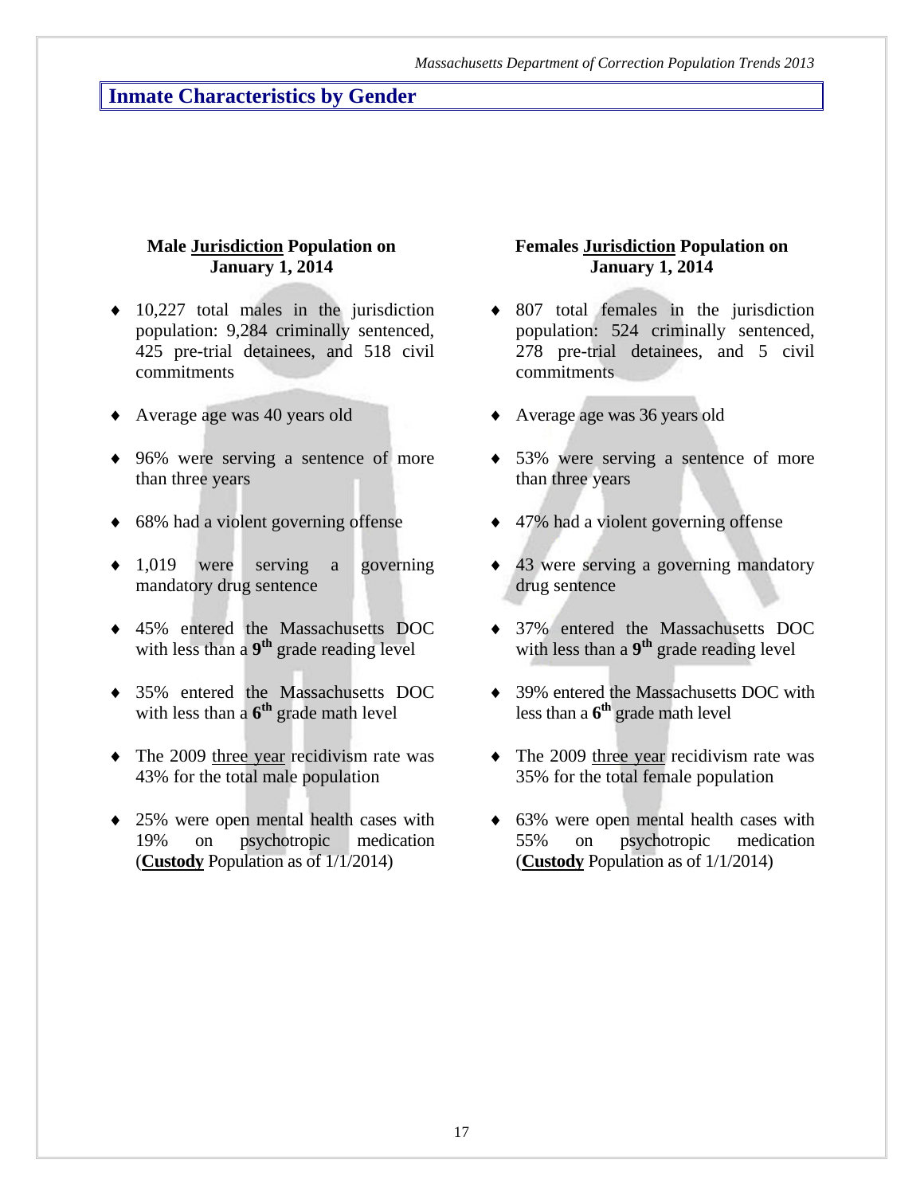## Inmate Characteristics by Gender

### Male <u>Jurisdiction</u> Population on January 1, 2014

- 10,227 total males in the jurisdiction population: 9,284 criminally sentenced, 425 pre-trial detainees, and 518 civil commitments
- Average age was 40 years old
- 96% were serving a sentence of more than three years
- 68% had a violent governing offense
- 1,019 were serving a governing mandatory drug sentence
- 45% entered the Massachusetts DOC with less than a **9th** grade reading level
- 35% entered the Massachusetts DOC with less than a **6th** grade math level
- The 2009 <u>three year</u> recidivism rate was 43% for the total male population
- 25% were open mental health cases with 19% on psychotropic medication (**<u>Custody</u>** Population as of 1/1/2014)

### Females <u>Jurisdiction</u> Population on January 1, 2014

- 807 total females in the jurisdiction population: 524 criminally sentenced, 278 pre-trial detainees, and 5 civil commitments
- Average age was 36 years old
- 53% were serving a sentence of more than three years
- 47% had a violent governing offense
- 43 were serving a governing mandatory drug sentence
- 37% entered the Massachusetts DOC with less than a **9th** grade reading level
- 39% entered the Massachusetts DOC with less than a **6th** grade math level
- The 2009 <u>three year</u> recidivism rate was 35% for the total female population
- 63% were open mental health cases with 55% on psychotropic medication (**<u>Custody</u>** Population as of 1/1/2014)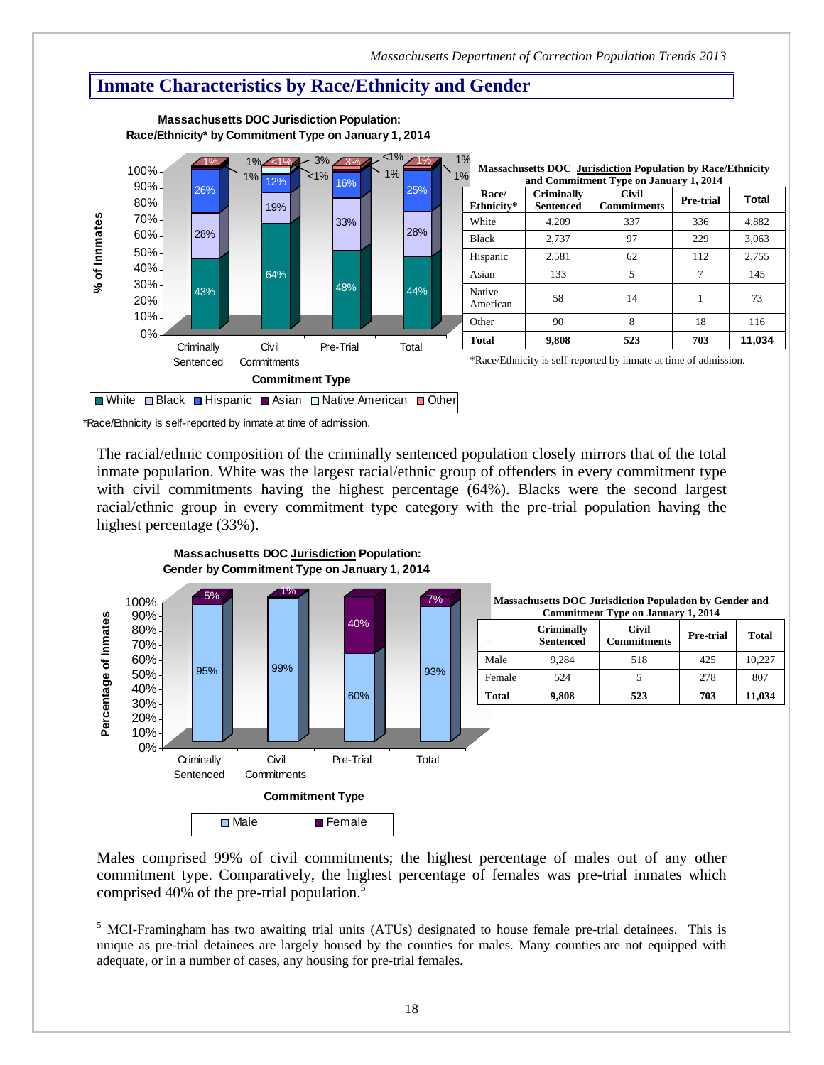## Inmate Characteristics by Race/Ethnicity and Gender

**Massachusetts DOC Jurisdiction Population: Race/Ethnicity* by Commitment Type on January 1, 2014**

| Commitment Type | White | Black | Hispanic | Asian | Native American | Other |
|---|---|---|---|---|---|---|
| Criminally Sentenced | 43% | 28% | 26% | 1% | 1% | 1% |
| Civil Commitments | 64% | 19% | 12% | 1% | 3% | <1% |
| Pre-Trial | 48% | 33% | 16% | 1% | <1% | <1% |
| Total | 44% | 28% | 25% | 1% | 1% | 1% |

*Race/Ethnicity is self-reported by inmate at time of admission.

**Massachusetts DOC Jurisdiction Population by Race/Ethnicity and Commitment Type on January 1, 2014**

| Race/ Ethnicity* | Criminally Sentenced | Civil Commitments | Pre-trial | Total |
|---|---|---|---|---|
| White | 4,209 | 337 | 336 | 4,882 |
| Black | 2,737 | 97 | 229 | 3,063 |
| Hispanic | 2,581 | 62 | 112 | 2,755 |
| Asian | 133 | 5 | 7 | 145 |
| Native American | 58 | 14 | 1 | 73 |
| Other | 90 | 8 | 18 | 116 |
| **Total** | **9,808** | **523** | **703** | **11,034** |

*Race/Ethnicity is self-reported by inmate at time of admission.

The racial/ethnic composition of the criminally sentenced population closely mirrors that of the total inmate population. White was the largest racial/ethnic group of offenders in every commitment type with civil commitments having the highest percentage (64%). Blacks were the second largest racial/ethnic group in every commitment type category with the pre-trial population having the highest percentage (33%).

**Massachusetts DOC Jurisdiction Population: Gender by Commitment Type on January 1, 2014**

| Commitment Type | Male | Female |
|---|---|---|
| Criminally Sentenced | 95% | 5% |
| Civil Commitments | 99% | 1% |
| Pre-Trial | 60% | 40% |
| Total | 93% | 7% |

**Massachusetts DOC Jurisdiction Population by Gender and Commitment Type on January 1, 2014**

| | Criminally Sentenced | Civil Commitments | Pre-trial | Total |
|---|---|---|---|---|
| Male | 9,284 | 518 | 425 | 10,227 |
| Female | 524 | 5 | 278 | 807 |
| **Total** | **9,808** | **523** | **703** | **11,034** |

Males comprised 99% of civil commitments; the highest percentage of males out of any other commitment type. Comparatively, the highest percentage of females was pre-trial inmates which comprised 40% of the pre-trial population.[5]

[5] MCI-Framingham has two awaiting trial units (ATUs) designated to house female pre-trial detainees. This is unique as pre-trial detainees are largely housed by the counties for males. Many counties are not equipped with adequate, or in a number of cases, any housing for pre-trial females.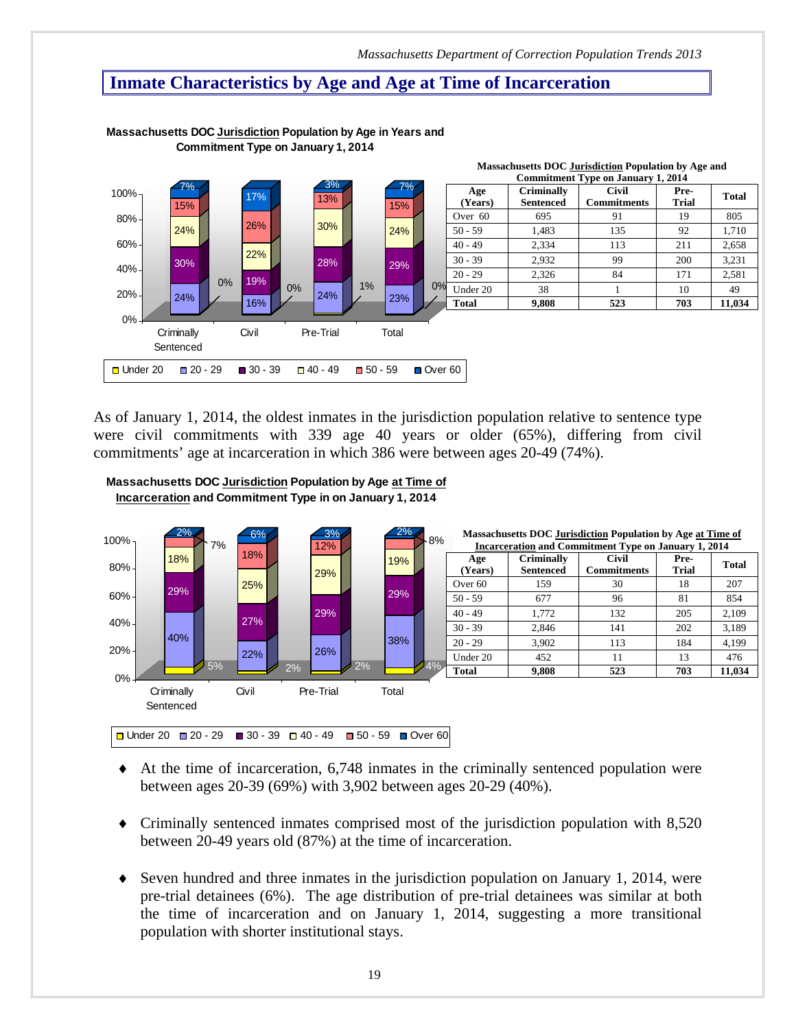## Inmate Characteristics by Age and Age at Time of Incarceration

**Massachusetts DOC Jurisdiction Population by Age in Years and Commitment Type on January 1, 2014**

| | Criminally Sentenced | Civil | Pre-Trial | Total |
|---|---|---|---|---|
| Under 20 | 0% | 0% | 1% | 0% |
| 20 - 29 | 24% | 16% | 24% | 23% |
| 30 - 39 | 30% | 19% | 28% | 29% |
| 40 - 49 | 24% | 22% | 30% | 24% |
| 50 - 59 | 15% | 26% | 13% | 15% |
| Over 60 | 7% | 17% | 3% | 7% |

**Massachusetts DOC Jurisdiction Population by Age and Commitment Type on January 1, 2014**

| Age (Years) | Criminally Sentenced | Civil Commitments | Pre-Trial | Total |
|---|---|---|---|---|
| Over 60 | 695 | 91 | 19 | 805 |
| 50 - 59 | 1,483 | 135 | 92 | 1,710 |
| 40 - 49 | 2,334 | 113 | 211 | 2,658 |
| 30 - 39 | 2,932 | 99 | 200 | 3,231 |
| 20 - 29 | 2,326 | 84 | 171 | 2,581 |
| Under 20 | 38 | 1 | 10 | 49 |
| **Total** | **9,808** | **523** | **703** | **11,034** |

As of January 1, 2014, the oldest inmates in the jurisdiction population relative to sentence type were civil commitments with 339 age 40 years or older (65%), differing from civil commitments' age at incarceration in which 386 were between ages 20-49 (74%).

**Massachusetts DOC Jurisdiction Population by Age at Time of Incarceration and Commitment Type in on January 1, 2014**

| | Criminally Sentenced | Civil | Pre-Trial | Total |
|---|---|---|---|---|
| Under 20 | 5% | 2% | 2% | 4% |
| 20 - 29 | 40% | 22% | 26% | 38% |
| 30 - 39 | 29% | 27% | 29% | 29% |
| 40 - 49 | 18% | 25% | 29% | 19% |
| 50 - 59 | 7% | 18% | 12% | 8% |
| Over 60 | 2% | 6% | 3% | 2% |

**Massachusetts DOC Jurisdiction Population by Age at Time of Incarceration and Commitment Type on January 1, 2014**

| Age (Years) | Criminally Sentenced | Civil Commitments | Pre-Trial | Total |
|---|---|---|---|---|
| Over 60 | 159 | 30 | 18 | 207 |
| 50 - 59 | 677 | 96 | 81 | 854 |
| 40 - 49 | 1,772 | 132 | 205 | 2,109 |
| 30 - 39 | 2,846 | 141 | 202 | 3,189 |
| 20 - 29 | 3,902 | 113 | 184 | 4,199 |
| Under 20 | 452 | 11 | 13 | 476 |
| **Total** | **9,808** | **523** | **703** | **11,034** |

- At the time of incarceration, 6,748 inmates in the criminally sentenced population were between ages 20-39 (69%) with 3,902 between ages 20-29 (40%).

- Criminally sentenced inmates comprised most of the jurisdiction population with 8,520 between 20-49 years old (87%) at the time of incarceration.

- Seven hundred and three inmates in the jurisdiction population on January 1, 2014, were pre-trial detainees (6%). The age distribution of pre-trial detainees was similar at both the time of incarceration and on January 1, 2014, suggesting a more transitional population with shorter institutional stays.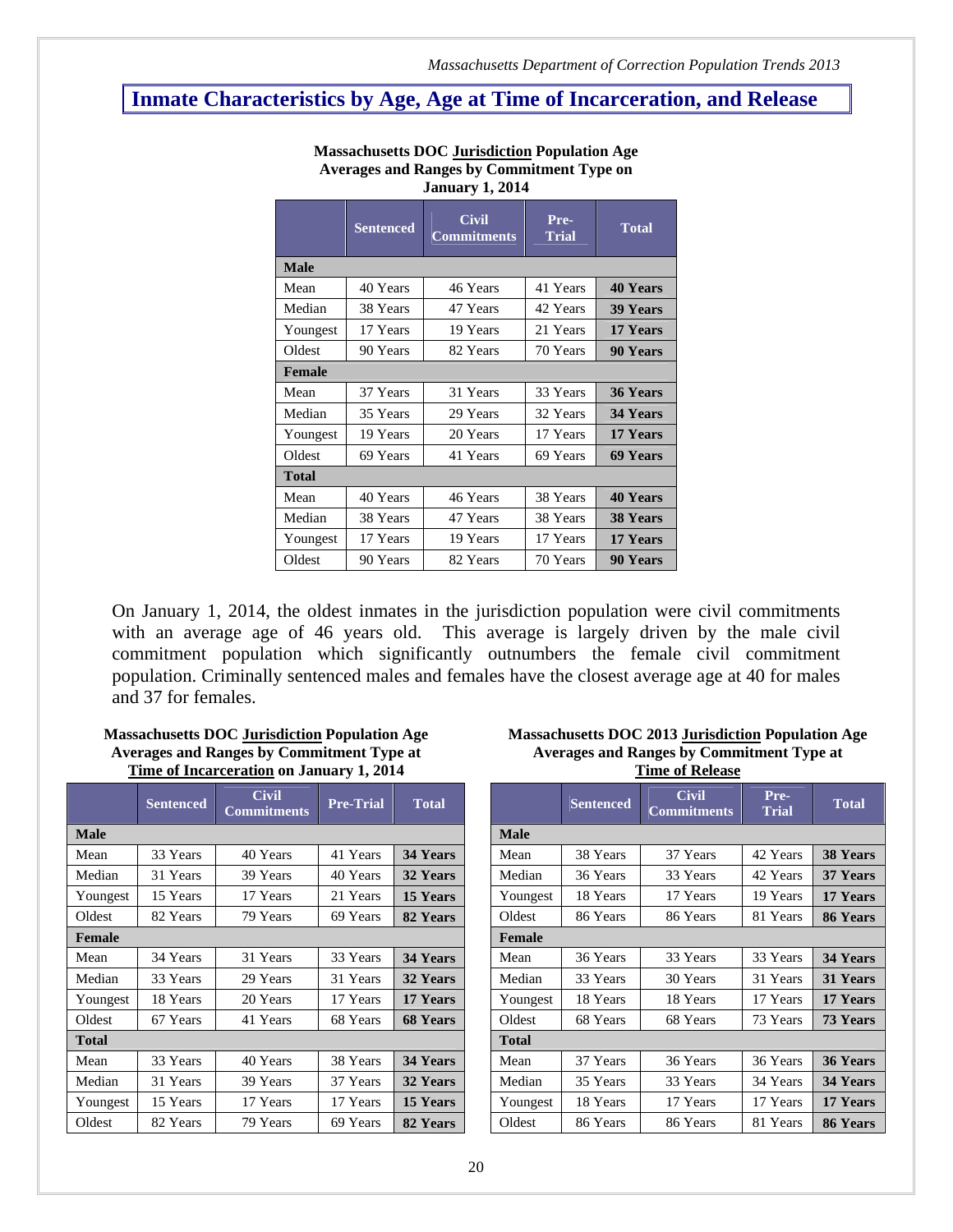## Inmate Characteristics by Age, Age at Time of Incarceration, and Release

**Massachusetts DOC Jurisdiction Population Age Averages and Ranges by Commitment Type on January 1, 2014**

| | Sentenced | Civil Commitments | Pre-Trial | Total |
|---|---|---|---|---|
| **Male** | | | | |
| Mean | 40 Years | 46 Years | 41 Years | **40 Years** |
| Median | 38 Years | 47 Years | 42 Years | **39 Years** |
| Youngest | 17 Years | 19 Years | 21 Years | **17 Years** |
| Oldest | 90 Years | 82 Years | 70 Years | **90 Years** |
| **Female** | | | | |
| Mean | 37 Years | 31 Years | 33 Years | **36 Years** |
| Median | 35 Years | 29 Years | 32 Years | **34 Years** |
| Youngest | 19 Years | 20 Years | 17 Years | **17 Years** |
| Oldest | 69 Years | 41 Years | 69 Years | **69 Years** |
| **Total** | | | | |
| Mean | 40 Years | 46 Years | 38 Years | **40 Years** |
| Median | 38 Years | 47 Years | 38 Years | **38 Years** |
| Youngest | 17 Years | 19 Years | 17 Years | **17 Years** |
| Oldest | 90 Years | 82 Years | 70 Years | **90 Years** |

On January 1, 2014, the oldest inmates in the jurisdiction population were civil commitments with an average age of 46 years old. This average is largely driven by the male civil commitment population which significantly outnumbers the female civil commitment population. Criminally sentenced males and females have the closest average age at 40 for males and 37 for females.

**Massachusetts DOC Jurisdiction Population Age Averages and Ranges by Commitment Type at Time of Incarceration on January 1, 2014**

| | Sentenced | Civil Commitments | Pre-Trial | Total |
|---|---|---|---|---|
| **Male** | | | | |
| Mean | 33 Years | 40 Years | 41 Years | **34 Years** |
| Median | 31 Years | 39 Years | 40 Years | **32 Years** |
| Youngest | 15 Years | 17 Years | 21 Years | **15 Years** |
| Oldest | 82 Years | 79 Years | 69 Years | **82 Years** |
| **Female** | | | | |
| Mean | 34 Years | 31 Years | 33 Years | **34 Years** |
| Median | 33 Years | 29 Years | 31 Years | **32 Years** |
| Youngest | 18 Years | 20 Years | 17 Years | **17 Years** |
| Oldest | 67 Years | 41 Years | 68 Years | **68 Years** |
| **Total** | | | | |
| Mean | 33 Years | 40 Years | 38 Years | **34 Years** |
| Median | 31 Years | 39 Years | 37 Years | **32 Years** |
| Youngest | 15 Years | 17 Years | 17 Years | **15 Years** |
| Oldest | 82 Years | 79 Years | 69 Years | **82 Years** |

**Massachusetts DOC 2013 Jurisdiction Population Age Averages and Ranges by Commitment Type at Time of Release**

| | Sentenced | Civil Commitments | Pre-Trial | Total |
|---|---|---|---|---|
| **Male** | | | | |
| Mean | 38 Years | 37 Years | 42 Years | **38 Years** |
| Median | 36 Years | 33 Years | 42 Years | **37 Years** |
| Youngest | 18 Years | 17 Years | 19 Years | **17 Years** |
| Oldest | 86 Years | 86 Years | 81 Years | **86 Years** |
| **Female** | | | | |
| Mean | 36 Years | 33 Years | 33 Years | **34 Years** |
| Median | 33 Years | 30 Years | 31 Years | **31 Years** |
| Youngest | 18 Years | 18 Years | 17 Years | **17 Years** |
| Oldest | 68 Years | 68 Years | 73 Years | **73 Years** |
| **Total** | | | | |
| Mean | 37 Years | 36 Years | 36 Years | **36 Years** |
| Median | 35 Years | 33 Years | 34 Years | **34 Years** |
| Youngest | 18 Years | 17 Years | 17 Years | **17 Years** |
| Oldest | 86 Years | 86 Years | 81 Years | **86 Years** |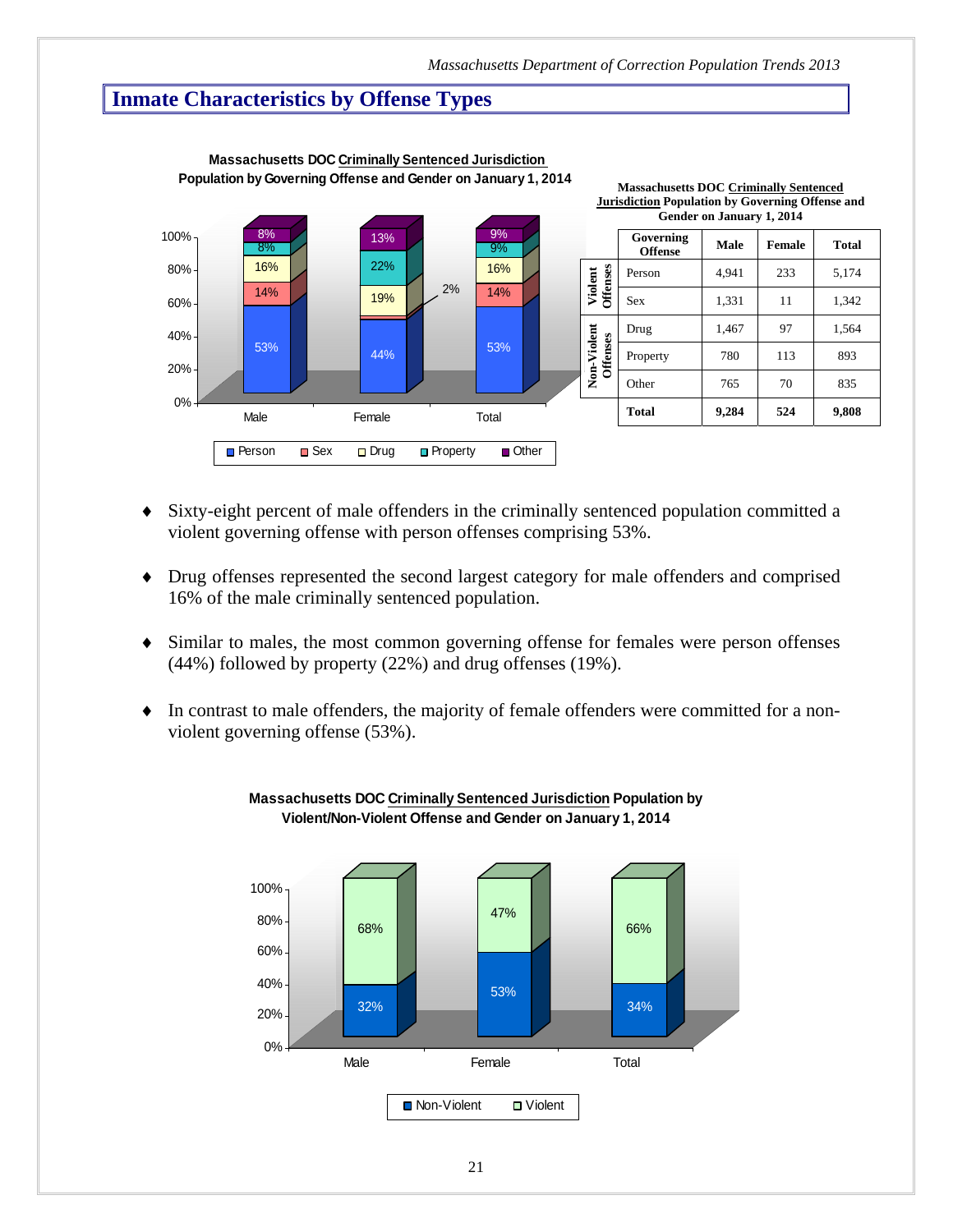# Inmate Characteristics by Offense Types

**Massachusetts DOC Criminally Sentenced Jurisdiction Population by Governing Offense and Gender on January 1, 2014**

| Governing Offense | | Male | Female | Total |
|---|---|---|---|---|
| Violent Offenses | Person | 4,941 | 233 | 5,174 |
| | Sex | 1,331 | 11 | 1,342 |
| Non-Violent Offenses | Drug | 1,467 | 97 | 1,564 |
| | Property | 780 | 113 | 893 |
| | Other | 765 | 70 | 835 |
| **Total** | | **9,284** | **524** | **9,808** |

- Sixty-eight percent of male offenders in the criminally sentenced population committed a violent governing offense with person offenses comprising 53%.
- Drug offenses represented the second largest category for male offenders and comprised 16% of the male criminally sentenced population.
- Similar to males, the most common governing offense for females were person offenses (44%) followed by property (22%) and drug offenses (19%).
- In contrast to male offenders, the majority of female offenders were committed for a non-violent governing offense (53%).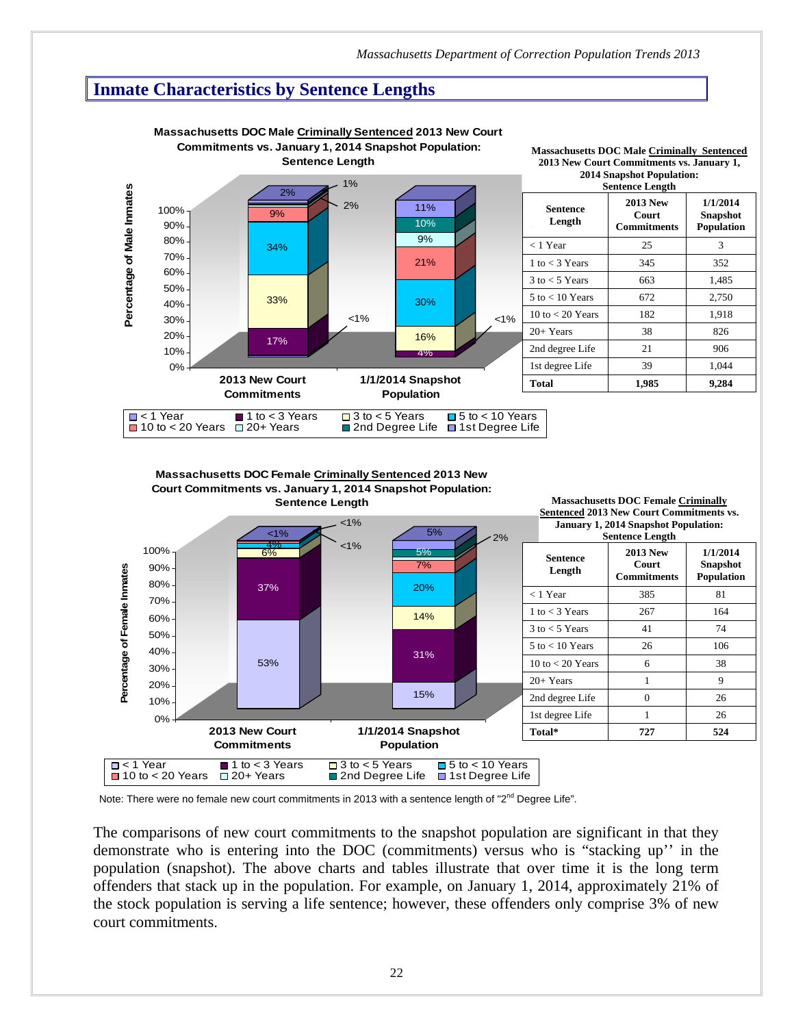## Inmate Characteristics by Sentence Lengths

**Massachusetts DOC Male Criminally Sentenced 2013 New Court Commitments vs. January 1, 2014 Snapshot Population: Sentence Length**

| Sentence Length | 2013 New Court Commitments | 1/1/2014 Snapshot Population |
|---|---|---|
| < 1 Year | 25 | 3 |
| 1 to < 3 Years | 345 | 352 |
| 3 to < 5 Years | 663 | 1,485 |
| 5 to < 10 Years | 672 | 2,750 |
| 10 to < 20 Years | 182 | 1,918 |
| 20+ Years | 38 | 826 |
| 2nd degree Life | 21 | 906 |
| 1st degree Life | 39 | 1,044 |
| **Total** | **1,985** | **9,284** |

**Massachusetts DOC Female Criminally Sentenced 2013 New Court Commitments vs. January 1, 2014 Snapshot Population: Sentence Length**

| Sentence Length | 2013 New Court Commitments | 1/1/2014 Snapshot Population |
|---|---|---|
| < 1 Year | 385 | 81 |
| 1 to < 3 Years | 267 | 164 |
| 3 to < 5 Years | 41 | 74 |
| 5 to < 10 Years | 26 | 106 |
| 10 to < 20 Years | 6 | 38 |
| 20+ Years | 1 | 9 |
| 2nd degree Life | 0 | 26 |
| 1st degree Life | 1 | 26 |
| **Total*** | **727** | **524** |

Note: There were no female new court commitments in 2013 with a sentence length of "2nd Degree Life".

The comparisons of new court commitments to the snapshot population are significant in that they demonstrate who is entering into the DOC (commitments) versus who is "stacking up'' in the population (snapshot). The above charts and tables illustrate that over time it is the long term offenders that stack up in the population. For example, on January 1, 2014, approximately 21% of the stock population is serving a life sentence; however, these offenders only comprise 3% of new court commitments.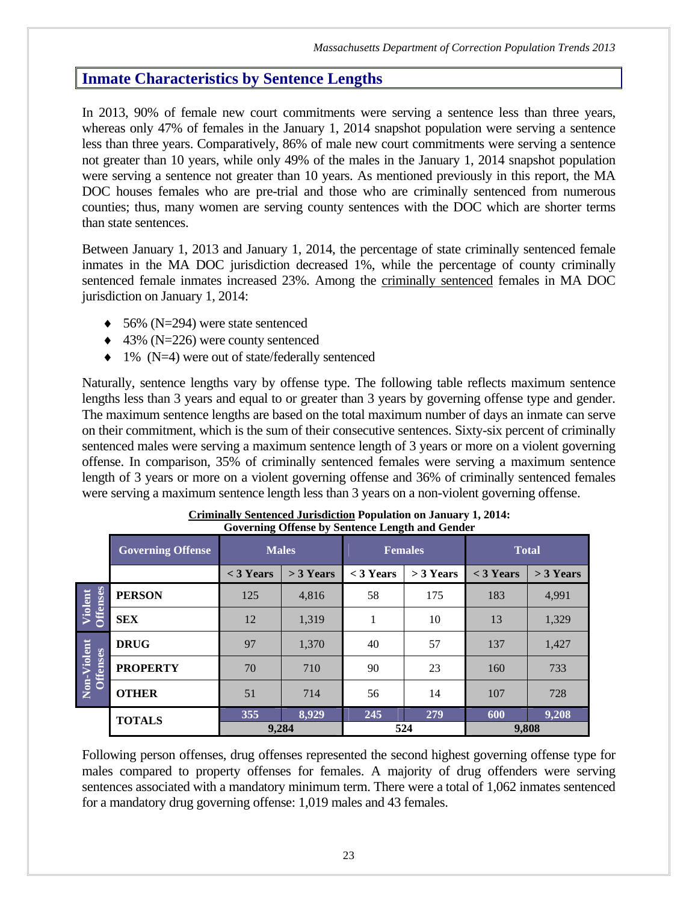## Inmate Characteristics by Sentence Lengths

In 2013, 90% of female new court commitments were serving a sentence less than three years, whereas only 47% of females in the January 1, 2014 snapshot population were serving a sentence less than three years. Comparatively, 86% of male new court commitments were serving a sentence not greater than 10 years, while only 49% of the males in the January 1, 2014 snapshot population were serving a sentence not greater than 10 years. As mentioned previously in this report, the MA DOC houses females who are pre-trial and those who are criminally sentenced from numerous counties; thus, many women are serving county sentences with the DOC which are shorter terms than state sentences.

Between January 1, 2013 and January 1, 2014, the percentage of state criminally sentenced female inmates in the MA DOC jurisdiction decreased 1%, while the percentage of county criminally sentenced female inmates increased 23%. Among the criminally sentenced females in MA DOC jurisdiction on January 1, 2014:

- 56% (N=294) were state sentenced
- 43% (N=226) were county sentenced
- 1% (N=4) were out of state/federally sentenced

Naturally, sentence lengths vary by offense type. The following table reflects maximum sentence lengths less than 3 years and equal to or greater than 3 years by governing offense type and gender. The maximum sentence lengths are based on the total maximum number of days an inmate can serve on their commitment, which is the sum of their consecutive sentences. Sixty-six percent of criminally sentenced males were serving a maximum sentence length of 3 years or more on a violent governing offense. In comparison, 35% of criminally sentenced females were serving a maximum sentence length of 3 years or more on a violent governing offense and 36% of criminally sentenced females were serving a maximum sentence length less than 3 years on a non-violent governing offense.

**Criminally Sentenced Jurisdiction Population on January 1, 2014: Governing Offense by Sentence Length and Gender**

| | Governing Offense | Males | | Females | | Total | |
|---|---|---|---|---|---|---|---|
| | | < 3 Years | > 3 Years | < 3 Years | > 3 Years | < 3 Years | > 3 Years |
| Violent Offenses | PERSON | 125 | 4,816 | 58 | 175 | 183 | 4,991 |
| | SEX | 12 | 1,319 | 1 | 10 | 13 | 1,329 |
| Non-Violent Offenses | DRUG | 97 | 1,370 | 40 | 57 | 137 | 1,427 |
| | PROPERTY | 70 | 710 | 90 | 23 | 160 | 733 |
| | OTHER | 51 | 714 | 56 | 14 | 107 | 728 |
| | TOTALS | 355 | 8,929 | 245 | 279 | 600 | 9,208 |
| | | 9,284 | | 524 | | 9,808 | |

Following person offenses, drug offenses represented the second highest governing offense type for males compared to property offenses for females. A majority of drug offenders were serving sentences associated with a mandatory minimum term. There were a total of 1,062 inmates sentenced for a mandatory drug governing offense: 1,019 males and 43 females.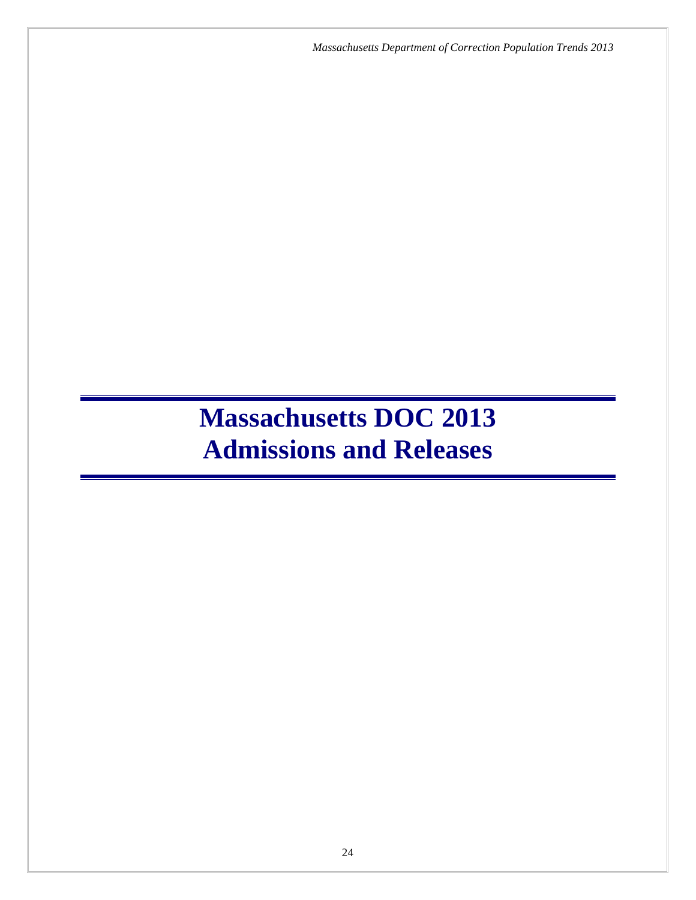# Massachusetts DOC 2013 Admissions and Releases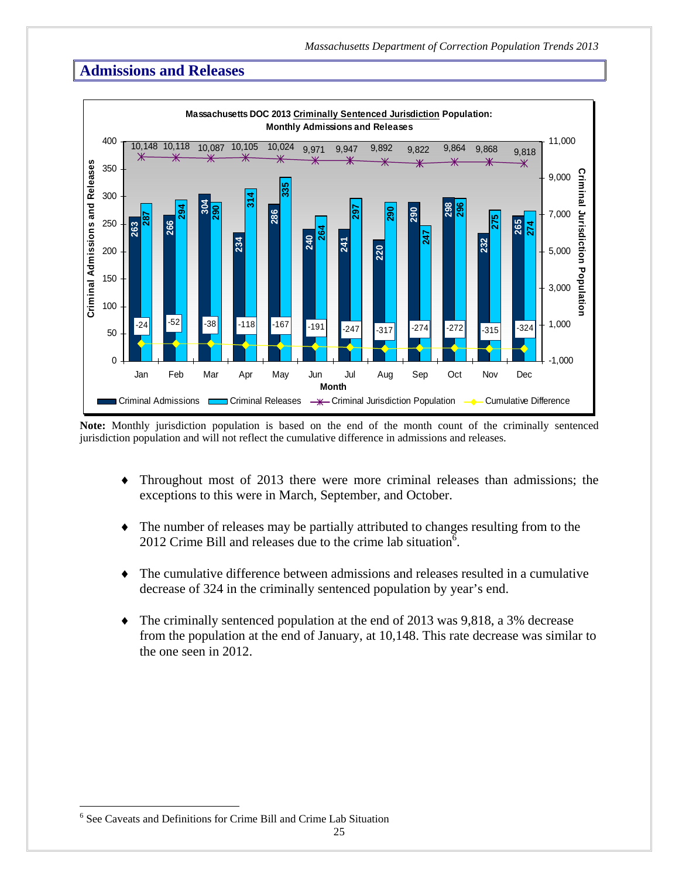## Admissions and Releases

**Massachusetts DOC 2013 Criminally Sentenced Jurisdiction Population: Monthly Admissions and Releases**

| Month | Criminal Admissions | Criminal Releases | Criminal Jurisdiction Population | Cumulative Difference |
|---|---|---|---|---|
| Jan | 263 | 287 | 10,148 | -24 |
| Feb | 266 | 294 | 10,118 | -52 |
| Mar | 304 | 290 | 10,087 | -38 |
| Apr | 234 | 314 | 10,105 | -118 |
| May | 286 | 335 | 10,024 | -167 |
| Jun | 240 | 264 | 9,971 | -191 |
| Jul | 241 | 297 | 9,947 | -247 |
| Aug | 220 | 290 | 9,892 | -317 |
| Sep | 290 | 247 | 9,822 | -274 |
| Oct | 298 | 296 | 9,864 | -272 |
| Nov | 232 | 275 | 9,868 | -315 |
| Dec | 265 | 274 | 9,818 | -324 |

**Note:** Monthly jurisdiction population is based on the end of the month count of the criminally sentenced jurisdiction population and will not reflect the cumulative difference in admissions and releases.

- Throughout most of 2013 there were more criminal releases than admissions; the exceptions to this were in March, September, and October.
- The number of releases may be partially attributed to changes resulting from to the 2012 Crime Bill and releases due to the crime lab situation[6].
- The cumulative difference between admissions and releases resulted in a cumulative decrease of 324 in the criminally sentenced population by year's end.
- The criminally sentenced population at the end of 2013 was 9,818, a 3% decrease from the population at the end of January, at 10,148. This rate decrease was similar to the one seen in 2012.

[6] See Caveats and Definitions for Crime Bill and Crime Lab Situation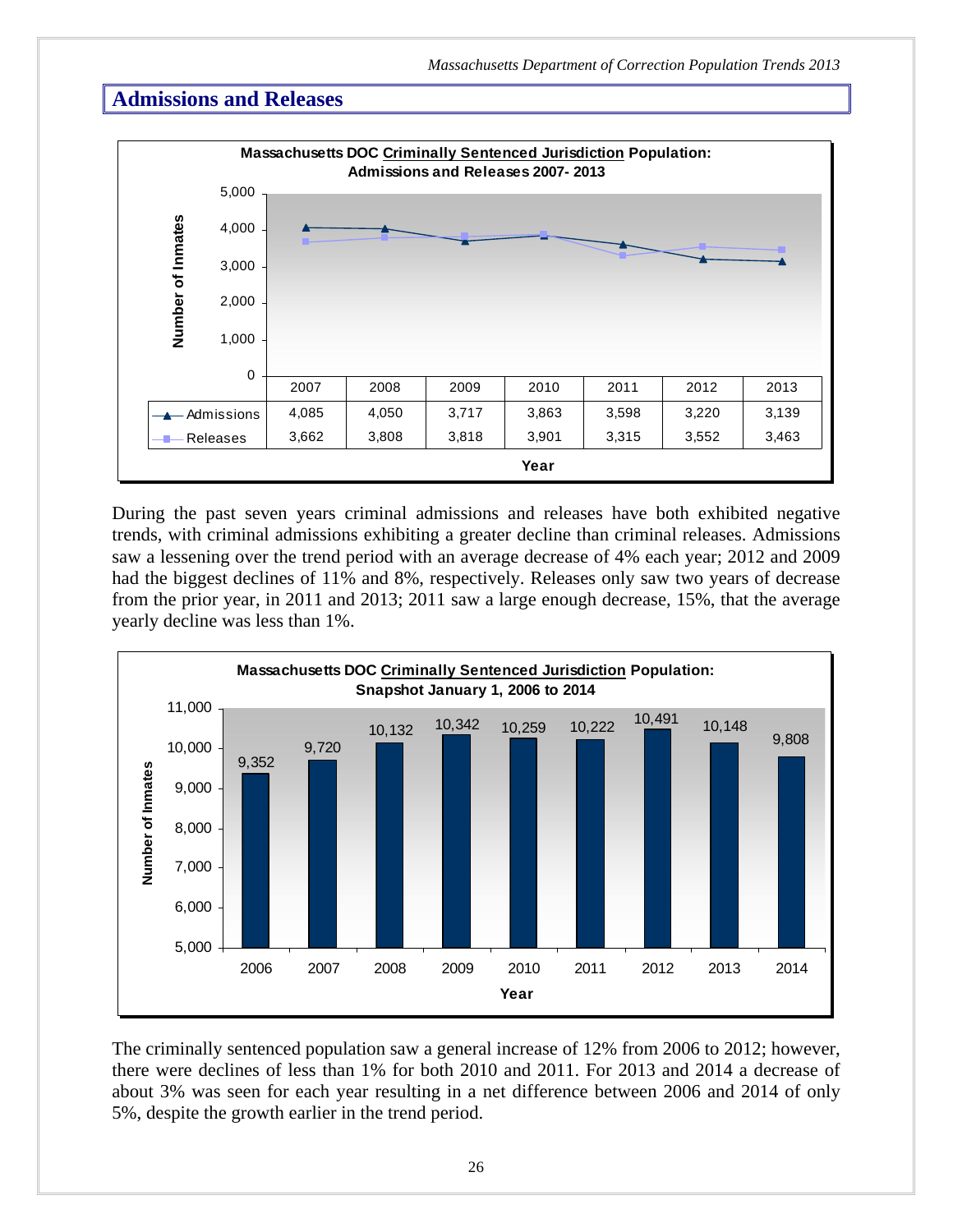## Admissions and Releases

**Massachusetts DOC Criminally Sentenced Jurisdiction Population: Admissions and Releases 2007- 2013**

| | 2007 | 2008 | 2009 | 2010 | 2011 | 2012 | 2013 |
|---|---|---|---|---|---|---|---|
| Admissions | 4,085 | 4,050 | 3,717 | 3,863 | 3,598 | 3,220 | 3,139 |
| Releases | 3,662 | 3,808 | 3,818 | 3,901 | 3,315 | 3,552 | 3,463 |

During the past seven years criminal admissions and releases have both exhibited negative trends, with criminal admissions exhibiting a greater decline than criminal releases. Admissions saw a lessening over the trend period with an average decrease of 4% each year; 2012 and 2009 had the biggest declines of 11% and 8%, respectively. Releases only saw two years of decrease from the prior year, in 2011 and 2013; 2011 saw a large enough decrease, 15%, that the average yearly decline was less than 1%.

**Massachusetts DOC Criminally Sentenced Jurisdiction Population: Snapshot January 1, 2006 to 2014**

| Year | 2006 | 2007 | 2008 | 2009 | 2010 | 2011 | 2012 | 2013 | 2014 |
|---|---|---|---|---|---|---|---|---|---|
| Number of Inmates | 9,352 | 9,720 | 10,132 | 10,342 | 10,259 | 10,222 | 10,491 | 10,148 | 9,808 |

The criminally sentenced population saw a general increase of 12% from 2006 to 2012; however, there were declines of less than 1% for both 2010 and 2011. For 2013 and 2014 a decrease of about 3% was seen for each year resulting in a net difference between 2006 and 2014 of only 5%, despite the growth earlier in the trend period.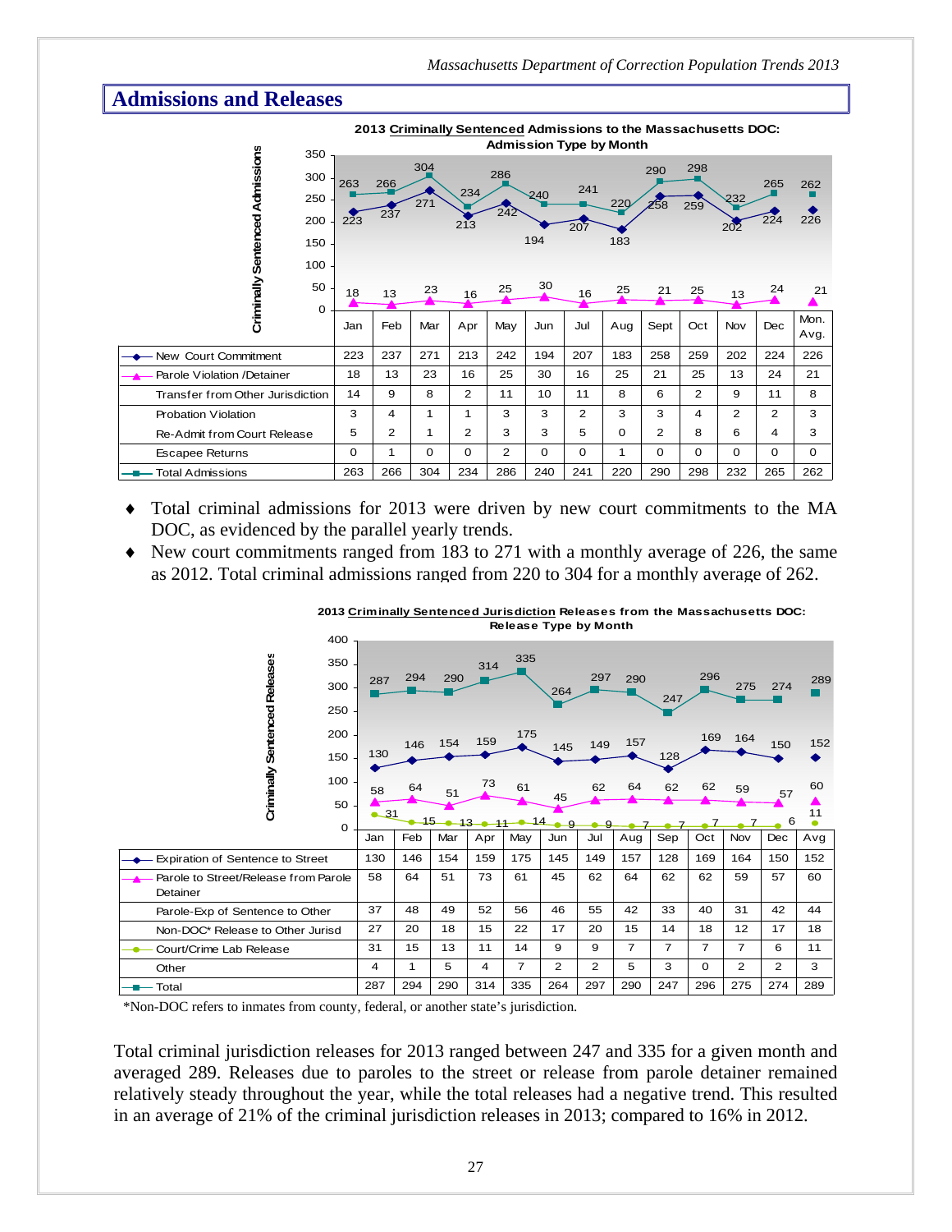## Admissions and Releases

**2013 Criminally Sentenced Admissions to the Massachusetts DOC: Admission Type by Month**

| | Jan | Feb | Mar | Apr | May | Jun | Jul | Aug | Sept | Oct | Nov | Dec | Mon. Avg. |
|---|---|---|---|---|---|---|---|---|---|---|---|---|---|
| New Court Commitment | 223 | 237 | 271 | 213 | 242 | 194 | 207 | 183 | 258 | 259 | 202 | 224 | 226 |
| Parole Violation /Detainer | 18 | 13 | 23 | 16 | 25 | 30 | 16 | 25 | 21 | 25 | 13 | 24 | 21 |
| Transfer from Other Jurisdiction | 14 | 9 | 8 | 2 | 11 | 10 | 11 | 8 | 6 | 2 | 9 | 11 | 8 |
| Probation Violation | 3 | 4 | 1 | 1 | 3 | 3 | 2 | 3 | 3 | 4 | 2 | 2 | 3 |
| Re-Admit from Court Release | 5 | 2 | 1 | 2 | 3 | 3 | 5 | 0 | 2 | 8 | 6 | 4 | 3 |
| Escapee Returns | 0 | 1 | 0 | 0 | 2 | 0 | 0 | 1 | 0 | 0 | 0 | 0 | 0 |
| Total Admissions | 263 | 266 | 304 | 234 | 286 | 240 | 241 | 220 | 290 | 298 | 232 | 265 | 262 |

- Total criminal admissions for 2013 were driven by new court commitments to the MA DOC, as evidenced by the parallel yearly trends.
- New court commitments ranged from 183 to 271 with a monthly average of 226, the same as 2012. Total criminal admissions ranged from 220 to 304 for a monthly average of 262.

**2013 Criminally Sentenced Jurisdiction Releases from the Massachusetts DOC: Release Type by Month**

| | Jan | Feb | Mar | Apr | May | Jun | Jul | Aug | Sep | Oct | Nov | Dec | Avg |
|---|---|---|---|---|---|---|---|---|---|---|---|---|---|
| Expiration of Sentence to Street | 130 | 146 | 154 | 159 | 175 | 145 | 149 | 157 | 128 | 169 | 164 | 150 | 152 |
| Parole to Street/Release from Parole Detainer | 58 | 64 | 51 | 73 | 61 | 45 | 62 | 64 | 62 | 62 | 59 | 57 | 60 |
| Parole-Exp of Sentence to Other | 37 | 48 | 49 | 52 | 56 | 46 | 55 | 42 | 33 | 40 | 31 | 42 | 44 |
| Non-DOC* Release to Other Jurisd | 27 | 20 | 18 | 15 | 22 | 17 | 20 | 15 | 14 | 18 | 12 | 17 | 18 |
| Court/Crime Lab Release | 31 | 15 | 13 | 11 | 14 | 9 | 9 | 7 | 7 | 7 | 7 | 6 | 11 |
| Other | 4 | 1 | 5 | 4 | 7 | 2 | 2 | 5 | 3 | 0 | 2 | 2 | 3 |
| Total | 287 | 294 | 290 | 314 | 335 | 264 | 297 | 290 | 247 | 296 | 275 | 274 | 289 |

*Non-DOC refers to inmates from county, federal, or another state's jurisdiction.

Total criminal jurisdiction releases for 2013 ranged between 247 and 335 for a given month and averaged 289. Releases due to paroles to the street or release from parole detainer remained relatively steady throughout the year, while the total releases had a negative trend. This resulted in an average of 21% of the criminal jurisdiction releases in 2013; compared to 16% in 2012.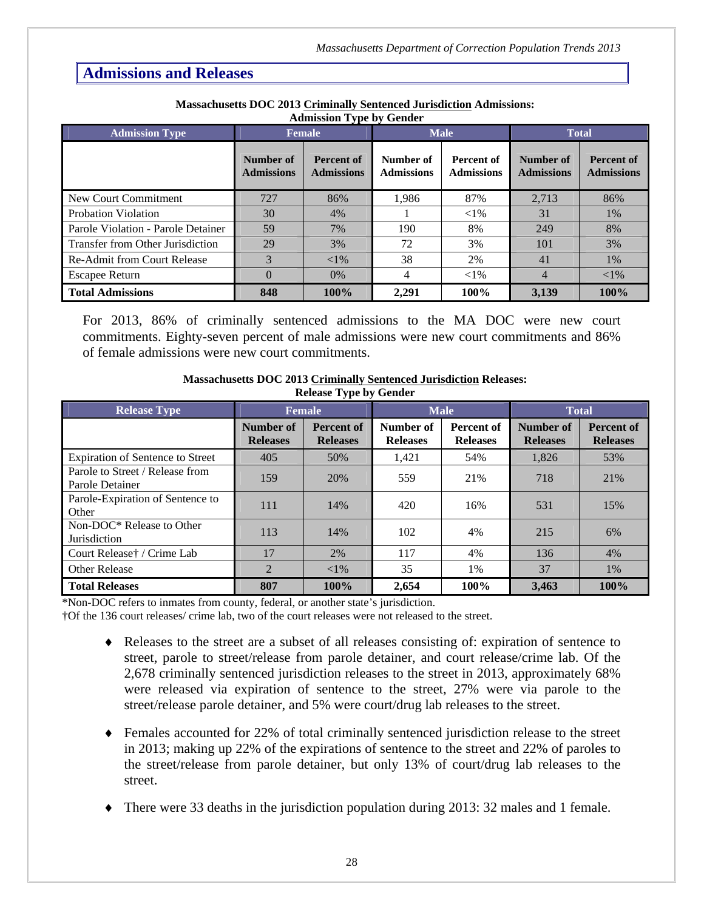## Admissions and Releases

**Massachusetts DOC 2013 Criminally Sentenced Jurisdiction Admissions: Admission Type by Gender**

| Admission Type | Female | | Male | | Total | |
|---|---|---|---|---|---|---|
| | Number of Admissions | Percent of Admissions | Number of Admissions | Percent of Admissions | Number of Admissions | Percent of Admissions |
| New Court Commitment | 727 | 86% | 1,986 | 87% | 2,713 | 86% |
| Probation Violation | 30 | 4% | 1 | <1% | 31 | 1% |
| Parole Violation - Parole Detainer | 59 | 7% | 190 | 8% | 249 | 8% |
| Transfer from Other Jurisdiction | 29 | 3% | 72 | 3% | 101 | 3% |
| Re-Admit from Court Release | 3 | <1% | 38 | 2% | 41 | 1% |
| Escapee Return | 0 | 0% | 4 | <1% | 4 | <1% |
| **Total Admissions** | **848** | **100%** | **2,291** | **100%** | **3,139** | **100%** |

For 2013, 86% of criminally sentenced admissions to the MA DOC were new court commitments. Eighty-seven percent of male admissions were new court commitments and 86% of female admissions were new court commitments.

**Massachusetts DOC 2013 Criminally Sentenced Jurisdiction Releases: Release Type by Gender**

| Release Type | Female | | Male | | Total | |
|---|---|---|---|---|---|---|
| | Number of Releases | Percent of Releases | Number of Releases | Percent of Releases | Number of Releases | Percent of Releases |
| Expiration of Sentence to Street | 405 | 50% | 1,421 | 54% | 1,826 | 53% |
| Parole to Street / Release from Parole Detainer | 159 | 20% | 559 | 21% | 718 | 21% |
| Parole-Expiration of Sentence to Other | 111 | 14% | 420 | 16% | 531 | 15% |
| Non-DOC* Release to Other Jurisdiction | 113 | 14% | 102 | 4% | 215 | 6% |
| Court Release† / Crime Lab | 17 | 2% | 117 | 4% | 136 | 4% |
| Other Release | 2 | <1% | 35 | 1% | 37 | 1% |
| **Total Releases** | **807** | **100%** | **2,654** | **100%** | **3,463** | **100%** |

*Non-DOC refers to inmates from county, federal, or another state's jurisdiction.

†Of the 136 court releases/ crime lab, two of the court releases were not released to the street.

- Releases to the street are a subset of all releases consisting of: expiration of sentence to street, parole to street/release from parole detainer, and court release/crime lab. Of the 2,678 criminally sentenced jurisdiction releases to the street in 2013, approximately 68% were released via expiration of sentence to the street, 27% were via parole to the street/release parole detainer, and 5% were court/drug lab releases to the street.

- Females accounted for 22% of total criminally sentenced jurisdiction release to the street in 2013; making up 22% of the expirations of sentence to the street and 22% of paroles to the street/release from parole detainer, but only 13% of court/drug lab releases to the street.

- There were 33 deaths in the jurisdiction population during 2013: 32 males and 1 female.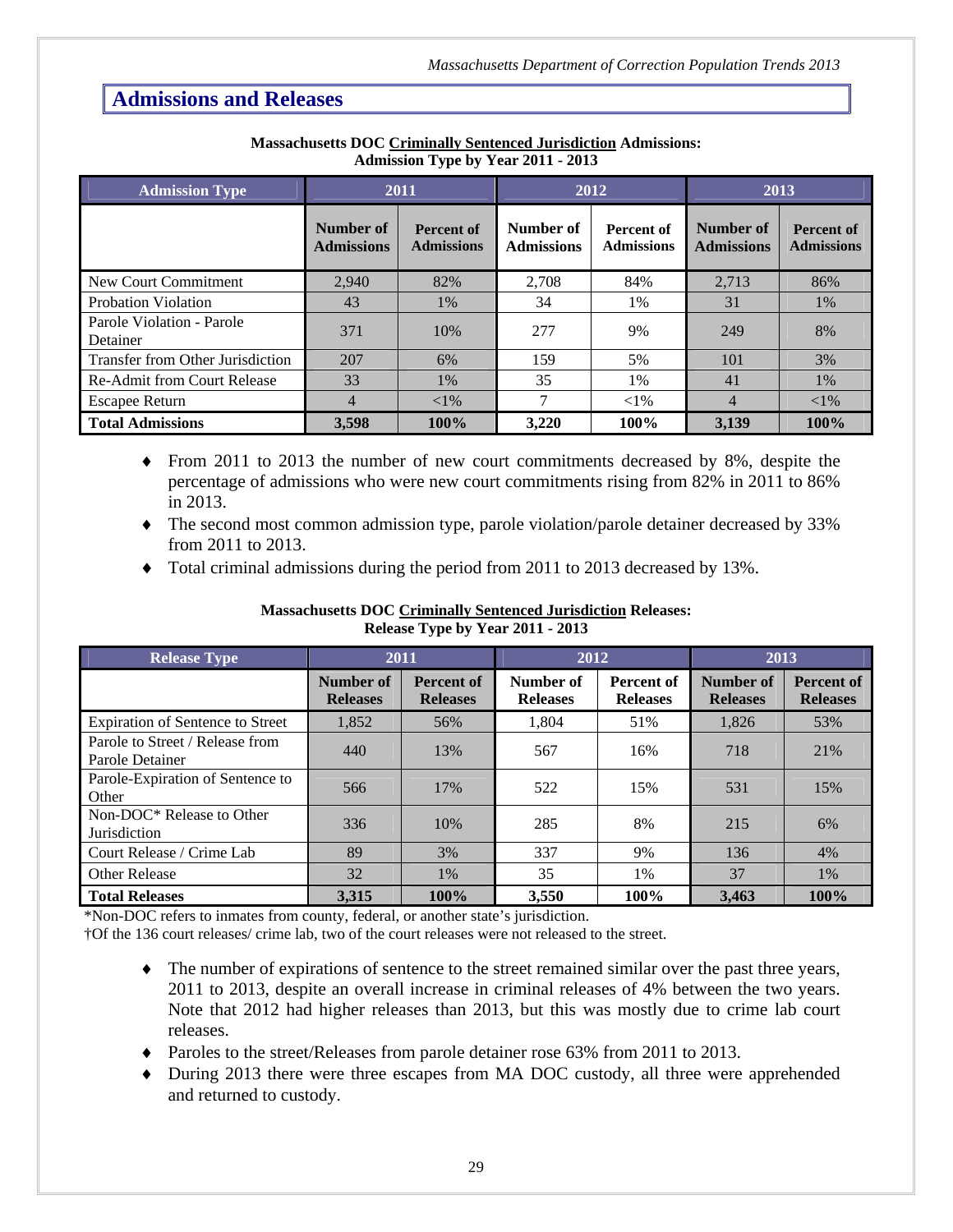## Admissions and Releases

**Massachusetts DOC Criminally Sentenced Jurisdiction Admissions: Admission Type by Year 2011 - 2013**

| Admission Type | 2011 | | 2012 | | 2013 | |
|---|---|---|---|---|---|---|
| | Number of Admissions | Percent of Admissions | Number of Admissions | Percent of Admissions | Number of Admissions | Percent of Admissions |
| New Court Commitment | 2,940 | 82% | 2,708 | 84% | 2,713 | 86% |
| Probation Violation | 43 | 1% | 34 | 1% | 31 | 1% |
| Parole Violation - Parole Detainer | 371 | 10% | 277 | 9% | 249 | 8% |
| Transfer from Other Jurisdiction | 207 | 6% | 159 | 5% | 101 | 3% |
| Re-Admit from Court Release | 33 | 1% | 35 | 1% | 41 | 1% |
| Escapee Return | 4 | <1% | 7 | <1% | 4 | <1% |
| **Total Admissions** | **3,598** | **100%** | **3,220** | **100%** | **3,139** | **100%** |

- From 2011 to 2013 the number of new court commitments decreased by 8%, despite the percentage of admissions who were new court commitments rising from 82% in 2011 to 86% in 2013.
- The second most common admission type, parole violation/parole detainer decreased by 33% from 2011 to 2013.
- Total criminal admissions during the period from 2011 to 2013 decreased by 13%.

**Massachusetts DOC Criminally Sentenced Jurisdiction Releases: Release Type by Year 2011 - 2013**

| Release Type | 2011 | | 2012 | | 2013 | |
|---|---|---|---|---|---|---|
| | Number of Releases | Percent of Releases | Number of Releases | Percent of Releases | Number of Releases | Percent of Releases |
| Expiration of Sentence to Street | 1,852 | 56% | 1,804 | 51% | 1,826 | 53% |
| Parole to Street / Release from Parole Detainer | 440 | 13% | 567 | 16% | 718 | 21% |
| Parole-Expiration of Sentence to Other | 566 | 17% | 522 | 15% | 531 | 15% |
| Non-DOC* Release to Other Jurisdiction | 336 | 10% | 285 | 8% | 215 | 6% |
| Court Release / Crime Lab | 89 | 3% | 337 | 9% | 136 | 4% |
| Other Release | 32 | 1% | 35 | 1% | 37 | 1% |
| **Total Releases** | **3,315** | **100%** | **3,550** | **100%** | **3,463** | **100%** |

*Non-DOC refers to inmates from county, federal, or another state's jurisdiction.

†Of the 136 court releases/ crime lab, two of the court releases were not released to the street.

- The number of expirations of sentence to the street remained similar over the past three years, 2011 to 2013, despite an overall increase in criminal releases of 4% between the two years. Note that 2012 had higher releases than 2013, but this was mostly due to crime lab court releases.
- Paroles to the street/Releases from parole detainer rose 63% from 2011 to 2013.
- During 2013 there were three escapes from MA DOC custody, all three were apprehended and returned to custody.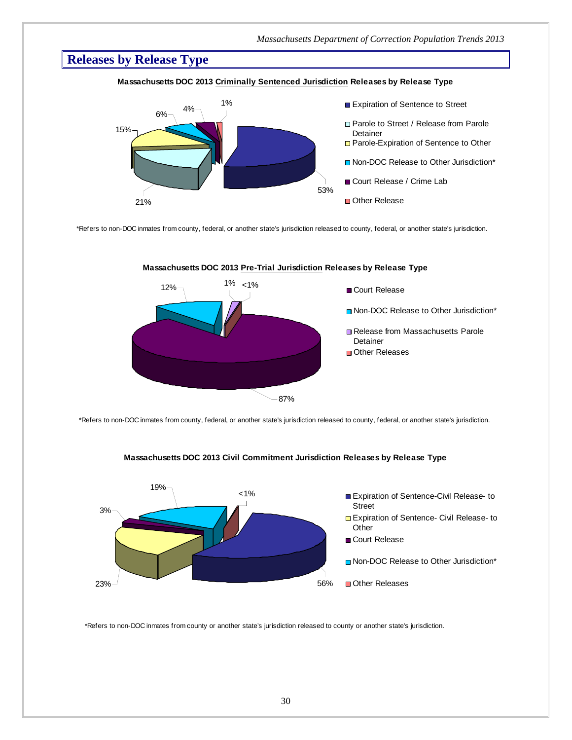# Releases by Release Type

**Massachusetts DOC 2013 Criminally Sentenced Jurisdiction Releases by Release Type**

| Release Type | Percent |
| --- | --- |
| Expiration of Sentence to Street | 53% |
| Parole to Street / Release from Parole Detainer | 21% |
| Parole-Expiration of Sentence to Other | 15% |
| Non-DOC Release to Other Jurisdiction* | 6% |
| Court Release / Crime Lab | 4% |
| Other Release | 1% |

*Refers to non-DOC inmates from county, federal, or another state's jurisdiction released to county, federal, or another state's jurisdiction.

**Massachusetts DOC 2013 Pre-Trial Jurisdiction Releases by Release Type**

| Release Type | Percent |
| --- | --- |
| Court Release | 87% |
| Non-DOC Release to Other Jurisdiction* | 12% |
| Release from Massachusetts Parole Detainer | 1% |
| Other Releases | <1% |

*Refers to non-DOC inmates from county, federal, or another state's jurisdiction released to county, federal, or another state's jurisdiction.

**Massachusetts DOC 2013 Civil Commitment Jurisdiction Releases by Release Type**

| Release Type | Percent |
| --- | --- |
| Expiration of Sentence-Civil Release- to Street | 56% |
| Expiration of Sentence- Civil Release- to Other | 23% |
| Court Release | 3% |
| Non-DOC Release to Other Jurisdiction* | 19% |
| Other Releases | <1% |

*Refers to non-DOC inmates from county or another state's jurisdiction released to county or another state's jurisdiction.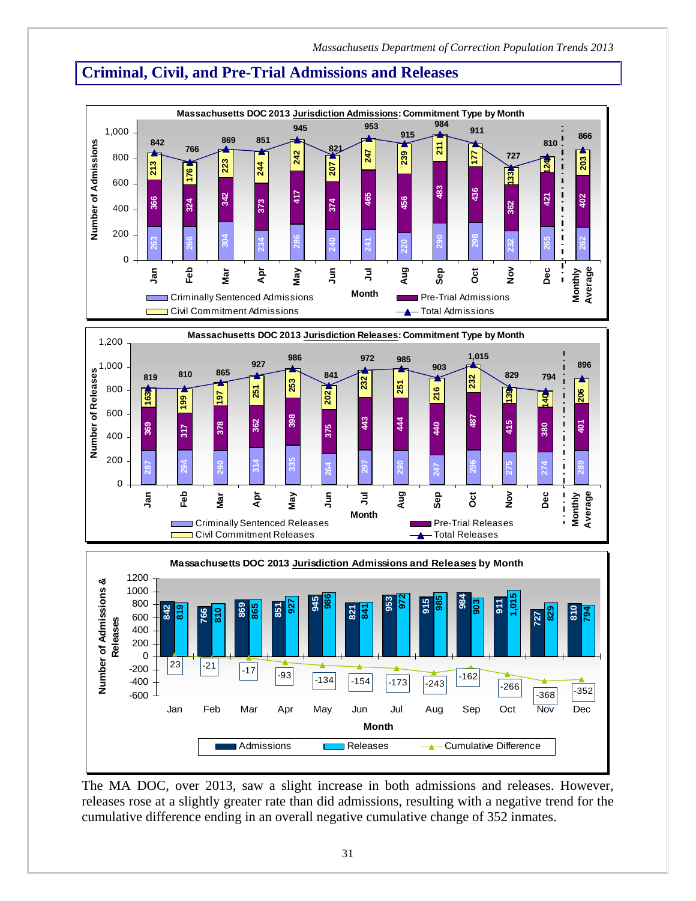## Criminal, Civil, and Pre-Trial Admissions and Releases

**Massachusetts DOC 2013 Jurisdiction Admissions: Commitment Type by Month**

| Month | Criminally Sentenced Admissions | Pre-Trial Admissions | Civil Commitment Admissions | Total Admissions |
|---|---|---|---|---|
| Jan | 263 | 366 | 213 | 842 |
| Feb | 266 | 324 | 176 | 766 |
| Mar | 304 | 342 | 223 | 869 |
| Apr | 234 | 373 | 244 | 851 |
| May | 286 | 417 | 242 | 945 |
| Jun | 240 | 374 | 207 | 821 |
| Jul | 241 | 465 | 247 | 953 |
| Aug | 220 | 456 | 239 | 915 |
| Sep | 290 | 483 | 211 | 984 |
| Oct | 298 | 436 | 177 | 911 |
| Nov | 232 | 362 | 133 | 727 |
| Dec | 265 | 421 | 124 | 810 |
| Monthly Average | 262 | 402 | 203 | 866 |

**Massachusetts DOC 2013 Jurisdiction Releases: Commitment Type by Month**

| Month | Criminally Sentenced Releases | Pre-Trial Releases | Civil Commitment Releases | Total Releases |
|---|---|---|---|---|
| Jan | 287 | 369 | 163 | 819 |
| Feb | 294 | 317 | 199 | 810 |
| Mar | 290 | 378 | 197 | 865 |
| Apr | 314 | 362 | 251 | 927 |
| May | 335 | 398 | 253 | 986 |
| Jun | 264 | 375 | 202 | 841 |
| Jul | 297 | 443 | 232 | 972 |
| Aug | 290 | 444 | 251 | 985 |
| Sep | 247 | 440 | 216 | 903 |
| Oct | 296 | 487 | 232 | 1,015 |
| Nov | 275 | 415 | 139 | 829 |
| Dec | 274 | 380 | 140 | 794 |
| Monthly Average | 289 | 401 | 206 | 896 |

**Massachusetts DOC 2013 Jurisdiction Admissions and Releases by Month**

| Month | Admissions | Releases | Cumulative Difference |
|---|---|---|---|
| Jan | 842 | 819 | 23 |
| Feb | 766 | 810 | -21 |
| Mar | 869 | 865 | -17 |
| Apr | 851 | 927 | -93 |
| May | 945 | 986 | -134 |
| Jun | 821 | 841 | -154 |
| Jul | 953 | 972 | -173 |
| Aug | 915 | 985 | -243 |
| Sep | 984 | 903 | -162 |
| Oct | 911 | 1,015 | -266 |
| Nov | 727 | 829 | -368 |
| Dec | 810 | 794 | -352 |

The MA DOC, over 2013, saw a slight increase in both admissions and releases. However, releases rose at a slightly greater rate than did admissions, resulting with a negative trend for the cumulative difference ending in an overall negative cumulative change of 352 inmates.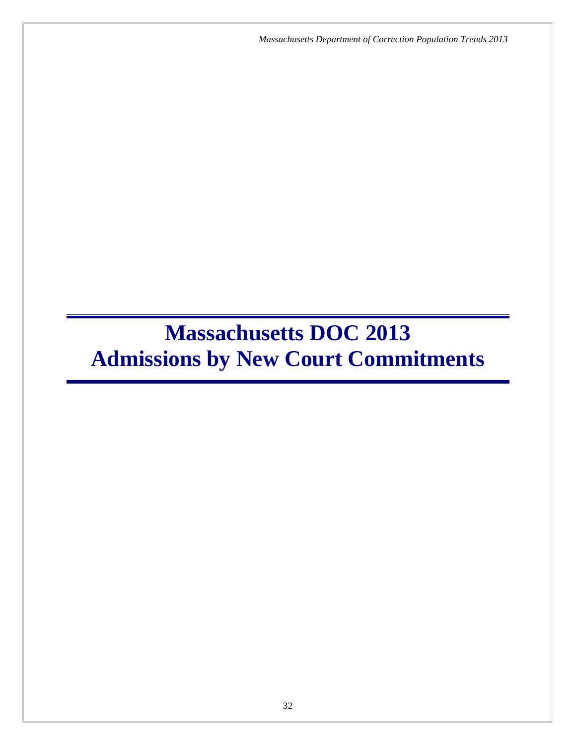# Massachusetts DOC 2013 Admissions by New Court Commitments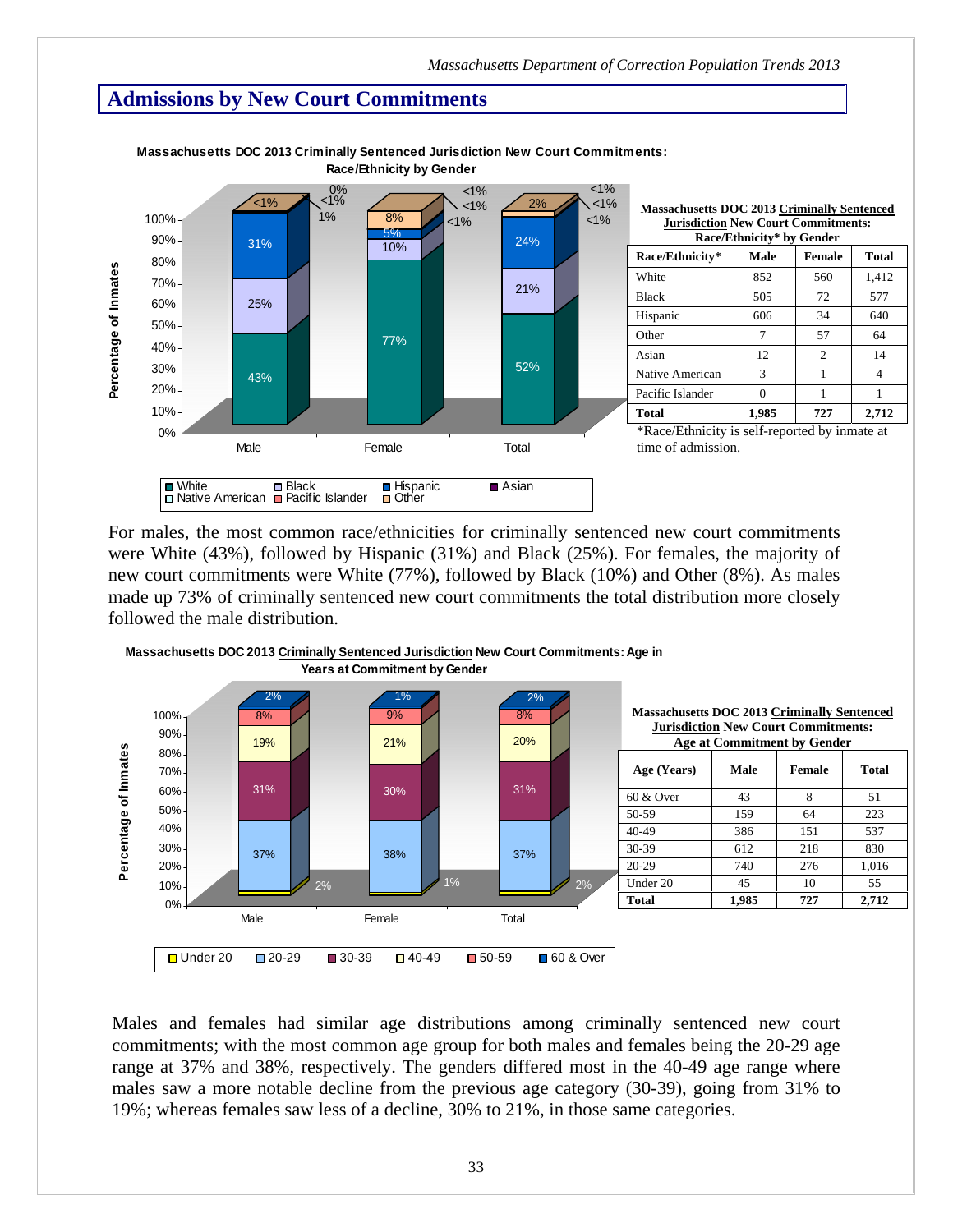## Admissions by New Court Commitments

**Massachusetts DOC 2013 Criminally Sentenced Jurisdiction New Court Commitments: Race/Ethnicity by Gender**

| Race/Ethnicity* | Male | Female | Total |
|---|---|---|---|
| White | 852 | 560 | 1,412 |
| Black | 505 | 72 | 577 |
| Hispanic | 606 | 34 | 640 |
| Other | 7 | 57 | 64 |
| Asian | 12 | 2 | 14 |
| Native American | 3 | 1 | 4 |
| Pacific Islander | 0 | 1 | 1 |
| **Total** | **1,985** | **727** | **2,712** |

*Race/Ethnicity is self-reported by inmate at time of admission.

For males, the most common race/ethnicities for criminally sentenced new court commitments were White (43%), followed by Hispanic (31%) and Black (25%). For females, the majority of new court commitments were White (77%), followed by Black (10%) and Other (8%). As males made up 73% of criminally sentenced new court commitments the total distribution more closely followed the male distribution.

**Massachusetts DOC 2013 Criminally Sentenced Jurisdiction New Court Commitments: Age at Commitment by Gender**

| Age (Years) | Male | Female | Total |
|---|---|---|---|
| 60 & Over | 43 | 8 | 51 |
| 50-59 | 159 | 64 | 223 |
| 40-49 | 386 | 151 | 537 |
| 30-39 | 612 | 218 | 830 |
| 20-29 | 740 | 276 | 1,016 |
| Under 20 | 45 | 10 | 55 |
| **Total** | **1,985** | **727** | **2,712** |

Males and females had similar age distributions among criminally sentenced new court commitments; with the most common age group for both males and females being the 20-29 age range at 37% and 38%, respectively. The genders differed most in the 40-49 age range where males saw a more notable decline from the previous age category (30-39), going from 31% to 19%; whereas females saw less of a decline, 30% to 21%, in those same categories.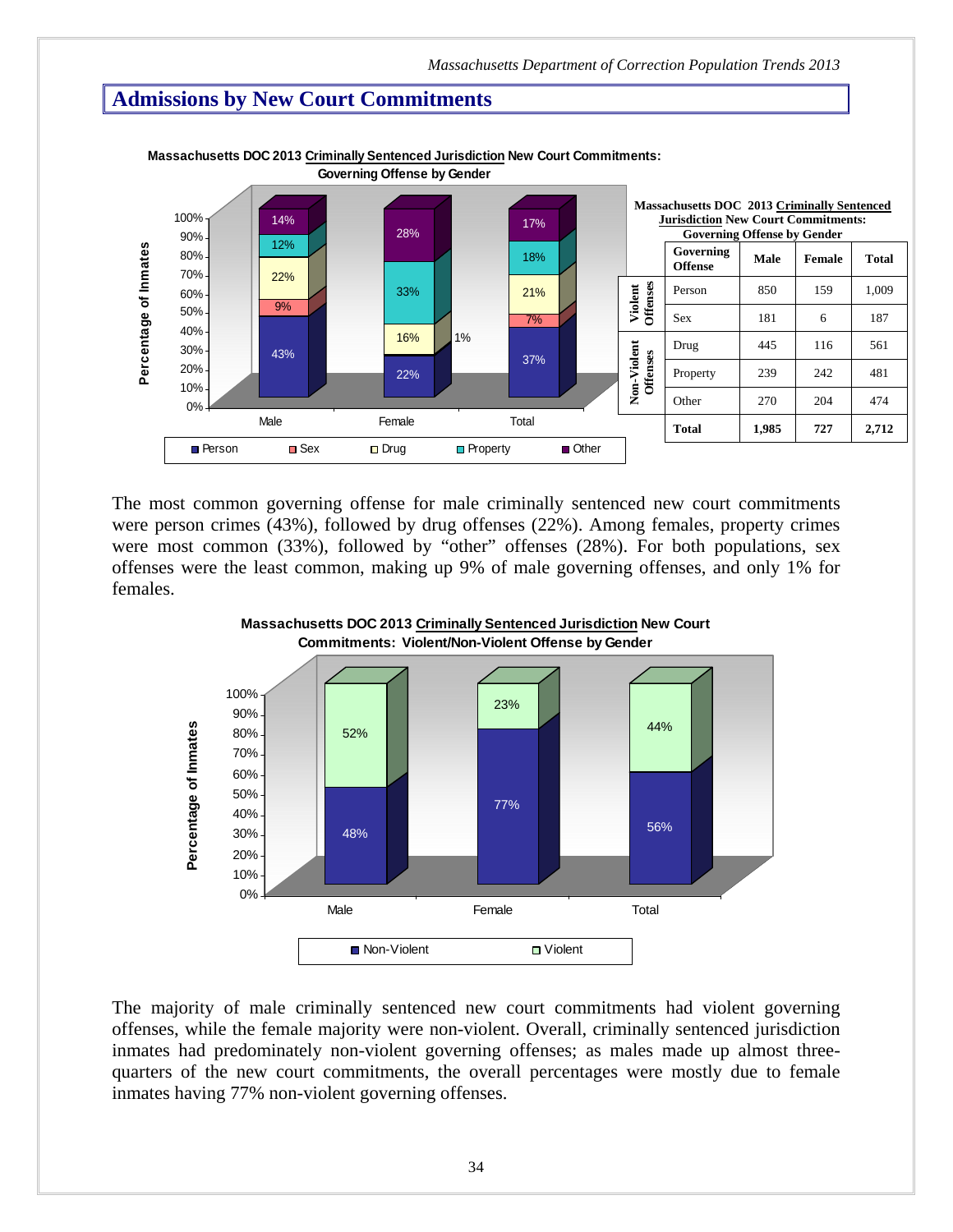## Admissions by New Court Commitments

**Massachusetts DOC 2013 Criminally Sentenced Jurisdiction New Court Commitments: Governing Offense by Gender**

| | Governing Offense | Male | Female | Total |
|---|---|---|---|---|
| Violent Offenses | Person | 850 | 159 | 1,009 |
| | Sex | 181 | 6 | 187 |
| Non-Violent Offenses | Drug | 445 | 116 | 561 |
| | Property | 239 | 242 | 481 |
| | Other | 270 | 204 | 474 |
| | **Total** | **1,985** | **727** | **2,712** |

The most common governing offense for male criminally sentenced new court commitments were person crimes (43%), followed by drug offenses (22%). Among females, property crimes were most common (33%), followed by "other" offenses (28%). For both populations, sex offenses were the least common, making up 9% of male governing offenses, and only 1% for females.

The majority of male criminally sentenced new court commitments had violent governing offenses, while the female majority were non-violent. Overall, criminally sentenced jurisdiction inmates had predominately non-violent governing offenses; as males made up almost three-quarters of the new court commitments, the overall percentages were mostly due to female inmates having 77% non-violent governing offenses.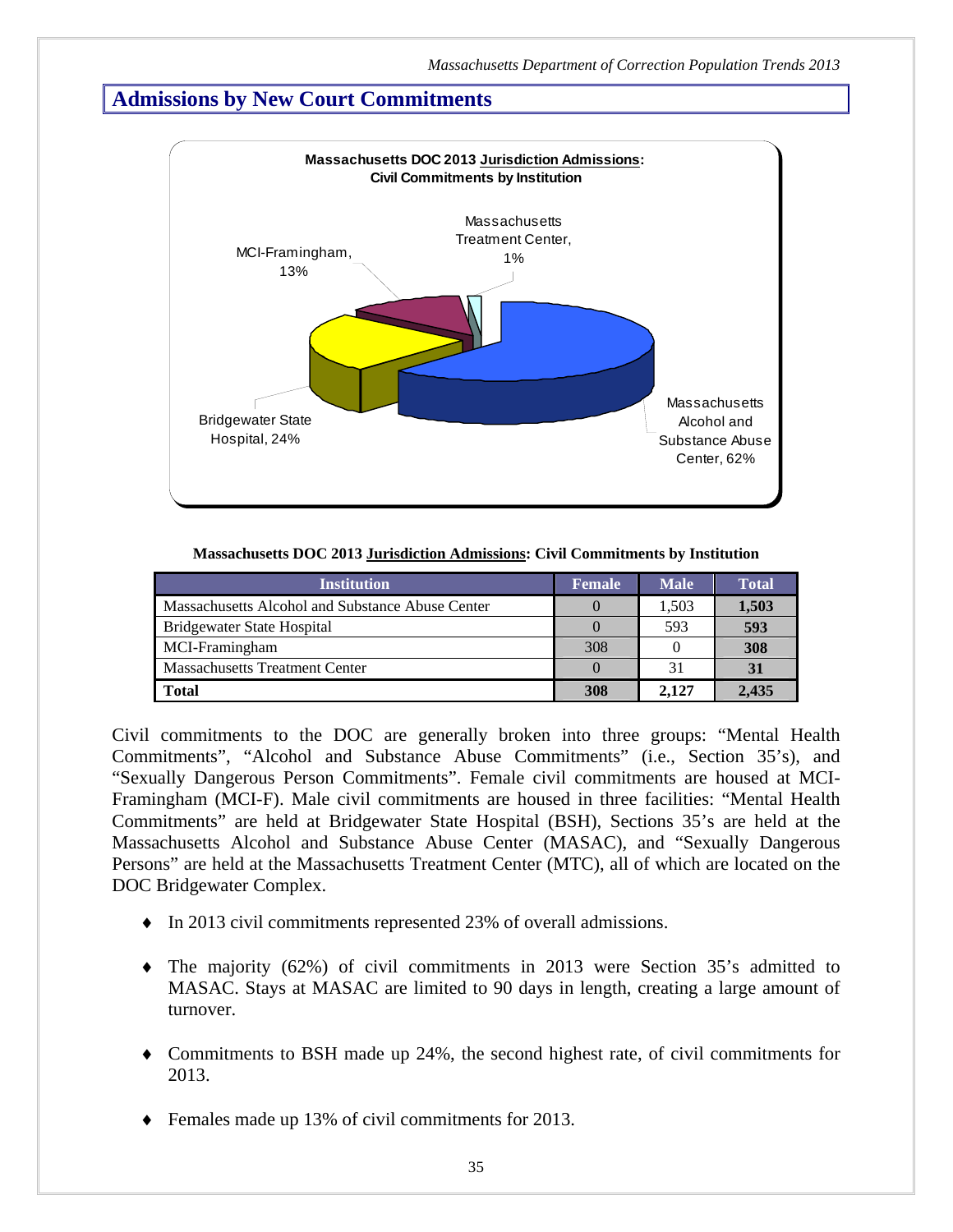## Admissions by New Court Commitments

**Massachusetts DOC 2013 Jurisdiction Admissions: Civil Commitments by Institution**

Massachusetts Alcohol and Substance Abuse Center, 62%
Bridgewater State Hospital, 24%
MCI-Framingham, 13%
Massachusetts Treatment Center, 1%

**Massachusetts DOC 2013 Jurisdiction Admissions: Civil Commitments by Institution**

| Institution | Female | Male | Total |
|---|---|---|---|
| Massachusetts Alcohol and Substance Abuse Center | 0 | 1,503 | **1,503** |
| Bridgewater State Hospital | 0 | 593 | **593** |
| MCI-Framingham | 308 | 0 | **308** |
| Massachusetts Treatment Center | 0 | 31 | **31** |
| **Total** | **308** | **2,127** | **2,435** |

Civil commitments to the DOC are generally broken into three groups: "Mental Health Commitments", "Alcohol and Substance Abuse Commitments" (i.e., Section 35's), and "Sexually Dangerous Person Commitments". Female civil commitments are housed at MCI-Framingham (MCI-F). Male civil commitments are housed in three facilities: "Mental Health Commitments" are held at Bridgewater State Hospital (BSH), Sections 35's are held at the Massachusetts Alcohol and Substance Abuse Center (MASAC), and "Sexually Dangerous Persons" are held at the Massachusetts Treatment Center (MTC), all of which are located on the DOC Bridgewater Complex.

- In 2013 civil commitments represented 23% of overall admissions.
- The majority (62%) of civil commitments in 2013 were Section 35's admitted to MASAC. Stays at MASAC are limited to 90 days in length, creating a large amount of turnover.
- Commitments to BSH made up 24%, the second highest rate, of civil commitments for 2013.
- Females made up 13% of civil commitments for 2013.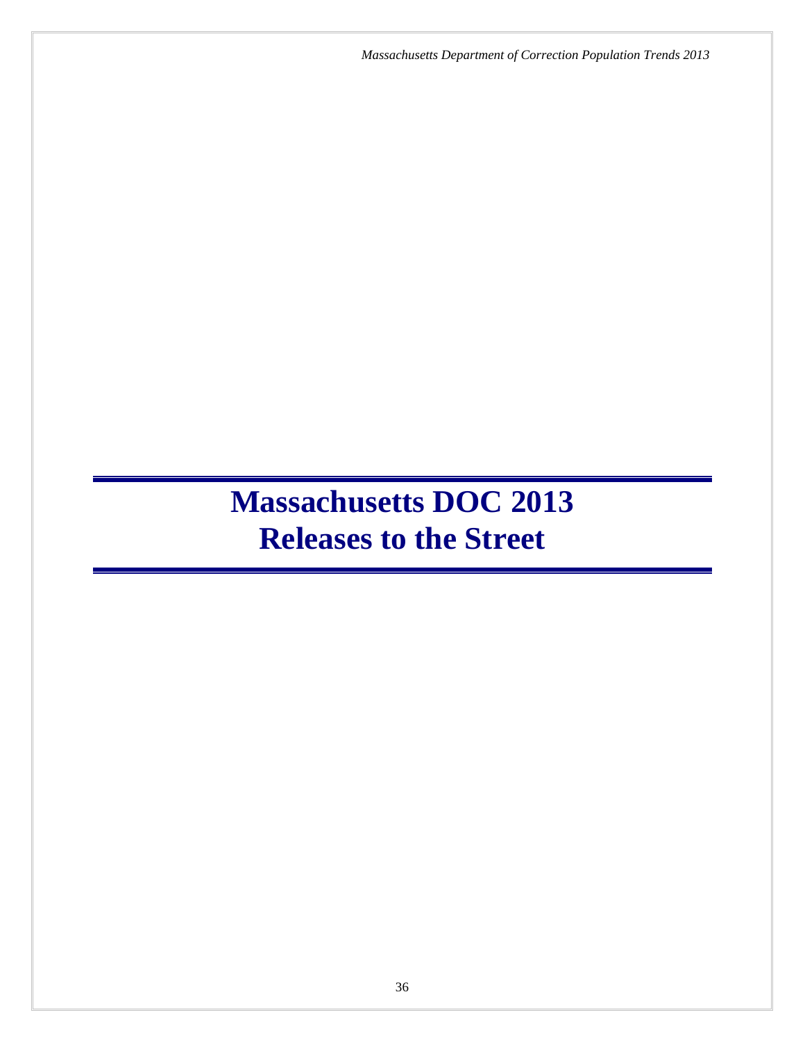# Massachusetts DOC 2013 Releases to the Street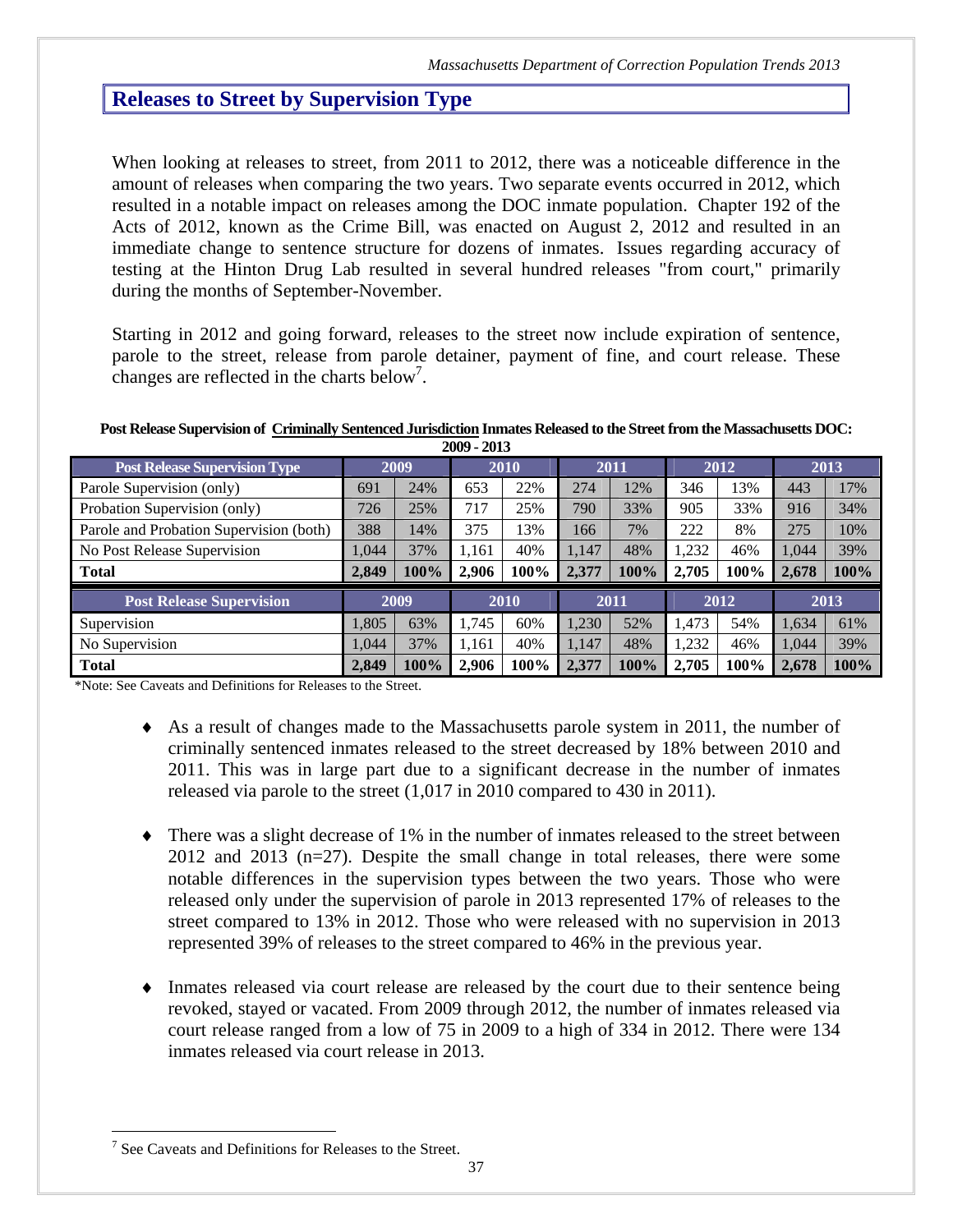## Releases to Street by Supervision Type

When looking at releases to street, from 2011 to 2012, there was a noticeable difference in the amount of releases when comparing the two years. Two separate events occurred in 2012, which resulted in a notable impact on releases among the DOC inmate population. Chapter 192 of the Acts of 2012, known as the Crime Bill, was enacted on August 2, 2012 and resulted in an immediate change to sentence structure for dozens of inmates. Issues regarding accuracy of testing at the Hinton Drug Lab resulted in several hundred releases "from court," primarily during the months of September-November.

Starting in 2012 and going forward, releases to the street now include expiration of sentence, parole to the street, release from parole detainer, payment of fine, and court release. These changes are reflected in the charts below[7].

**Post Release Supervision of Criminally Sentenced Jurisdiction Inmates Released to the Street from the Massachusetts DOC: 2009 - 2013**

| Post Release Supervision Type | 2009 | | 2010 | | 2011 | | 2012 | | 2013 | |
|---|---|---|---|---|---|---|---|---|---|---|
| Parole Supervision (only) | 691 | 24% | 653 | 22% | 274 | 12% | 346 | 13% | 443 | 17% |
| Probation Supervision (only) | 726 | 25% | 717 | 25% | 790 | 33% | 905 | 33% | 916 | 34% |
| Parole and Probation Supervision (both) | 388 | 14% | 375 | 13% | 166 | 7% | 222 | 8% | 275 | 10% |
| No Post Release Supervision | 1,044 | 37% | 1,161 | 40% | 1,147 | 48% | 1,232 | 46% | 1,044 | 39% |
| **Total** | **2,849** | **100%** | **2,906** | **100%** | **2,377** | **100%** | **2,705** | **100%** | **2,678** | **100%** |

| Post Release Supervision | 2009 | | 2010 | | 2011 | | 2012 | | 2013 | |
|---|---|---|---|---|---|---|---|---|---|---|
| Supervision | 1,805 | 63% | 1,745 | 60% | 1,230 | 52% | 1,473 | 54% | 1,634 | 61% |
| No Supervision | 1,044 | 37% | 1,161 | 40% | 1,147 | 48% | 1,232 | 46% | 1,044 | 39% |
| **Total** | **2,849** | **100%** | **2,906** | **100%** | **2,377** | **100%** | **2,705** | **100%** | **2,678** | **100%** |

*Note: See Caveats and Definitions for Releases to the Street.

- As a result of changes made to the Massachusetts parole system in 2011, the number of criminally sentenced inmates released to the street decreased by 18% between 2010 and 2011. This was in large part due to a significant decrease in the number of inmates released via parole to the street (1,017 in 2010 compared to 430 in 2011).
- There was a slight decrease of 1% in the number of inmates released to the street between 2012 and 2013 (n=27). Despite the small change in total releases, there were some notable differences in the supervision types between the two years. Those who were released only under the supervision of parole in 2013 represented 17% of releases to the street compared to 13% in 2012. Those who were released with no supervision in 2013 represented 39% of releases to the street compared to 46% in the previous year.
- Inmates released via court release are released by the court due to their sentence being revoked, stayed or vacated. From 2009 through 2012, the number of inmates released via court release ranged from a low of 75 in 2009 to a high of 334 in 2012. There were 134 inmates released via court release in 2013.

[7] See Caveats and Definitions for Releases to the Street.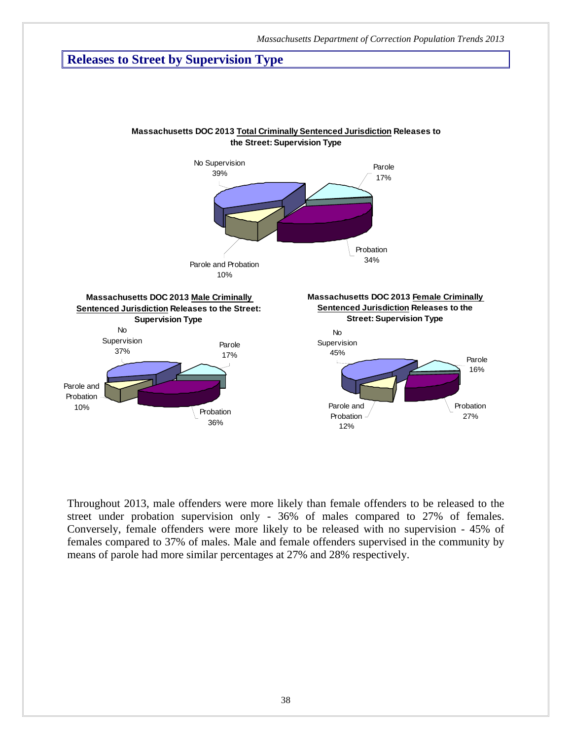## Releases to Street by Supervision Type

**Massachusetts DOC 2013 Total Criminally Sentenced Jurisdiction Releases to the Street: Supervision Type**

No Supervision 39%

Parole 17%

Probation 34%

Parole and Probation 10%

**Massachusetts DOC 2013 Male Criminally Sentenced Jurisdiction Releases to the Street: Supervision Type**

No Supervision 37%

Parole 17%

Probation 36%

Parole and Probation 10%

**Massachusetts DOC 2013 Female Criminally Sentenced Jurisdiction Releases to the Street: Supervision Type**

No Supervision 45%

Parole 16%

Probation 27%

Parole and Probation 12%

Throughout 2013, male offenders were more likely than female offenders to be released to the street under probation supervision only - 36% of males compared to 27% of females. Conversely, female offenders were more likely to be released with no supervision - 45% of females compared to 37% of males. Male and female offenders supervised in the community by means of parole had more similar percentages at 27% and 28% respectively.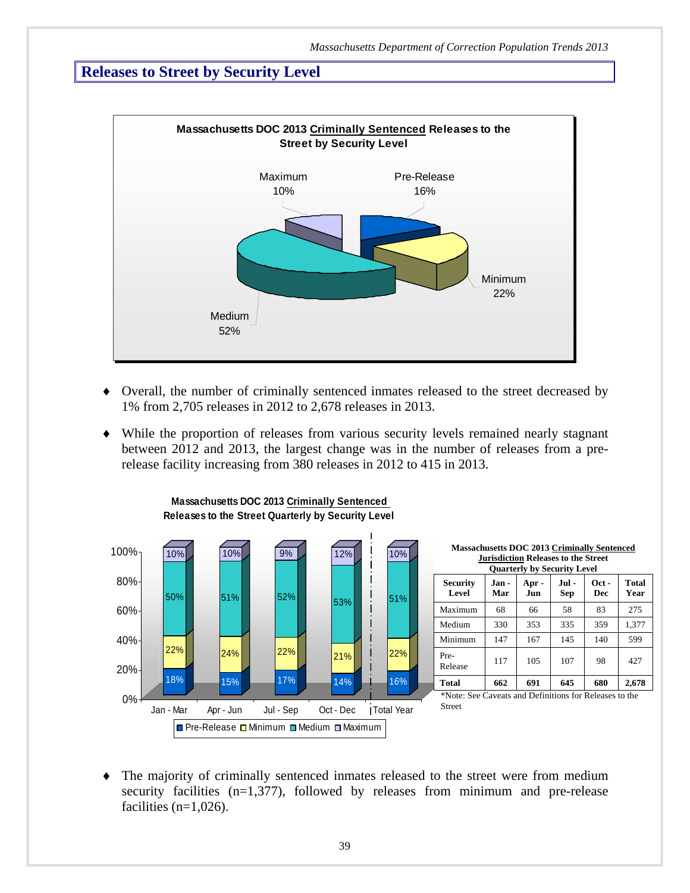## Releases to Street by Security Level

**Massachusetts DOC 2013 Criminally Sentenced Releases to the Street by Security Level**

| Security Level | Percent |
|---|---|
| Maximum | 10% |
| Pre-Release | 16% |
| Minimum | 22% |
| Medium | 52% |

- Overall, the number of criminally sentenced inmates released to the street decreased by 1% from 2,705 releases in 2012 to 2,678 releases in 2013.
- While the proportion of releases from various security levels remained nearly stagnant between 2012 and 2013, the largest change was in the number of releases from a pre-release facility increasing from 380 releases in 2012 to 415 in 2013.

**Massachusetts DOC 2013 Criminally Sentenced Releases to the Street Quarterly by Security Level**

| | Jan - Mar | Apr - Jun | Jul - Sep | Oct - Dec | Total Year |
|---|---|---|---|---|---|
| Maximum | 10% | 10% | 9% | 12% | 10% |
| Medium | 50% | 51% | 52% | 53% | 51% |
| Minimum | 22% | 24% | 22% | 21% | 22% |
| Pre-Release | 18% | 15% | 17% | 14% | 16% |

**Massachusetts DOC 2013 Criminally Sentenced Jurisdiction Releases to the Street Quarterly by Security Level**

| Security Level | Jan - Mar | Apr - Jun | Jul - Sep | Oct - Dec | Total Year |
|---|---|---|---|---|---|
| Maximum | 68 | 66 | 58 | 83 | 275 |
| Medium | 330 | 353 | 335 | 359 | 1,377 |
| Minimum | 147 | 167 | 145 | 140 | 599 |
| Pre-Release | 117 | 105 | 107 | 98 | 427 |
| **Total** | **662** | **691** | **645** | **680** | **2,678** |

*Note: See Caveats and Definitions for Releases to the Street

- The majority of criminally sentenced inmates released to the street were from medium security facilities (n=1,377), followed by releases from minimum and pre-release facilities (n=1,026).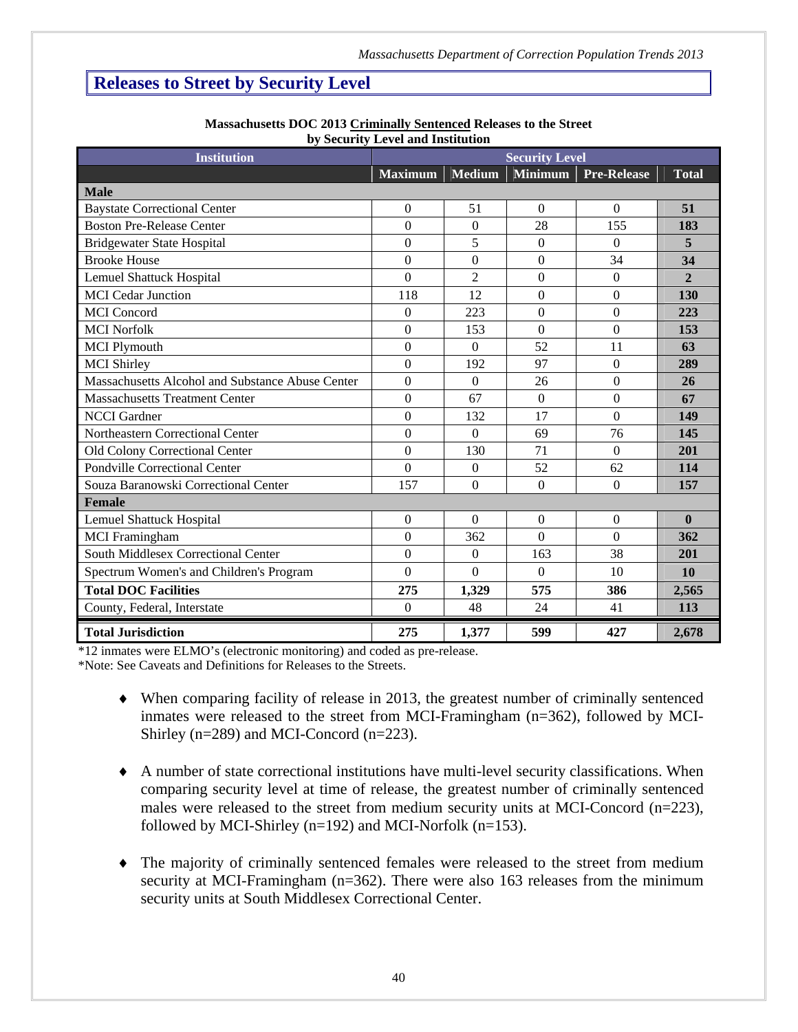## Releases to Street by Security Level

**Massachusetts DOC 2013 Criminally Sentenced Releases to the Street by Security Level and Institution**

| Institution | Security Level | | | | |
|---|---|---|---|---|---|
| | Maximum | Medium | Minimum | Pre-Release | Total |
| **Male** | | | | | |
| Baystate Correctional Center | 0 | 51 | 0 | 0 | **51** |
| Boston Pre-Release Center | 0 | 0 | 28 | 155 | **183** |
| Bridgewater State Hospital | 0 | 5 | 0 | 0 | **5** |
| Brooke House | 0 | 0 | 0 | 34 | **34** |
| Lemuel Shattuck Hospital | 0 | 2 | 0 | 0 | **2** |
| MCI Cedar Junction | 118 | 12 | 0 | 0 | **130** |
| MCI Concord | 0 | 223 | 0 | 0 | **223** |
| MCI Norfolk | 0 | 153 | 0 | 0 | **153** |
| MCI Plymouth | 0 | 0 | 52 | 11 | **63** |
| MCI Shirley | 0 | 192 | 97 | 0 | **289** |
| Massachusetts Alcohol and Substance Abuse Center | 0 | 0 | 26 | 0 | **26** |
| Massachusetts Treatment Center | 0 | 67 | 0 | 0 | **67** |
| NCCI Gardner | 0 | 132 | 17 | 0 | **149** |
| Northeastern Correctional Center | 0 | 0 | 69 | 76 | **145** |
| Old Colony Correctional Center | 0 | 130 | 71 | 0 | **201** |
| Pondville Correctional Center | 0 | 0 | 52 | 62 | **114** |
| Souza Baranowski Correctional Center | 157 | 0 | 0 | 0 | **157** |
| **Female** | | | | | |
| Lemuel Shattuck Hospital | 0 | 0 | 0 | 0 | **0** |
| MCI Framingham | 0 | 362 | 0 | 0 | **362** |
| South Middlesex Correctional Center | 0 | 0 | 163 | 38 | **201** |
| Spectrum Women's and Children's Program | 0 | 0 | 0 | 10 | **10** |
| **Total DOC Facilities** | **275** | **1,329** | **575** | **386** | **2,565** |
| County, Federal, Interstate | 0 | 48 | 24 | 41 | **113** |
| **Total Jurisdiction** | **275** | **1,377** | **599** | **427** | **2,678** |

*12 inmates were ELMO's (electronic monitoring) and coded as pre-release.

*Note: See Caveats and Definitions for Releases to the Streets.

- When comparing facility of release in 2013, the greatest number of criminally sentenced inmates were released to the street from MCI-Framingham (n=362), followed by MCI-Shirley (n=289) and MCI-Concord (n=223).

- A number of state correctional institutions have multi-level security classifications. When comparing security level at time of release, the greatest number of criminally sentenced males were released to the street from medium security units at MCI-Concord (n=223), followed by MCI-Shirley (n=192) and MCI-Norfolk (n=153).

- The majority of criminally sentenced females were released to the street from medium security at MCI-Framingham (n=362). There were also 163 releases from the minimum security units at South Middlesex Correctional Center.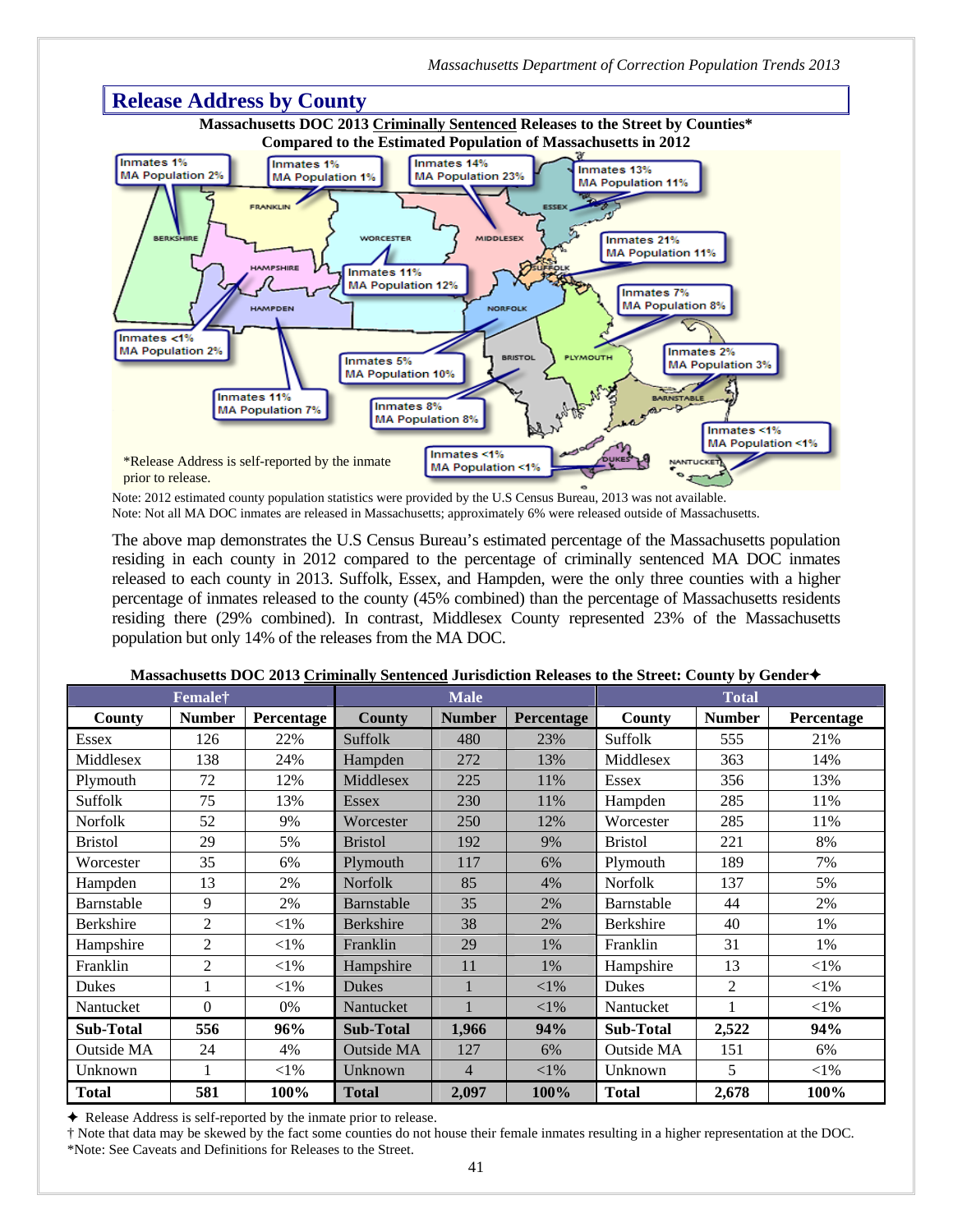## Release Address by County

**Massachusetts DOC 2013 Criminally Sentenced Releases to the Street by Counties\***
**Compared to the Estimated Population of Massachusetts in 2012**

| County | Inmates | MA Population |
|---|---|---|
| Berkshire | 1% | 2% |
| Franklin | 1% | 1% |
| Middlesex | 14% | 23% |
| Essex | 13% | 11% |
| Suffolk | 21% | 11% |
| Worcester | 11% | 12% |
| Norfolk | 7% | 8% |
| Hampshire | <1% | 2% |
| Bristol | 5% | 10% |
| Plymouth | 8% | 8% |
| Barnstable | 2% | 3% |
| Hampden | 11% | 7% |
| Nantucket | <1% | <1% |
| Dukes | <1% | <1% |

\*Release Address is self-reported by the inmate prior to release.

Note: 2012 estimated county population statistics were provided by the U.S Census Bureau, 2013 was not available.
Note: Not all MA DOC inmates are released in Massachusetts; approximately 6% were released outside of Massachusetts.

The above map demonstrates the U.S Census Bureau's estimated percentage of the Massachusetts population residing in each county in 2012 compared to the percentage of criminally sentenced MA DOC inmates released to each county in 2013. Suffolk, Essex, and Hampden, were the only three counties with a higher percentage of inmates released to the county (45% combined) than the percentage of Massachusetts residents residing there (29% combined). In contrast, Middlesex County represented 23% of the Massachusetts population but only 14% of the releases from the MA DOC.

**Massachusetts DOC 2013 Criminally Sentenced Jurisdiction Releases to the Street: County by Gender✦**

| Female† | | | Male | | | Total | | |
|---|---|---|---|---|---|---|---|---|
| **County** | **Number** | **Percentage** | **County** | **Number** | **Percentage** | **County** | **Number** | **Percentage** |
| Essex | 126 | 22% | Suffolk | 480 | 23% | Suffolk | 555 | 21% |
| Middlesex | 138 | 24% | Hampden | 272 | 13% | Middlesex | 363 | 14% |
| Plymouth | 72 | 12% | Middlesex | 225 | 11% | Essex | 356 | 13% |
| Suffolk | 75 | 13% | Essex | 230 | 11% | Hampden | 285 | 11% |
| Norfolk | 52 | 9% | Worcester | 250 | 12% | Worcester | 285 | 11% |
| Bristol | 29 | 5% | Bristol | 192 | 9% | Bristol | 221 | 8% |
| Worcester | 35 | 6% | Plymouth | 117 | 6% | Plymouth | 189 | 7% |
| Hampden | 13 | 2% | Norfolk | 85 | 4% | Norfolk | 137 | 5% |
| Barnstable | 9 | 2% | Barnstable | 35 | 2% | Barnstable | 44 | 2% |
| Berkshire | 2 | <1% | Berkshire | 38 | 2% | Berkshire | 40 | 1% |
| Hampshire | 2 | <1% | Franklin | 29 | 1% | Franklin | 31 | 1% |
| Franklin | 2 | <1% | Hampshire | 11 | 1% | Hampshire | 13 | <1% |
| Dukes | 1 | <1% | Dukes | 1 | <1% | Dukes | 2 | <1% |
| Nantucket | 0 | 0% | Nantucket | 1 | <1% | Nantucket | 1 | <1% |
| **Sub-Total** | **556** | **96%** | **Sub-Total** | **1,966** | **94%** | **Sub-Total** | **2,522** | **94%** |
| Outside MA | 24 | 4% | Outside MA | 127 | 6% | Outside MA | 151 | 6% |
| Unknown | 1 | <1% | Unknown | 4 | <1% | Unknown | 5 | <1% |
| **Total** | **581** | **100%** | **Total** | **2,097** | **100%** | **Total** | **2,678** | **100%** |

✦ Release Address is self-reported by the inmate prior to release.
† Note that data may be skewed by the fact some counties do not house their female inmates resulting in a higher representation at the DOC.
\*Note: See Caveats and Definitions for Releases to the Street.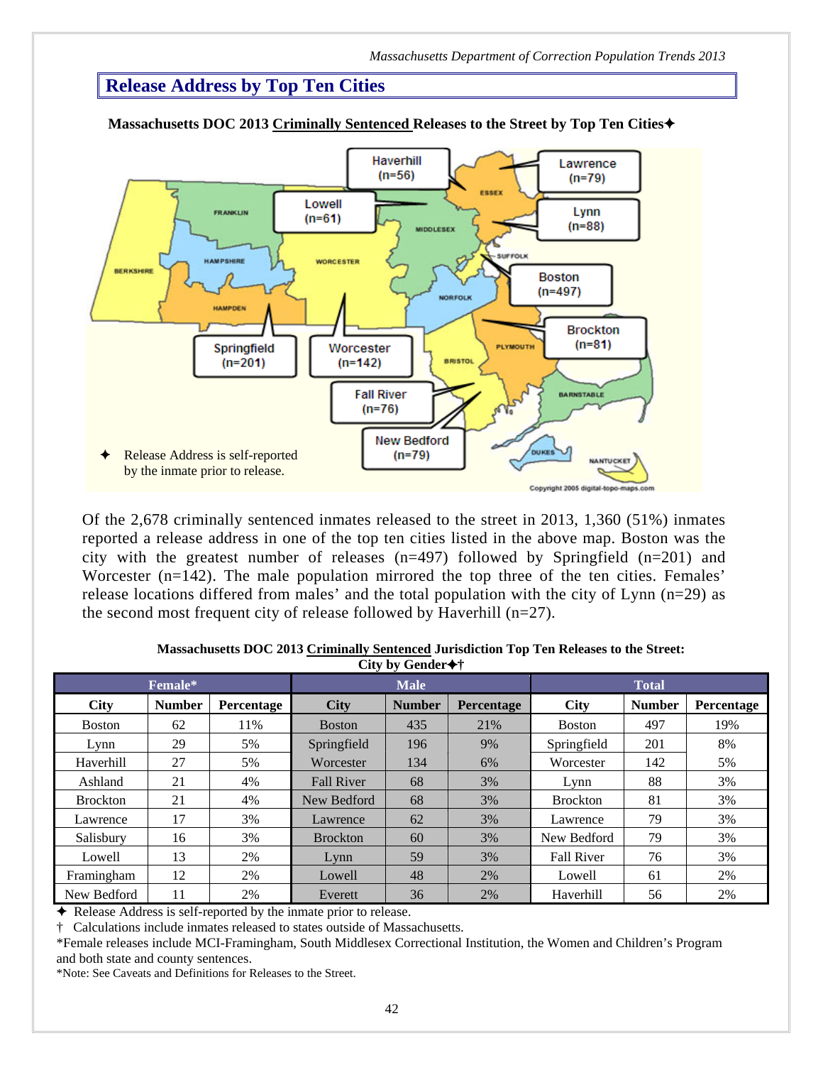## Release Address by Top Ten Cities

**Massachusetts DOC 2013 Criminally Sentenced Releases to the Street by Top Ten Cities✦**

Haverhill (n=56)
Lawrence (n=79)
Lowell (n=61)
Lynn (n=88)
Boston (n=497)
Brockton (n=81)
Springfield (n=201)
Worcester (n=142)
Fall River (n=76)
New Bedford (n=79)

✦ Release Address is self-reported by the inmate prior to release.

Of the 2,678 criminally sentenced inmates released to the street in 2013, 1,360 (51%) inmates reported a release address in one of the top ten cities listed in the above map. Boston was the city with the greatest number of releases (n=497) followed by Springfield (n=201) and Worcester (n=142). The male population mirrored the top three of the ten cities. Females' release locations differed from males' and the total population with the city of Lynn (n=29) as the second most frequent city of release followed by Haverhill (n=27).

**Massachusetts DOC 2013 Criminally Sentenced Jurisdiction Top Ten Releases to the Street: City by Gender✦†**

| Female* | | | Male | | | Total | | |
|---|---|---|---|---|---|---|---|---|
| City | Number | Percentage | City | Number | Percentage | City | Number | Percentage |
| Boston | 62 | 11% | Boston | 435 | 21% | Boston | 497 | 19% |
| Lynn | 29 | 5% | Springfield | 196 | 9% | Springfield | 201 | 8% |
| Haverhill | 27 | 5% | Worcester | 134 | 6% | Worcester | 142 | 5% |
| Ashland | 21 | 4% | Fall River | 68 | 3% | Lynn | 88 | 3% |
| Brockton | 21 | 4% | New Bedford | 68 | 3% | Brockton | 81 | 3% |
| Lawrence | 17 | 3% | Lawrence | 62 | 3% | Lawrence | 79 | 3% |
| Salisbury | 16 | 3% | Brockton | 60 | 3% | New Bedford | 79 | 3% |
| Lowell | 13 | 2% | Lynn | 59 | 3% | Fall River | 76 | 3% |
| Framingham | 12 | 2% | Lowell | 48 | 2% | Lowell | 61 | 2% |
| New Bedford | 11 | 2% | Everett | 36 | 2% | Haverhill | 56 | 2% |

✦ Release Address is self-reported by the inmate prior to release.
† Calculations include inmates released to states outside of Massachusetts.
*Female releases include MCI-Framingham, South Middlesex Correctional Institution, the Women and Children's Program and both state and county sentences.
*Note: See Caveats and Definitions for Releases to the Street.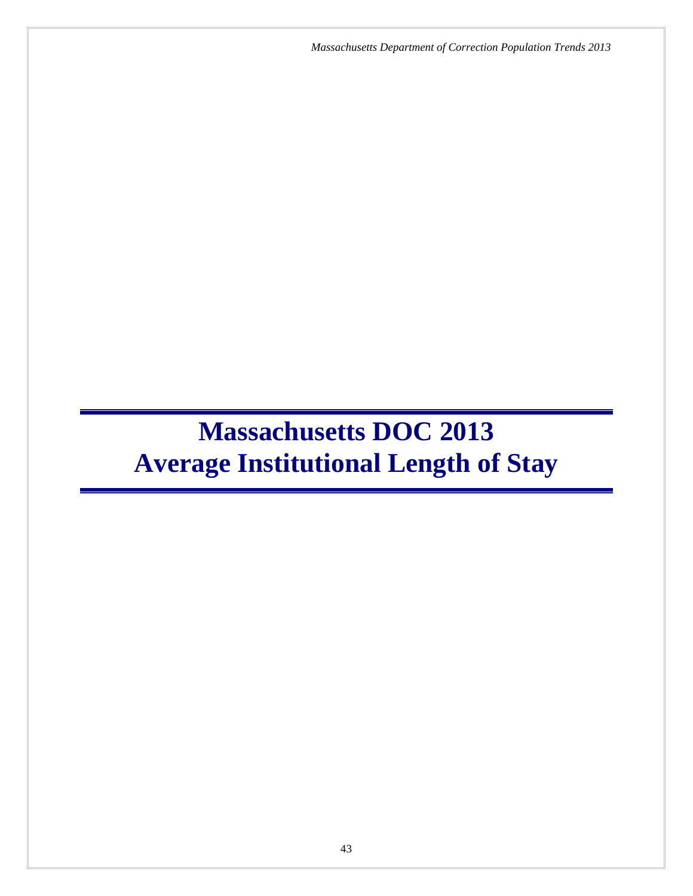# Massachusetts DOC 2013 Average Institutional Length of Stay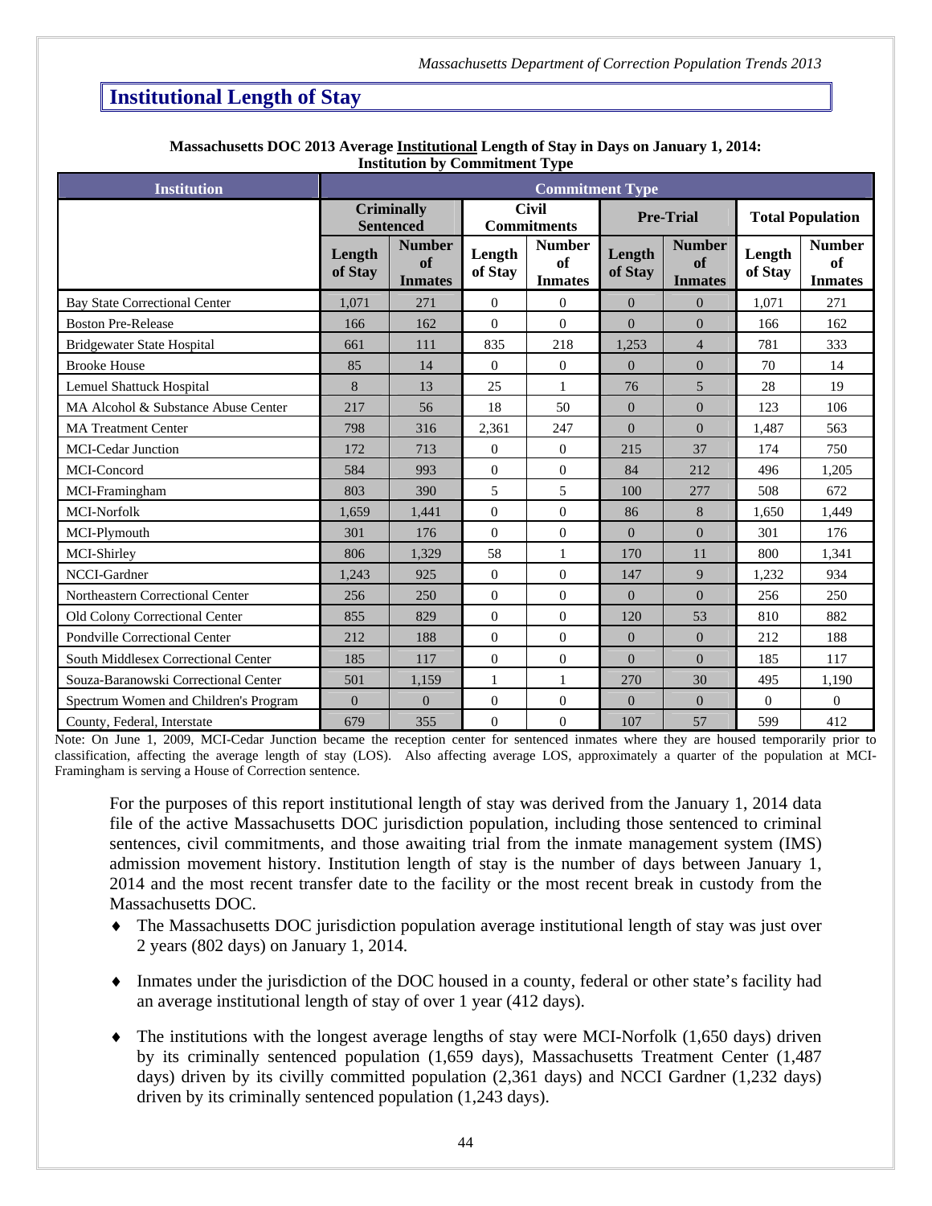## Institutional Length of Stay

**Massachusetts DOC 2013 Average Institutional Length of Stay in Days on January 1, 2014: Institution by Commitment Type**

| Institution | Commitment Type | | | | | | | |
|---|---|---|---|---|---|---|---|---|
| | Criminally Sentenced | | Civil Commitments | | Pre-Trial | | Total Population | |
| | Length of Stay | Number of Inmates | Length of Stay | Number of Inmates | Length of Stay | Number of Inmates | Length of Stay | Number of Inmates |
| Bay State Correctional Center | 1,071 | 271 | 0 | 0 | 0 | 0 | 1,071 | 271 |
| Boston Pre-Release | 166 | 162 | 0 | 0 | 0 | 0 | 166 | 162 |
| Bridgewater State Hospital | 661 | 111 | 835 | 218 | 1,253 | 4 | 781 | 333 |
| Brooke House | 85 | 14 | 0 | 0 | 0 | 0 | 70 | 14 |
| Lemuel Shattuck Hospital | 8 | 13 | 25 | 1 | 76 | 5 | 28 | 19 |
| MA Alcohol & Substance Abuse Center | 217 | 56 | 18 | 50 | 0 | 0 | 123 | 106 |
| MA Treatment Center | 798 | 316 | 2,361 | 247 | 0 | 0 | 1,487 | 563 |
| MCI-Cedar Junction | 172 | 713 | 0 | 0 | 215 | 37 | 174 | 750 |
| MCI-Concord | 584 | 993 | 0 | 0 | 84 | 212 | 496 | 1,205 |
| MCI-Framingham | 803 | 390 | 5 | 5 | 100 | 277 | 508 | 672 |
| MCI-Norfolk | 1,659 | 1,441 | 0 | 0 | 86 | 8 | 1,650 | 1,449 |
| MCI-Plymouth | 301 | 176 | 0 | 0 | 0 | 0 | 301 | 176 |
| MCI-Shirley | 806 | 1,329 | 58 | 1 | 170 | 11 | 800 | 1,341 |
| NCCI-Gardner | 1,243 | 925 | 0 | 0 | 147 | 9 | 1,232 | 934 |
| Northeastern Correctional Center | 256 | 250 | 0 | 0 | 0 | 0 | 256 | 250 |
| Old Colony Correctional Center | 855 | 829 | 0 | 0 | 120 | 53 | 810 | 882 |
| Pondville Correctional Center | 212 | 188 | 0 | 0 | 0 | 0 | 212 | 188 |
| South Middlesex Correctional Center | 185 | 117 | 0 | 0 | 0 | 0 | 185 | 117 |
| Souza-Baranowski Correctional Center | 501 | 1,159 | 1 | 1 | 270 | 30 | 495 | 1,190 |
| Spectrum Women and Children's Program | 0 | 0 | 0 | 0 | 0 | 0 | 0 | 0 |
| County, Federal, Interstate | 679 | 355 | 0 | 0 | 107 | 57 | 599 | 412 |

Note: On June 1, 2009, MCI-Cedar Junction became the reception center for sentenced inmates where they are housed temporarily prior to classification, affecting the average length of stay (LOS). Also affecting average LOS, approximately a quarter of the population at MCI-Framingham is serving a House of Correction sentence.

For the purposes of this report institutional length of stay was derived from the January 1, 2014 data file of the active Massachusetts DOC jurisdiction population, including those sentenced to criminal sentences, civil commitments, and those awaiting trial from the inmate management system (IMS) admission movement history. Institution length of stay is the number of days between January 1, 2014 and the most recent transfer date to the facility or the most recent break in custody from the Massachusetts DOC.

- The Massachusetts DOC jurisdiction population average institutional length of stay was just over 2 years (802 days) on January 1, 2014.
- Inmates under the jurisdiction of the DOC housed in a county, federal or other state's facility had an average institutional length of stay of over 1 year (412 days).
- The institutions with the longest average lengths of stay were MCI-Norfolk (1,650 days) driven by its criminally sentenced population (1,659 days), Massachusetts Treatment Center (1,487 days) driven by its civilly committed population (2,361 days) and NCCI Gardner (1,232 days) driven by its criminally sentenced population (1,243 days).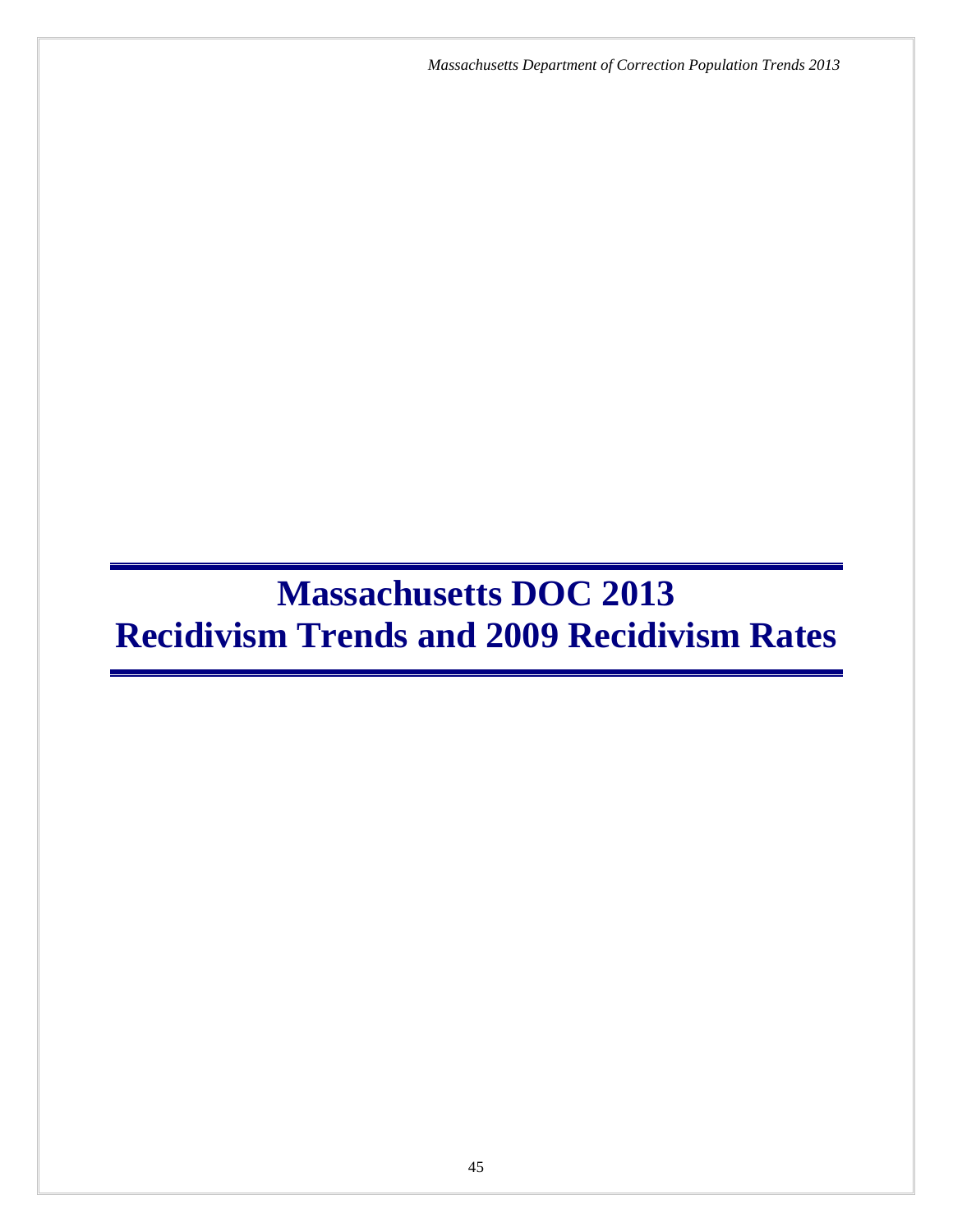# Massachusetts DOC 2013
# Recidivism Trends and 2009 Recidivism Rates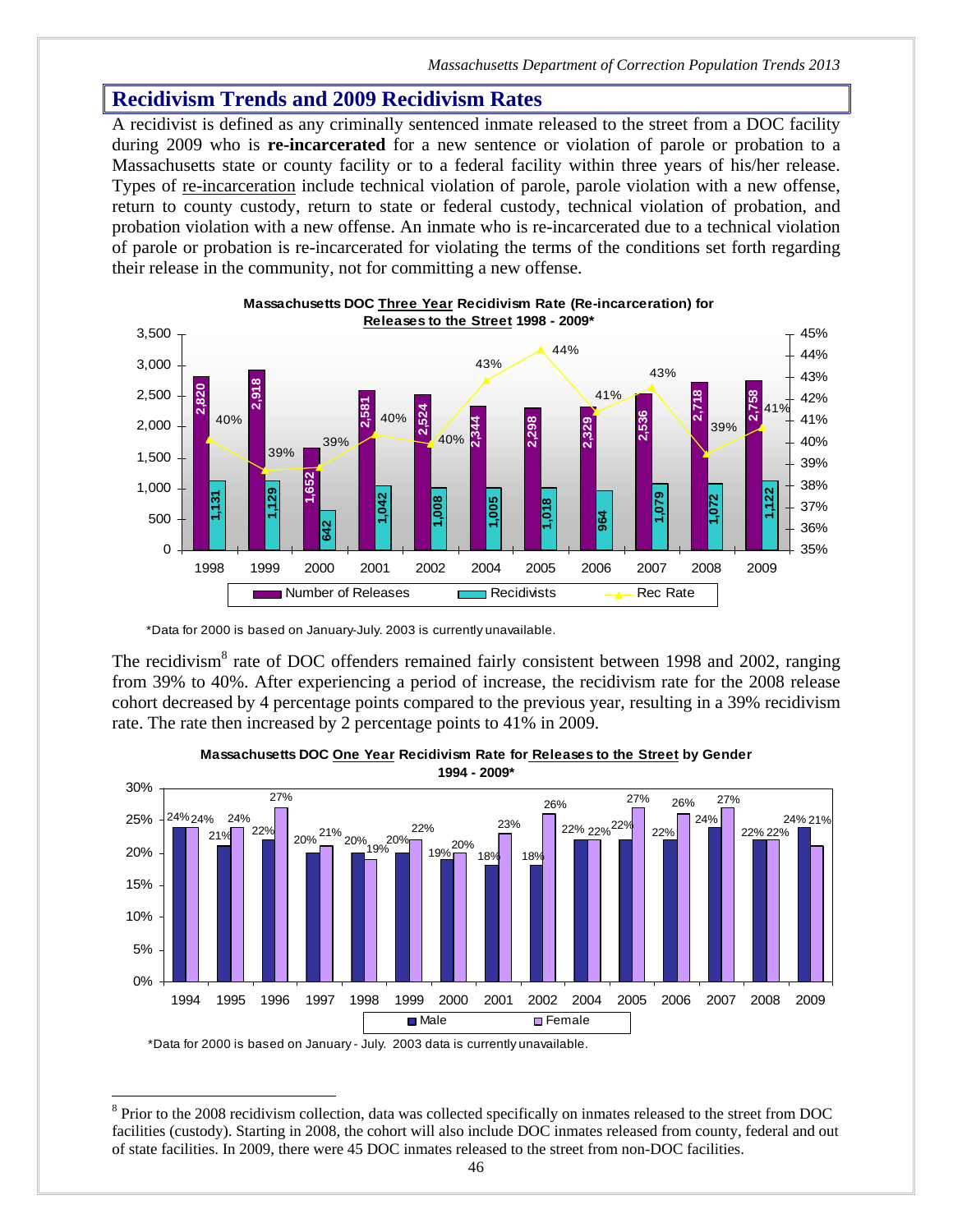## Recidivism Trends and 2009 Recidivism Rates

A recidivist is defined as any criminally sentenced inmate released to the street from a DOC facility during 2009 who is **re-incarcerated** for a new sentence or violation of parole or probation to a Massachusetts state or county facility or to a federal facility within three years of his/her release. Types of re-incarceration include technical violation of parole, parole violation with a new offense, return to county custody, return to state or federal custody, technical violation of probation, and probation violation with a new offense. An inmate who is re-incarcerated due to a technical violation of parole or probation is re-incarcerated for violating the terms of the conditions set forth regarding their release in the community, not for committing a new offense.

**Massachusetts DOC Three Year Recidivism Rate (Re-incarceration) for Releases to the Street 1998 - 2009***

| Year | Number of Releases | Recidivists | Rec Rate |
|---|---|---|---|
| 1998 | 2,820 | 1,131 | 40% |
| 1999 | 2,918 | 1,129 | 39% |
| 2000 | 1,652 | 642 | 39% |
| 2001 | 2,581 | 1,042 | 40% |
| 2002 | 2,524 | 1,008 | 40% |
| 2004 | 2,344 | 1,005 | 43% |
| 2005 | 2,298 | 1,018 | 44% |
| 2006 | 2,329 | 964 | 41% |
| 2007 | 2,536 | 1,079 | 43% |
| 2008 | 2,718 | 1,072 | 39% |
| 2009 | 2,758 | 1,122 | 41% |

*Data for 2000 is based on January-July. 2003 is currently unavailable.

The recidivism[8] rate of DOC offenders remained fairly consistent between 1998 and 2002, ranging from 39% to 40%. After experiencing a period of increase, the recidivism rate for the 2008 release cohort decreased by 4 percentage points compared to the previous year, resulting in a 39% recidivism rate. The rate then increased by 2 percentage points to 41% in 2009.

**Massachusetts DOC One Year Recidivism Rate for Releases to the Street by Gender 1994 - 2009***

| Year | Male | Female |
|---|---|---|
| 1994 | 24% | 24% |
| 1995 | 21% | 24% |
| 1996 | 22% | 27% |
| 1997 | 20% | 21% |
| 1998 | 20% | 19% |
| 1999 | 20% | 22% |
| 2000 | 19% | 20% |
| 2001 | 18% | 23% |
| 2002 | 18% | 26% |
| 2004 | 22% | 22% |
| 2005 | 22% | 27% |
| 2006 | 22% | 26% |
| 2007 | 24% | 27% |
| 2008 | 22% | 22% |
| 2009 | 24% | 21% |

*Data for 2000 is based on January - July. 2003 data is currently unavailable.

[8] Prior to the 2008 recidivism collection, data was collected specifically on inmates released to the street from DOC facilities (custody). Starting in 2008, the cohort will also include DOC inmates released from county, federal and out of state facilities. In 2009, there were 45 DOC inmates released to the street from non-DOC facilities.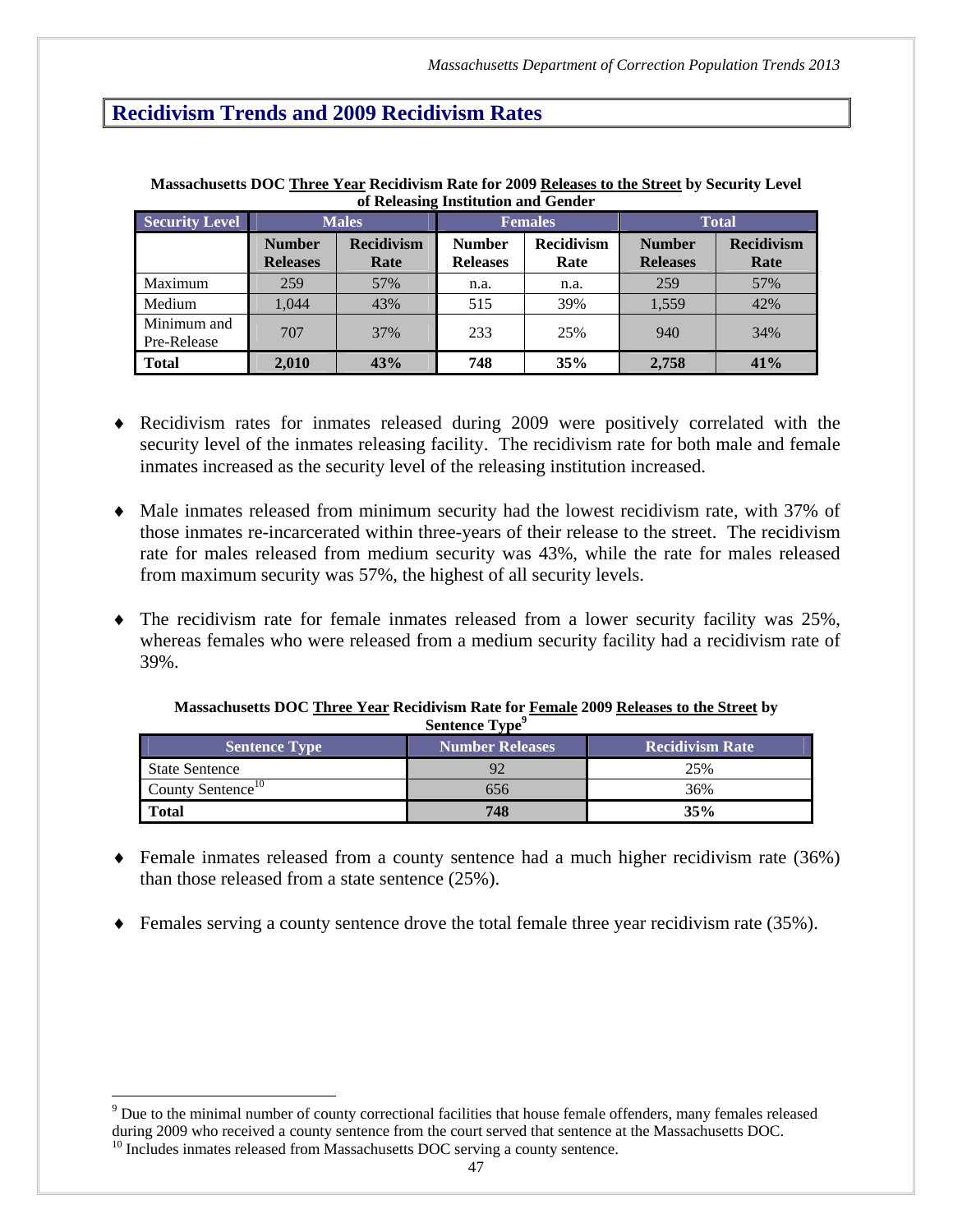## Recidivism Trends and 2009 Recidivism Rates

**Massachusetts DOC Three Year Recidivism Rate for 2009 Releases to the Street by Security Level of Releasing Institution and Gender**

| Security Level | Males | | Females | | Total | |
|---|---|---|---|---|---|---|
| | Number Releases | Recidivism Rate | Number Releases | Recidivism Rate | Number Releases | Recidivism Rate |
| Maximum | 259 | 57% | n.a. | n.a. | 259 | 57% |
| Medium | 1,044 | 43% | 515 | 39% | 1,559 | 42% |
| Minimum and Pre-Release | 707 | 37% | 233 | 25% | 940 | 34% |
| **Total** | **2,010** | **43%** | **748** | **35%** | **2,758** | **41%** |

- Recidivism rates for inmates released during 2009 were positively correlated with the security level of the inmates releasing facility. The recidivism rate for both male and female inmates increased as the security level of the releasing institution increased.

- Male inmates released from minimum security had the lowest recidivism rate, with 37% of those inmates re-incarcerated within three-years of their release to the street. The recidivism rate for males released from medium security was 43%, while the rate for males released from maximum security was 57%, the highest of all security levels.

- The recidivism rate for female inmates released from a lower security facility was 25%, whereas females who were released from a medium security facility had a recidivism rate of 39%.

**Massachusetts DOC Three Year Recidivism Rate for Female 2009 Releases to the Street by Sentence Type[9]**

| Sentence Type | Number Releases | Recidivism Rate |
|---|---|---|
| State Sentence | 92 | 25% |
| County Sentence[10] | 656 | 36% |
| **Total** | **748** | **35%** |

- Female inmates released from a county sentence had a much higher recidivism rate (36%) than those released from a state sentence (25%).

- Females serving a county sentence drove the total female three year recidivism rate (35%).

---

[9] Due to the minimal number of county correctional facilities that house female offenders, many females released during 2009 who received a county sentence from the court served that sentence at the Massachusetts DOC.

[10] Includes inmates released from Massachusetts DOC serving a county sentence.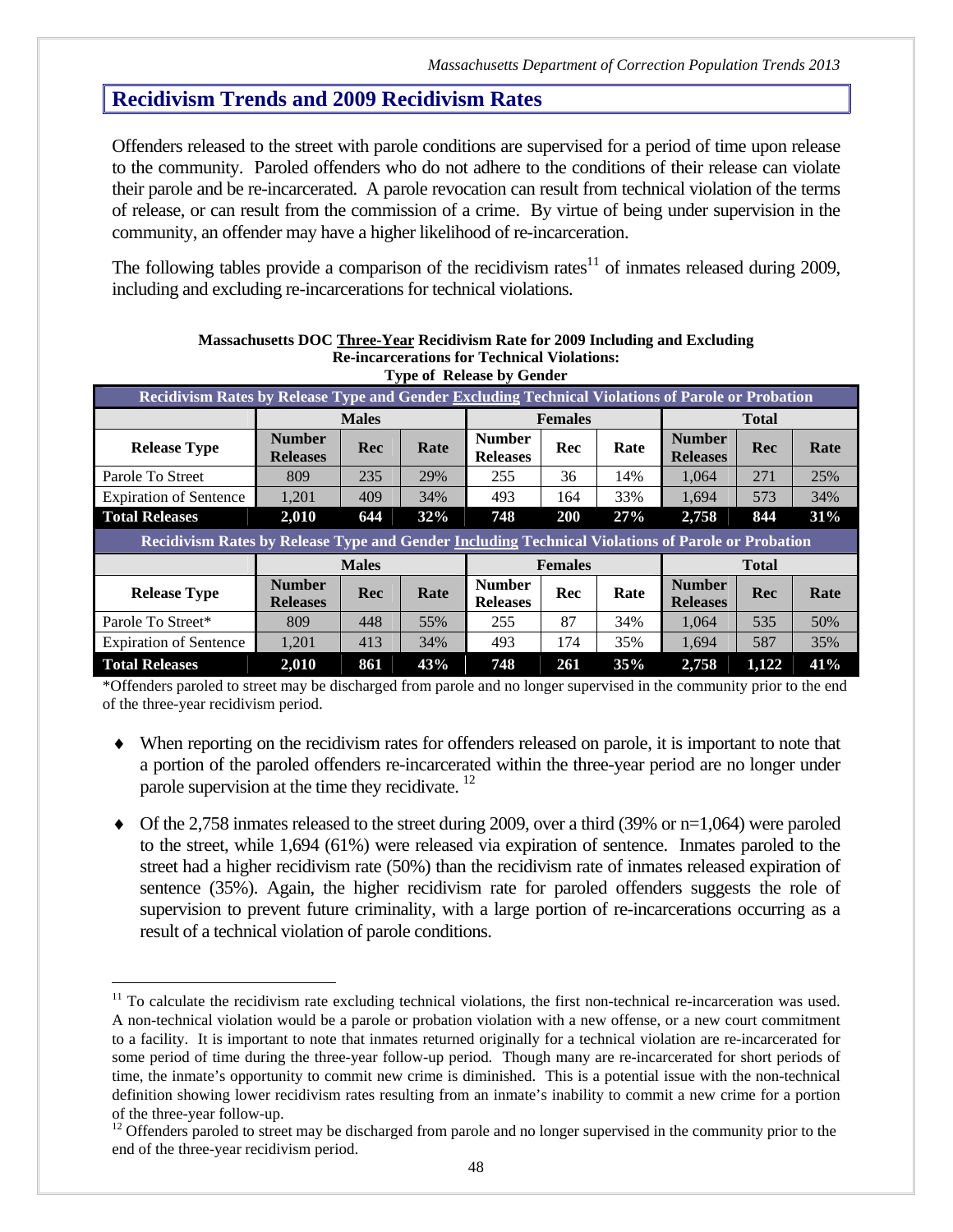## Recidivism Trends and 2009 Recidivism Rates

Offenders released to the street with parole conditions are supervised for a period of time upon release to the community. Paroled offenders who do not adhere to the conditions of their release can violate their parole and be re-incarcerated. A parole revocation can result from technical violation of the terms of release, or can result from the commission of a crime. By virtue of being under supervision in the community, an offender may have a higher likelihood of re-incarceration.

The following tables provide a comparison of the recidivism rates[11] of inmates released during 2009, including and excluding re-incarcerations for technical violations.

**Massachusetts DOC Three-Year Recidivism Rate for 2009 Including and Excluding Re-incarcerations for Technical Violations: Type of Release by Gender**

**Recidivism Rates by Release Type and Gender Excluding Technical Violations of Parole or Probation**

| | Males | | | Females | | | Total | | |
|---|---|---|---|---|---|---|---|---|---|
| Release Type | Number Releases | Rec | Rate | Number Releases | Rec | Rate | Number Releases | Rec | Rate |
| Parole To Street | 809 | 235 | 29% | 255 | 36 | 14% | 1,064 | 271 | 25% |
| Expiration of Sentence | 1,201 | 409 | 34% | 493 | 164 | 33% | 1,694 | 573 | 34% |
| **Total Releases** | **2,010** | **644** | **32%** | **748** | **200** | **27%** | **2,758** | **844** | **31%** |

**Recidivism Rates by Release Type and Gender Including Technical Violations of Parole or Probation**

| | Males | | | Females | | | Total | | |
|---|---|---|---|---|---|---|---|---|---|
| Release Type | Number Releases | Rec | Rate | Number Releases | Rec | Rate | Number Releases | Rec | Rate |
| Parole To Street* | 809 | 448 | 55% | 255 | 87 | 34% | 1,064 | 535 | 50% |
| Expiration of Sentence | 1,201 | 413 | 34% | 493 | 174 | 35% | 1,694 | 587 | 35% |
| **Total Releases** | **2,010** | **861** | **43%** | **748** | **261** | **35%** | **2,758** | **1,122** | **41%** |

*Offenders paroled to street may be discharged from parole and no longer supervised in the community prior to the end of the three-year recidivism period.

- When reporting on the recidivism rates for offenders released on parole, it is important to note that a portion of the paroled offenders re-incarcerated within the three-year period are no longer under parole supervision at the time they recidivate.[12]

- Of the 2,758 inmates released to the street during 2009, over a third (39% or n=1,064) were paroled to the street, while 1,694 (61%) were released via expiration of sentence. Inmates paroled to the street had a higher recidivism rate (50%) than the recidivism rate of inmates released expiration of sentence (35%). Again, the higher recidivism rate for paroled offenders suggests the role of supervision to prevent future criminality, with a large portion of re-incarcerations occurring as a result of a technical violation of parole conditions.

---

[11] To calculate the recidivism rate excluding technical violations, the first non-technical re-incarceration was used. A non-technical violation would be a parole or probation violation with a new offense, or a new court commitment to a facility. It is important to note that inmates returned originally for a technical violation are re-incarcerated for some period of time during the three-year follow-up period. Though many are re-incarcerated for short periods of time, the inmate's opportunity to commit new crime is diminished. This is a potential issue with the non-technical definition showing lower recidivism rates resulting from an inmate's inability to commit a new crime for a portion of the three-year follow-up.

[12] Offenders paroled to street may be discharged from parole and no longer supervised in the community prior to the end of the three-year recidivism period.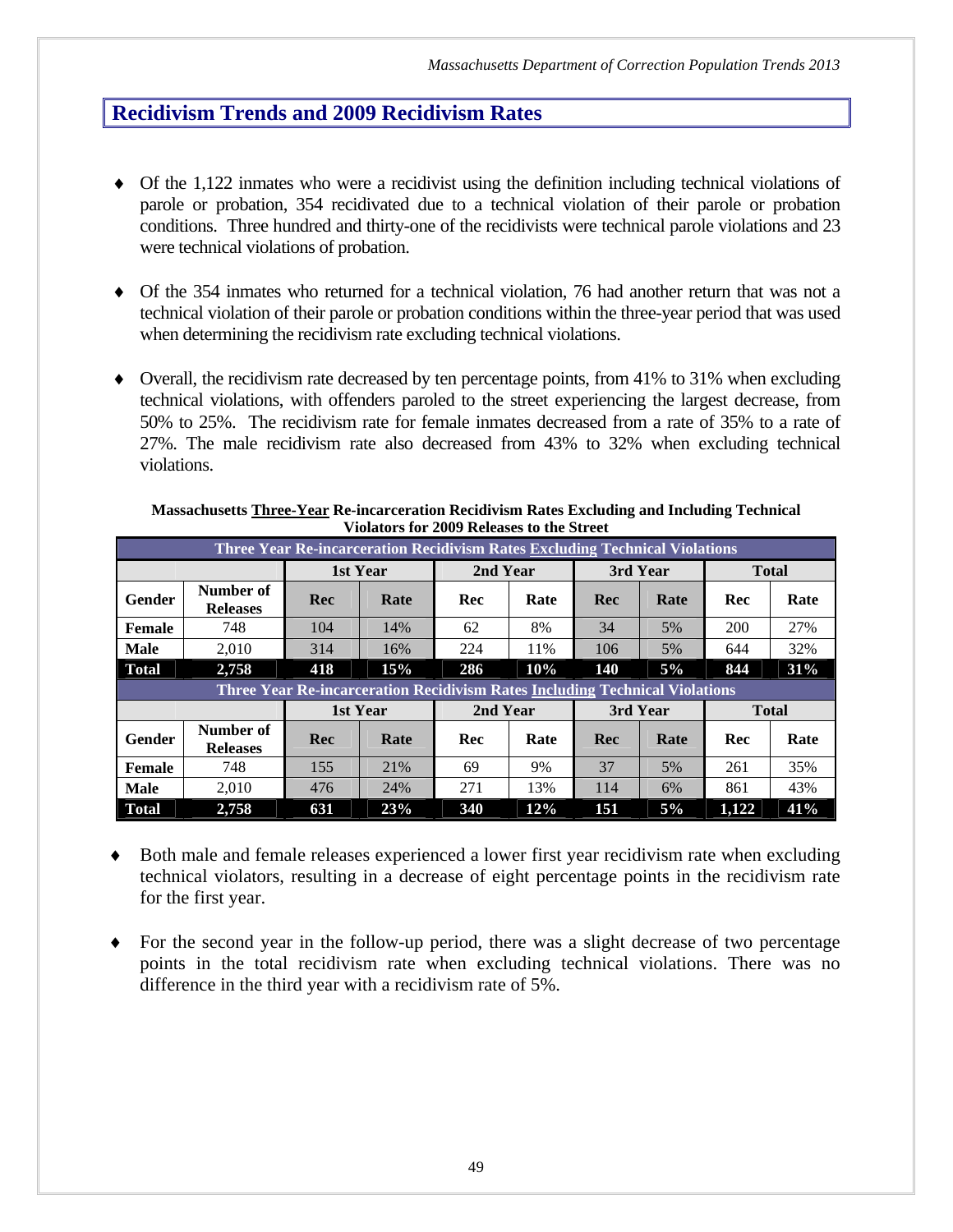## Recidivism Trends and 2009 Recidivism Rates

- Of the 1,122 inmates who were a recidivist using the definition including technical violations of parole or probation, 354 recidivated due to a technical violation of their parole or probation conditions. Three hundred and thirty-one of the recidivists were technical parole violations and 23 were technical violations of probation.
- Of the 354 inmates who returned for a technical violation, 76 had another return that was not a technical violation of their parole or probation conditions within the three-year period that was used when determining the recidivism rate excluding technical violations.
- Overall, the recidivism rate decreased by ten percentage points, from 41% to 31% when excluding technical violations, with offenders paroled to the street experiencing the largest decrease, from 50% to 25%. The recidivism rate for female inmates decreased from a rate of 35% to a rate of 27%. The male recidivism rate also decreased from 43% to 32% when excluding technical violations.

**Massachusetts Three-Year Re-incarceration Recidivism Rates Excluding and Including Technical Violators for 2009 Releases to the Street**

| Three Year Re-incarceration Recidivism Rates Excluding Technical Violations | | | | | | | | | |
|---|---|---|---|---|---|---|---|---|---|
| | | 1st Year | | 2nd Year | | 3rd Year | | Total | |
| Gender | Number of Releases | Rec | Rate | Rec | Rate | Rec | Rate | Rec | Rate |
| Female | 748 | 104 | 14% | 62 | 8% | 34 | 5% | 200 | 27% |
| Male | 2,010 | 314 | 16% | 224 | 11% | 106 | 5% | 644 | 32% |
| **Total** | **2,758** | **418** | **15%** | **286** | **10%** | **140** | **5%** | **844** | **31%** |
| **Three Year Re-incarceration Recidivism Rates Including Technical Violations** | | | | | | | | | |
| | | 1st Year | | 2nd Year | | 3rd Year | | Total | |
| Gender | Number of Releases | Rec | Rate | Rec | Rate | Rec | Rate | Rec | Rate |
| Female | 748 | 155 | 21% | 69 | 9% | 37 | 5% | 261 | 35% |
| Male | 2,010 | 476 | 24% | 271 | 13% | 114 | 6% | 861 | 43% |
| **Total** | **2,758** | **631** | **23%** | **340** | **12%** | **151** | **5%** | **1,122** | **41%** |

- Both male and female releases experienced a lower first year recidivism rate when excluding technical violators, resulting in a decrease of eight percentage points in the recidivism rate for the first year.
- For the second year in the follow-up period, there was a slight decrease of two percentage points in the total recidivism rate when excluding technical violations. There was no difference in the third year with a recidivism rate of 5%.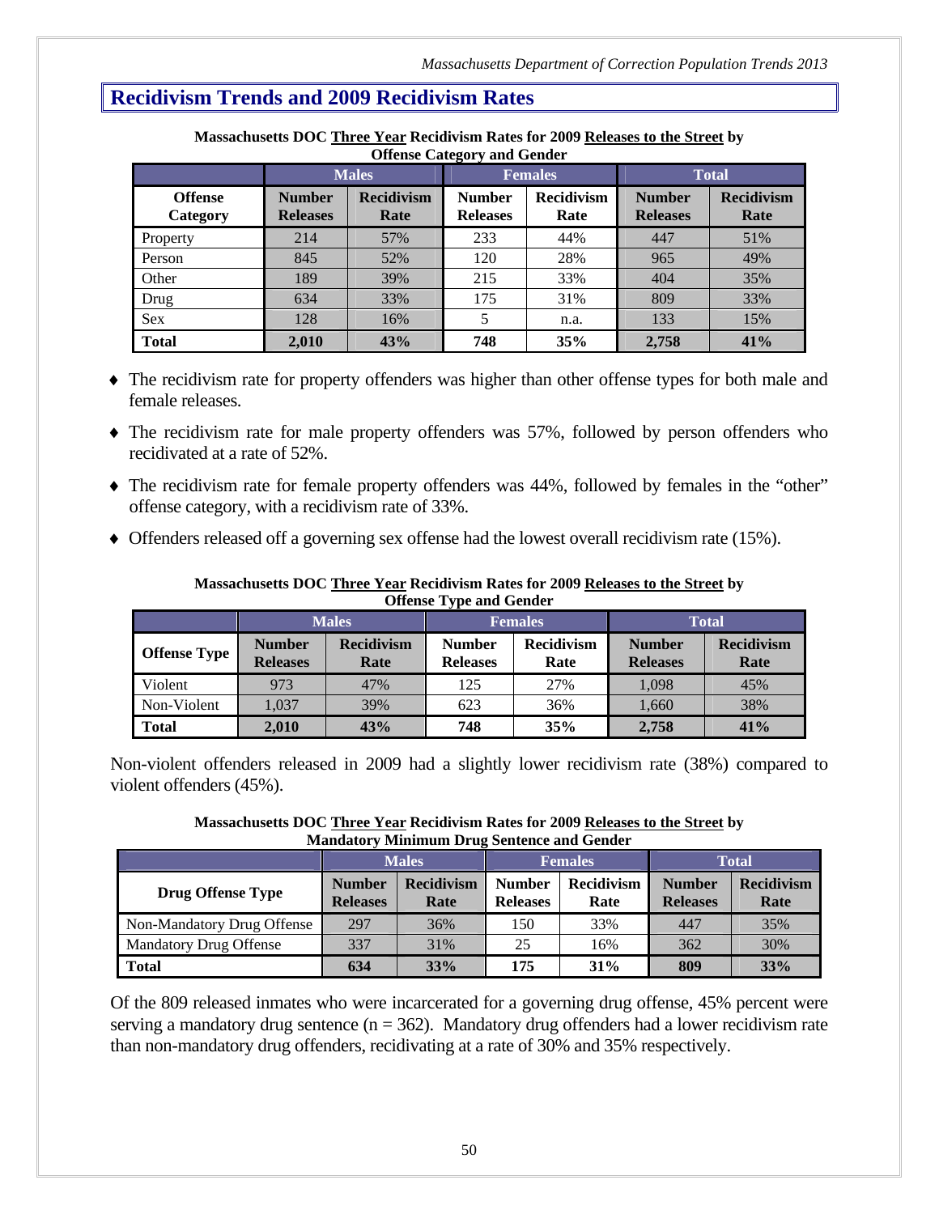## Recidivism Trends and 2009 Recidivism Rates

**Massachusetts DOC Three Year Recidivism Rates for 2009 Releases to the Street by Offense Category and Gender**

| | Males | | Females | | Total | |
|---|---|---|---|---|---|---|
| **Offense Category** | **Number Releases** | **Recidivism Rate** | **Number Releases** | **Recidivism Rate** | **Number Releases** | **Recidivism Rate** |
| Property | 214 | 57% | 233 | 44% | 447 | 51% |
| Person | 845 | 52% | 120 | 28% | 965 | 49% |
| Other | 189 | 39% | 215 | 33% | 404 | 35% |
| Drug | 634 | 33% | 175 | 31% | 809 | 33% |
| Sex | 128 | 16% | 5 | n.a. | 133 | 15% |
| **Total** | **2,010** | **43%** | **748** | **35%** | **2,758** | **41%** |

- The recidivism rate for property offenders was higher than other offense types for both male and female releases.
- The recidivism rate for male property offenders was 57%, followed by person offenders who recidivated at a rate of 52%.
- The recidivism rate for female property offenders was 44%, followed by females in the "other" offense category, with a recidivism rate of 33%.
- Offenders released off a governing sex offense had the lowest overall recidivism rate (15%).

**Massachusetts DOC Three Year Recidivism Rates for 2009 Releases to the Street by Offense Type and Gender**

| | Males | | Females | | Total | |
|---|---|---|---|---|---|---|
| **Offense Type** | **Number Releases** | **Recidivism Rate** | **Number Releases** | **Recidivism Rate** | **Number Releases** | **Recidivism Rate** |
| Violent | 973 | 47% | 125 | 27% | 1,098 | 45% |
| Non-Violent | 1,037 | 39% | 623 | 36% | 1,660 | 38% |
| **Total** | **2,010** | **43%** | **748** | **35%** | **2,758** | **41%** |

Non-violent offenders released in 2009 had a slightly lower recidivism rate (38%) compared to violent offenders (45%).

**Massachusetts DOC Three Year Recidivism Rates for 2009 Releases to the Street by Mandatory Minimum Drug Sentence and Gender**

| | Males | | Females | | Total | |
|---|---|---|---|---|---|---|
| **Drug Offense Type** | **Number Releases** | **Recidivism Rate** | **Number Releases** | **Recidivism Rate** | **Number Releases** | **Recidivism Rate** |
| Non-Mandatory Drug Offense | 297 | 36% | 150 | 33% | 447 | 35% |
| Mandatory Drug Offense | 337 | 31% | 25 | 16% | 362 | 30% |
| **Total** | **634** | **33%** | **175** | **31%** | **809** | **33%** |

Of the 809 released inmates who were incarcerated for a governing drug offense, 45% percent were serving a mandatory drug sentence (n = 362). Mandatory drug offenders had a lower recidivism rate than non-mandatory drug offenders, recidivating at a rate of 30% and 35% respectively.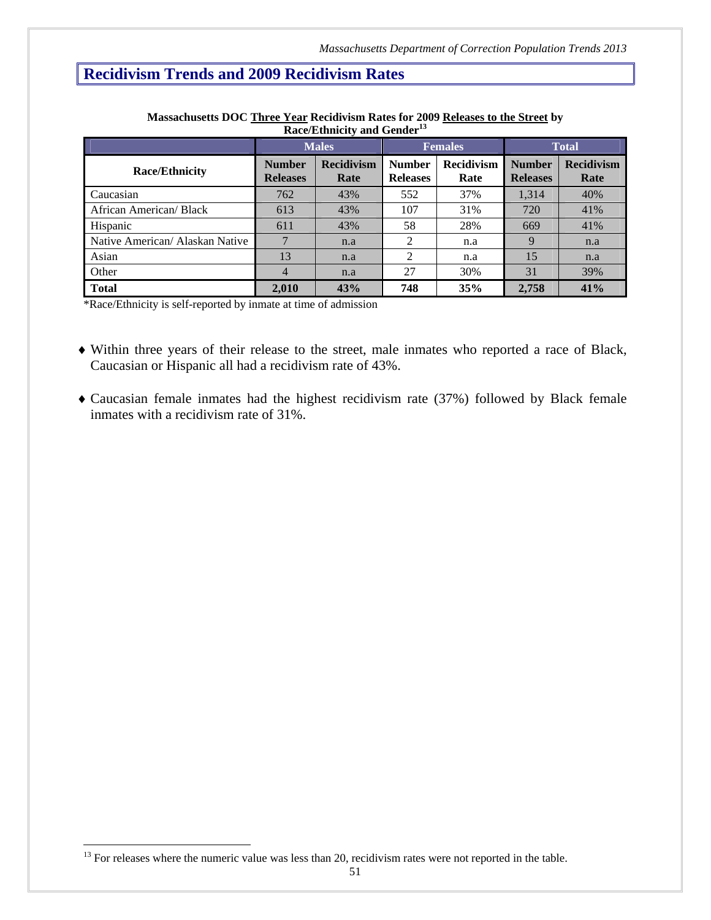## Recidivism Trends and 2009 Recidivism Rates

**Massachusetts DOC Three Year Recidivism Rates for 2009 Releases to the Street by Race/Ethnicity and Gender[13]**

| | Males | | Females | | Total | |
|---|---|---|---|---|---|---|
| **Race/Ethnicity** | **Number Releases** | **Recidivism Rate** | **Number Releases** | **Recidivism Rate** | **Number Releases** | **Recidivism Rate** |
| Caucasian | 762 | 43% | 552 | 37% | 1,314 | 40% |
| African American/ Black | 613 | 43% | 107 | 31% | 720 | 41% |
| Hispanic | 611 | 43% | 58 | 28% | 669 | 41% |
| Native American/ Alaskan Native | 7 | n.a | 2 | n.a | 9 | n.a |
| Asian | 13 | n.a | 2 | n.a | 15 | n.a |
| Other | 4 | n.a | 27 | 30% | 31 | 39% |
| **Total** | **2,010** | **43%** | **748** | **35%** | **2,758** | **41%** |

*Race/Ethnicity is self-reported by inmate at time of admission

- Within three years of their release to the street, male inmates who reported a race of Black, Caucasian or Hispanic all had a recidivism rate of 43%.

- Caucasian female inmates had the highest recidivism rate (37%) followed by Black female inmates with a recidivism rate of 31%.

[13] For releases where the numeric value was less than 20, recidivism rates were not reported in the table.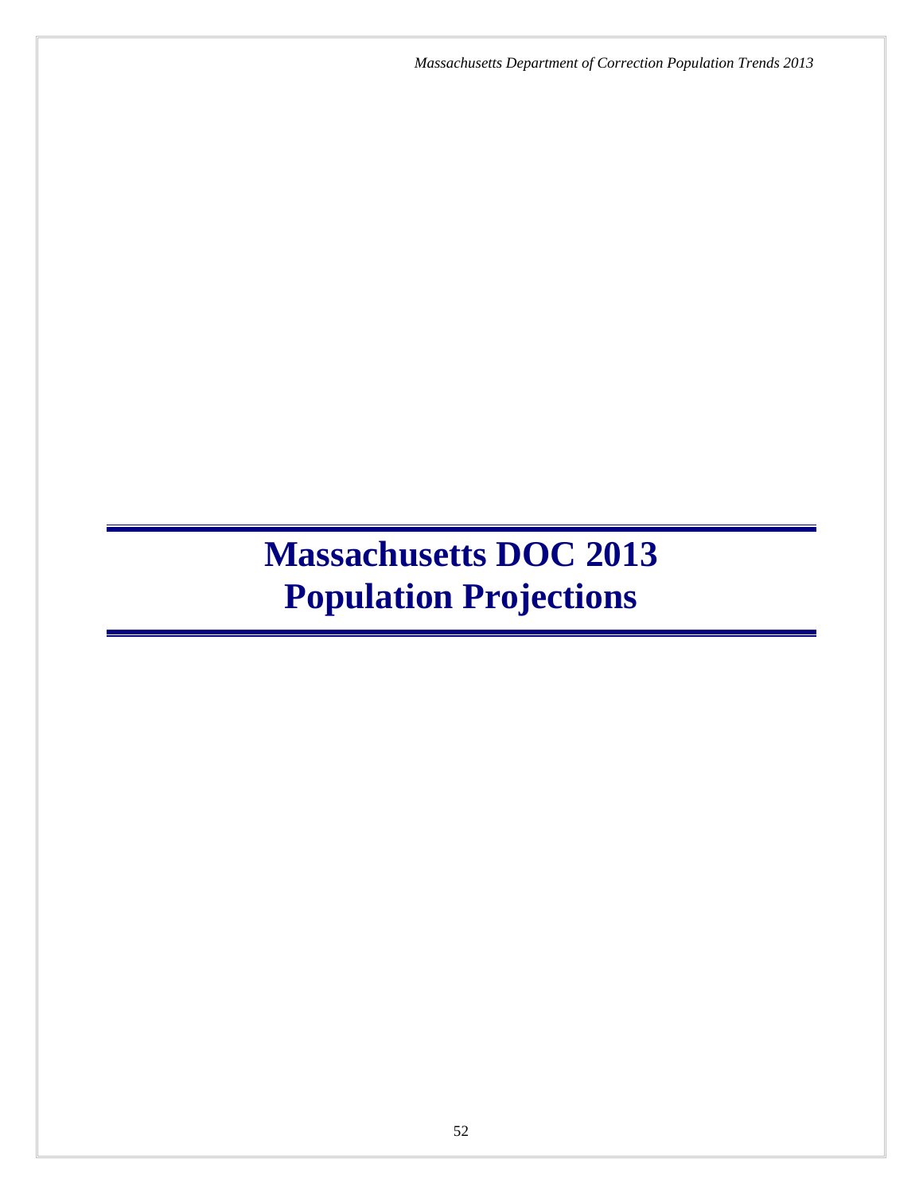# Massachusetts DOC 2013 Population Projections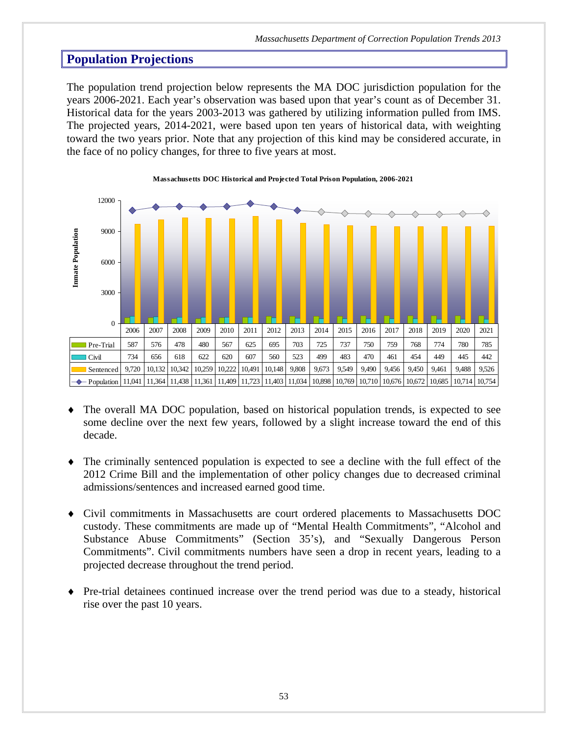## Population Projections

The population trend projection below represents the MA DOC jurisdiction population for the years 2006-2021. Each year's observation was based upon that year's count as of December 31. Historical data for the years 2003-2013 was gathered by utilizing information pulled from IMS. The projected years, 2014-2021, were based upon ten years of historical data, with weighting toward the two years prior. Note that any projection of this kind may be considered accurate, in the face of no policy changes, for three to five years at most.

**Massachusetts DOC Historical and Projected Total Prison Population, 2006-2021**

| | 2006 | 2007 | 2008 | 2009 | 2010 | 2011 | 2012 | 2013 | 2014 | 2015 | 2016 | 2017 | 2018 | 2019 | 2020 | 2021 |
|---|---|---|---|---|---|---|---|---|---|---|---|---|---|---|---|---|
| Pre-Trial | 587 | 576 | 478 | 480 | 567 | 625 | 695 | 703 | 725 | 737 | 750 | 759 | 768 | 774 | 780 | 785 |
| Civil | 734 | 656 | 618 | 622 | 620 | 607 | 560 | 523 | 499 | 483 | 470 | 461 | 454 | 449 | 445 | 442 |
| Sentenced | 9,720 | 10,132 | 10,342 | 10,259 | 10,222 | 10,491 | 10,148 | 9,808 | 9,673 | 9,549 | 9,490 | 9,456 | 9,450 | 9,461 | 9,488 | 9,526 |
| Population | 11,041 | 11,364 | 11,438 | 11,361 | 11,409 | 11,723 | 11,403 | 11,034 | 10,898 | 10,769 | 10,710 | 10,676 | 10,672 | 10,685 | 10,714 | 10,754 |

- The overall MA DOC population, based on historical population trends, is expected to see some decline over the next few years, followed by a slight increase toward the end of this decade.

- The criminally sentenced population is expected to see a decline with the full effect of the 2012 Crime Bill and the implementation of other policy changes due to decreased criminal admissions/sentences and increased earned good time.

- Civil commitments in Massachusetts are court ordered placements to Massachusetts DOC custody. These commitments are made up of "Mental Health Commitments", "Alcohol and Substance Abuse Commitments" (Section 35's), and "Sexually Dangerous Person Commitments". Civil commitments numbers have seen a drop in recent years, leading to a projected decrease throughout the trend period.

- Pre-trial detainees continued increase over the trend period was due to a steady, historical rise over the past 10 years.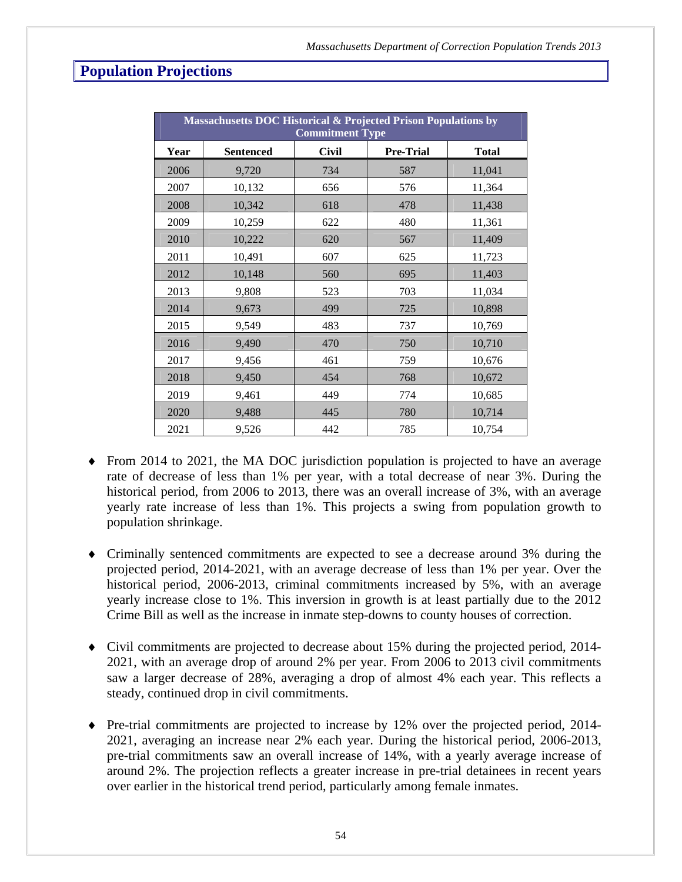## Population Projections

| Massachusetts DOC Historical & Projected Prison Populations by Commitment Type | | | | |
|---|---|---|---|---|
| Year | Sentenced | Civil | Pre-Trial | Total |
| 2006 | 9,720 | 734 | 587 | 11,041 |
| 2007 | 10,132 | 656 | 576 | 11,364 |
| 2008 | 10,342 | 618 | 478 | 11,438 |
| 2009 | 10,259 | 622 | 480 | 11,361 |
| 2010 | 10,222 | 620 | 567 | 11,409 |
| 2011 | 10,491 | 607 | 625 | 11,723 |
| 2012 | 10,148 | 560 | 695 | 11,403 |
| 2013 | 9,808 | 523 | 703 | 11,034 |
| 2014 | 9,673 | 499 | 725 | 10,898 |
| 2015 | 9,549 | 483 | 737 | 10,769 |
| 2016 | 9,490 | 470 | 750 | 10,710 |
| 2017 | 9,456 | 461 | 759 | 10,676 |
| 2018 | 9,450 | 454 | 768 | 10,672 |
| 2019 | 9,461 | 449 | 774 | 10,685 |
| 2020 | 9,488 | 445 | 780 | 10,714 |
| 2021 | 9,526 | 442 | 785 | 10,754 |

- From 2014 to 2021, the MA DOC jurisdiction population is projected to have an average rate of decrease of less than 1% per year, with a total decrease of near 3%. During the historical period, from 2006 to 2013, there was an overall increase of 3%, with an average yearly rate increase of less than 1%. This projects a swing from population growth to population shrinkage.

- Criminally sentenced commitments are expected to see a decrease around 3% during the projected period, 2014-2021, with an average decrease of less than 1% per year. Over the historical period, 2006-2013, criminal commitments increased by 5%, with an average yearly increase close to 1%. This inversion in growth is at least partially due to the 2012 Crime Bill as well as the increase in inmate step-downs to county houses of correction.

- Civil commitments are projected to decrease about 15% during the projected period, 2014-2021, with an average drop of around 2% per year. From 2006 to 2013 civil commitments saw a larger decrease of 28%, averaging a drop of almost 4% each year. This reflects a steady, continued drop in civil commitments.

- Pre-trial commitments are projected to increase by 12% over the projected period, 2014-2021, averaging an increase near 2% each year. During the historical period, 2006-2013, pre-trial commitments saw an overall increase of 14%, with a yearly average increase of around 2%. The projection reflects a greater increase in pre-trial detainees in recent years over earlier in the historical trend period, particularly among female inmates.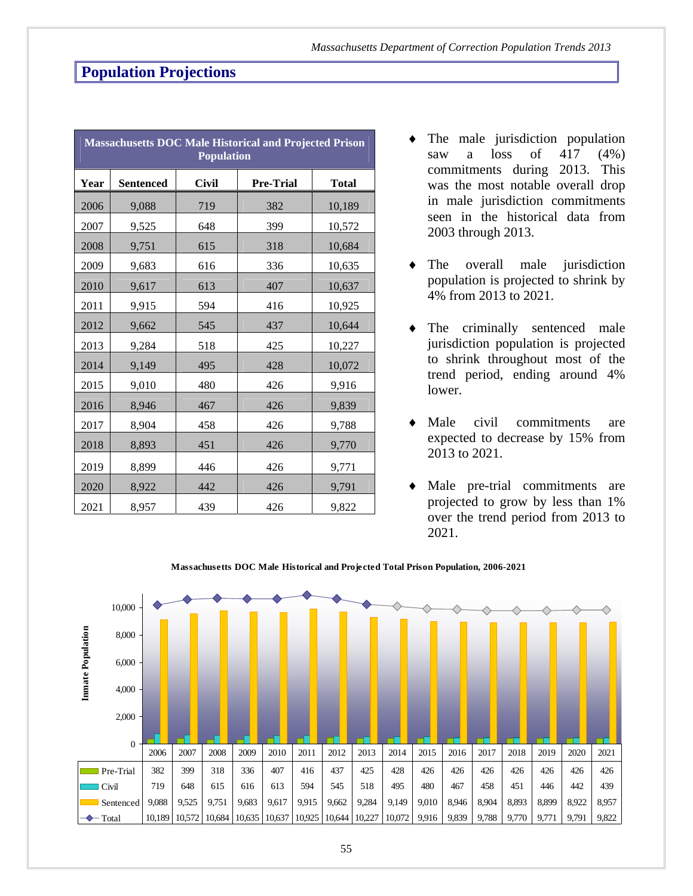## Population Projections

| Massachusetts DOC Male Historical and Projected Prison Population | | | | |
|---|---|---|---|---|
| Year | Sentenced | Civil | Pre-Trial | Total |
| 2006 | 9,088 | 719 | 382 | 10,189 |
| 2007 | 9,525 | 648 | 399 | 10,572 |
| 2008 | 9,751 | 615 | 318 | 10,684 |
| 2009 | 9,683 | 616 | 336 | 10,635 |
| 2010 | 9,617 | 613 | 407 | 10,637 |
| 2011 | 9,915 | 594 | 416 | 10,925 |
| 2012 | 9,662 | 545 | 437 | 10,644 |
| 2013 | 9,284 | 518 | 425 | 10,227 |
| 2014 | 9,149 | 495 | 428 | 10,072 |
| 2015 | 9,010 | 480 | 426 | 9,916 |
| 2016 | 8,946 | 467 | 426 | 9,839 |
| 2017 | 8,904 | 458 | 426 | 9,788 |
| 2018 | 8,893 | 451 | 426 | 9,770 |
| 2019 | 8,899 | 446 | 426 | 9,771 |
| 2020 | 8,922 | 442 | 426 | 9,791 |
| 2021 | 8,957 | 439 | 426 | 9,822 |

- The male jurisdiction population saw a loss of 417 (4%) commitments during 2013. This was the most notable overall drop in male jurisdiction commitments seen in the historical data from 2003 through 2013.
- The overall male jurisdiction population is projected to shrink by 4% from 2013 to 2021.
- The criminally sentenced male jurisdiction population is projected to shrink throughout most of the trend period, ending around 4% lower.
- Male civil commitments are expected to decrease by 15% from 2013 to 2021.
- Male pre-trial commitments are projected to grow by less than 1% over the trend period from 2013 to 2021.

**Massachusetts DOC Male Historical and Projected Total Prison Population, 2006-2021**

| | 2006 | 2007 | 2008 | 2009 | 2010 | 2011 | 2012 | 2013 | 2014 | 2015 | 2016 | 2017 | 2018 | 2019 | 2020 | 2021 |
|---|---|---|---|---|---|---|---|---|---|---|---|---|---|---|---|---|
| Pre-Trial | 382 | 399 | 318 | 336 | 407 | 416 | 437 | 425 | 428 | 426 | 426 | 426 | 426 | 426 | 426 | 426 |
| Civil | 719 | 648 | 615 | 616 | 613 | 594 | 545 | 518 | 495 | 480 | 467 | 458 | 451 | 446 | 442 | 439 |
| Sentenced | 9,088 | 9,525 | 9,751 | 9,683 | 9,617 | 9,915 | 9,662 | 9,284 | 9,149 | 9,010 | 8,946 | 8,904 | 8,893 | 8,899 | 8,922 | 8,957 |
| Total | 10,189 | 10,572 | 10,684 | 10,635 | 10,637 | 10,925 | 10,644 | 10,227 | 10,072 | 9,916 | 9,839 | 9,788 | 9,770 | 9,771 | 9,791 | 9,822 |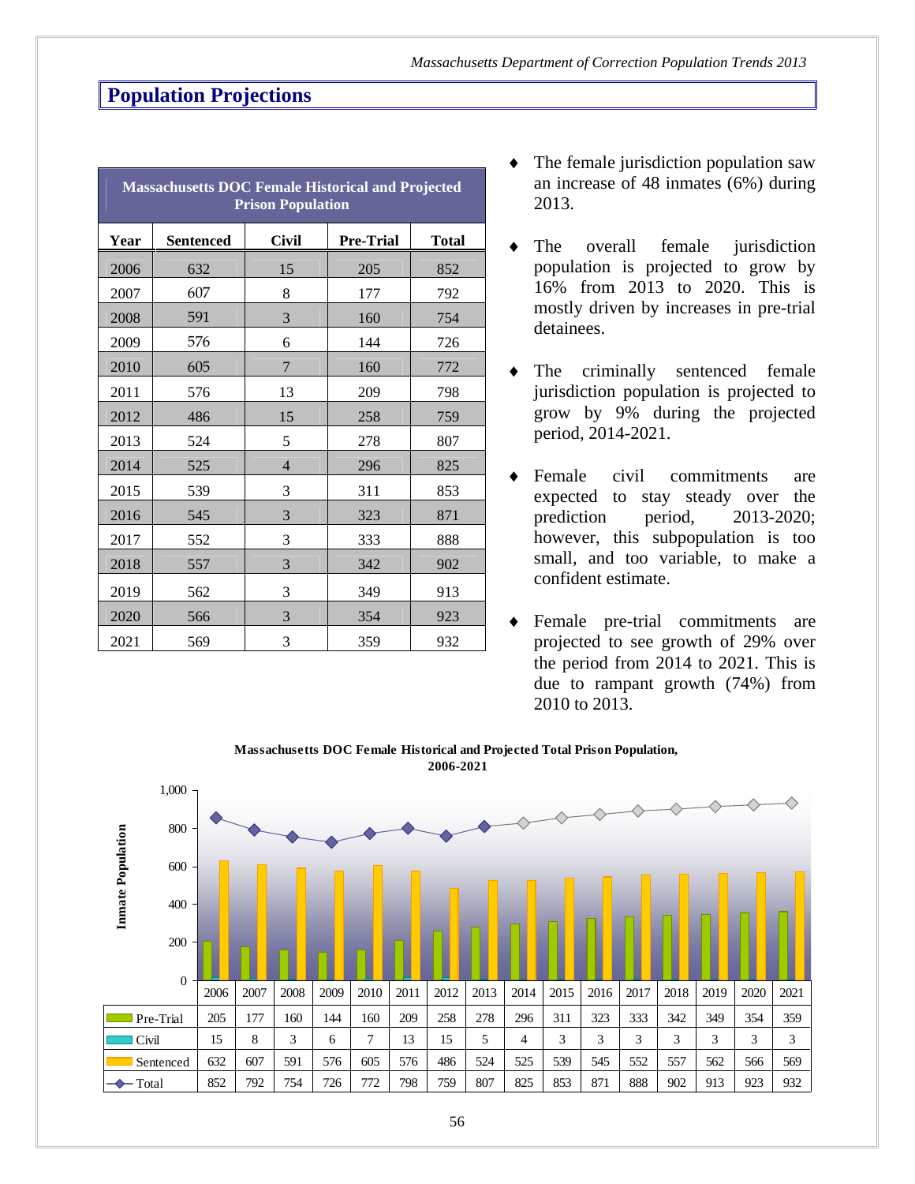## Population Projections

| Massachusetts DOC Female Historical and Projected Prison Population | | | | |
|---|---|---|---|---|
| **Year** | **Sentenced** | **Civil** | **Pre-Trial** | **Total** |
| 2006 | 632 | 15 | 205 | 852 |
| 2007 | 607 | 8 | 177 | 792 |
| 2008 | 591 | 3 | 160 | 754 |
| 2009 | 576 | 6 | 144 | 726 |
| 2010 | 605 | 7 | 160 | 772 |
| 2011 | 576 | 13 | 209 | 798 |
| 2012 | 486 | 15 | 258 | 759 |
| 2013 | 524 | 5 | 278 | 807 |
| 2014 | 525 | 4 | 296 | 825 |
| 2015 | 539 | 3 | 311 | 853 |
| 2016 | 545 | 3 | 323 | 871 |
| 2017 | 552 | 3 | 333 | 888 |
| 2018 | 557 | 3 | 342 | 902 |
| 2019 | 562 | 3 | 349 | 913 |
| 2020 | 566 | 3 | 354 | 923 |
| 2021 | 569 | 3 | 359 | 932 |

- The female jurisdiction population saw an increase of 48 inmates (6%) during 2013.
- The overall female jurisdiction population is projected to grow by 16% from 2013 to 2020. This is mostly driven by increases in pre-trial detainees.
- The criminally sentenced female jurisdiction population is projected to grow by 9% during the projected period, 2014-2021.
- Female civil commitments are expected to stay steady over the prediction period, 2013-2020; however, this subpopulation is too small, and too variable, to make a confident estimate.
- Female pre-trial commitments are projected to see growth of 29% over the period from 2014 to 2021. This is due to rampant growth (74%) from 2010 to 2013.

**Massachusetts DOC Female Historical and Projected Total Prison Population, 2006-2021**

| | 2006 | 2007 | 2008 | 2009 | 2010 | 2011 | 2012 | 2013 | 2014 | 2015 | 2016 | 2017 | 2018 | 2019 | 2020 | 2021 |
|---|---|---|---|---|---|---|---|---|---|---|---|---|---|---|---|---|
| Pre-Trial | 205 | 177 | 160 | 144 | 160 | 209 | 258 | 278 | 296 | 311 | 323 | 333 | 342 | 349 | 354 | 359 |
| Civil | 15 | 8 | 3 | 6 | 7 | 13 | 15 | 5 | 4 | 3 | 3 | 3 | 3 | 3 | 3 | 3 |
| Sentenced | 632 | 607 | 591 | 576 | 605 | 576 | 486 | 524 | 525 | 539 | 545 | 552 | 557 | 562 | 566 | 569 |
| Total | 852 | 792 | 754 | 726 | 772 | 798 | 759 | 807 | 825 | 853 | 871 | 888 | 902 | 913 | 923 | 932 |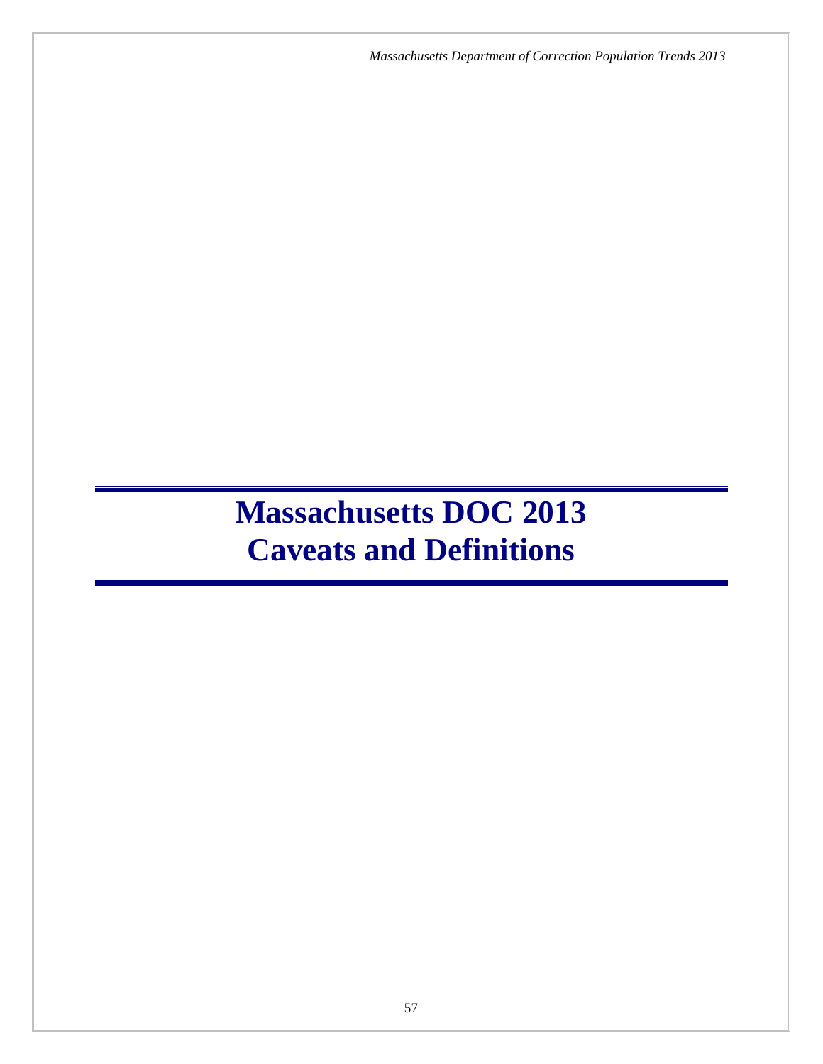# Massachusetts DOC 2013
# Caveats and Definitions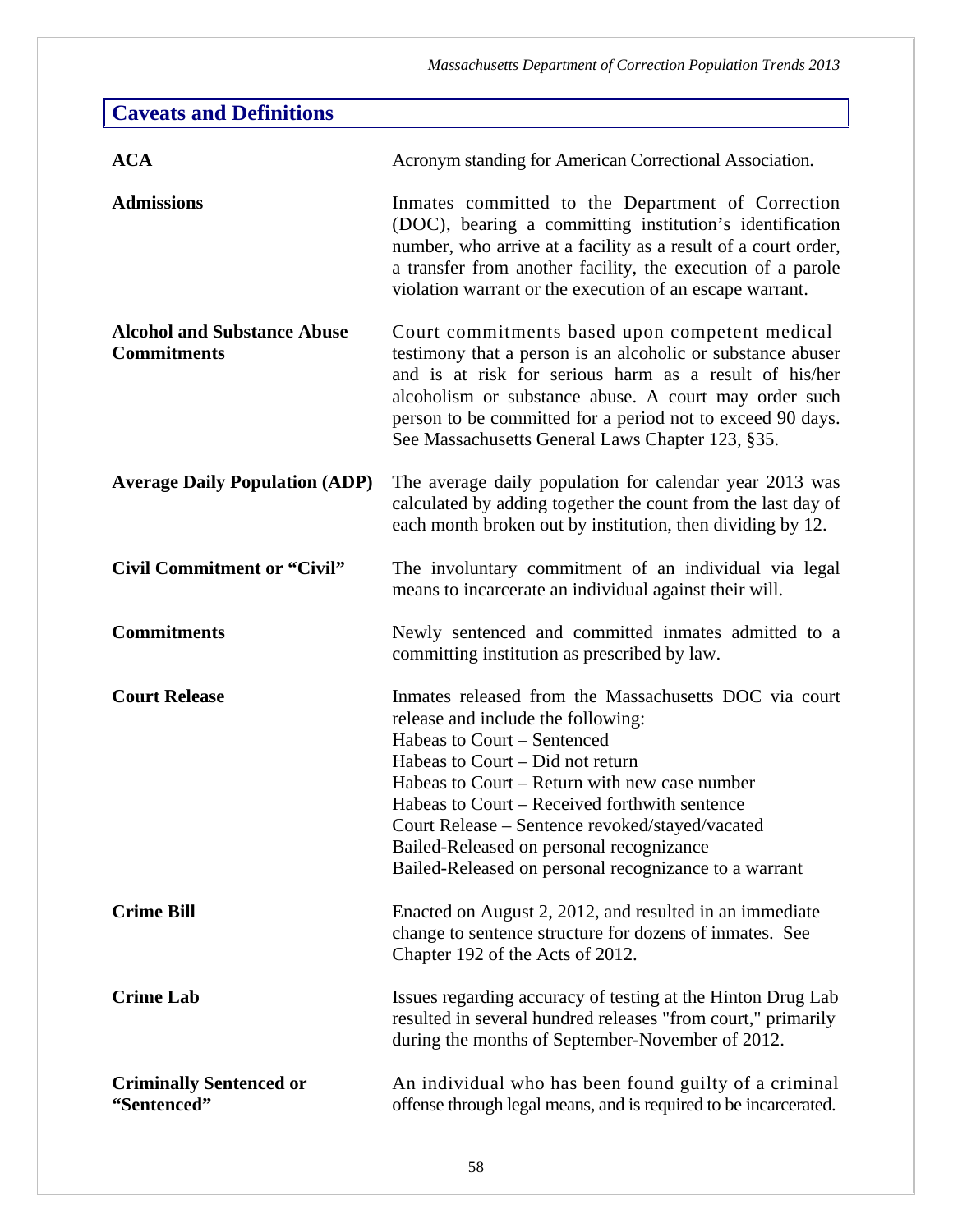## Caveats and Definitions

**ACA**
Acronym standing for American Correctional Association.

**Admissions**
Inmates committed to the Department of Correction (DOC), bearing a committing institution's identification number, who arrive at a facility as a result of a court order, a transfer from another facility, the execution of a parole violation warrant or the execution of an escape warrant.

**Alcohol and Substance Abuse Commitments**
Court commitments based upon competent medical testimony that a person is an alcoholic or substance abuser and is at risk for serious harm as a result of his/her alcoholism or substance abuse. A court may order such person to be committed for a period not to exceed 90 days. See Massachusetts General Laws Chapter 123, §35.

**Average Daily Population (ADP)**
The average daily population for calendar year 2013 was calculated by adding together the count from the last day of each month broken out by institution, then dividing by 12.

**Civil Commitment or "Civil"**
The involuntary commitment of an individual via legal means to incarcerate an individual against their will.

**Commitments**
Newly sentenced and committed inmates admitted to a committing institution as prescribed by law.

**Court Release**
Inmates released from the Massachusetts DOC via court release and include the following:
Habeas to Court – Sentenced
Habeas to Court – Did not return
Habeas to Court – Return with new case number
Habeas to Court – Received forthwith sentence
Court Release – Sentence revoked/stayed/vacated
Bailed-Released on personal recognizance
Bailed-Released on personal recognizance to a warrant

**Crime Bill**
Enacted on August 2, 2012, and resulted in an immediate change to sentence structure for dozens of inmates. See Chapter 192 of the Acts of 2012.

**Crime Lab**
Issues regarding accuracy of testing at the Hinton Drug Lab resulted in several hundred releases "from court," primarily during the months of September-November of 2012.

**Criminally Sentenced or "Sentenced"**
An individual who has been found guilty of a criminal offense through legal means, and is required to be incarcerated.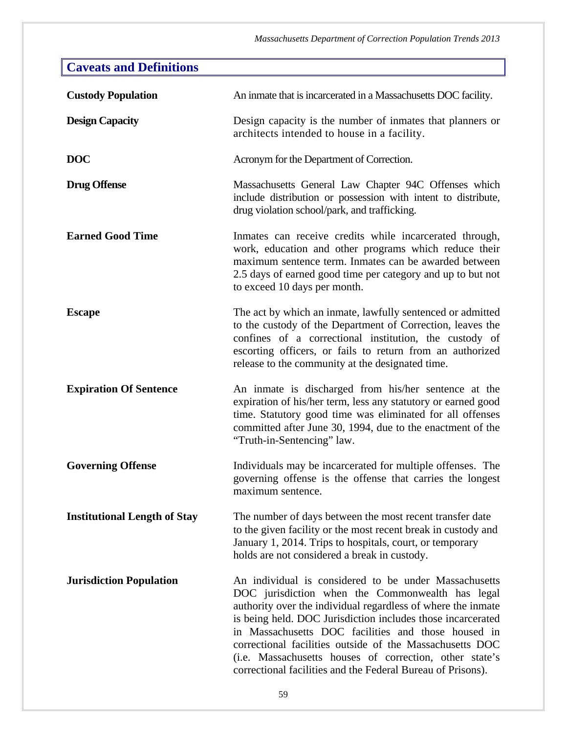## Caveats and Definitions

**Custody Population** — An inmate that is incarcerated in a Massachusetts DOC facility.

**Design Capacity** — Design capacity is the number of inmates that planners or architects intended to house in a facility.

**DOC** — Acronym for the Department of Correction.

**Drug Offense** — Massachusetts General Law Chapter 94C Offenses which include distribution or possession with intent to distribute, drug violation school/park, and trafficking.

**Earned Good Time** — Inmates can receive credits while incarcerated through, work, education and other programs which reduce their maximum sentence term. Inmates can be awarded between 2.5 days of earned good time per category and up to but not to exceed 10 days per month.

**Escape** — The act by which an inmate, lawfully sentenced or admitted to the custody of the Department of Correction, leaves the confines of a correctional institution, the custody of escorting officers, or fails to return from an authorized release to the community at the designated time.

**Expiration Of Sentence** — An inmate is discharged from his/her sentence at the expiration of his/her term, less any statutory or earned good time. Statutory good time was eliminated for all offenses committed after June 30, 1994, due to the enactment of the "Truth-in-Sentencing" law.

**Governing Offense** — Individuals may be incarcerated for multiple offenses. The governing offense is the offense that carries the longest maximum sentence.

**Institutional Length of Stay** — The number of days between the most recent transfer date to the given facility or the most recent break in custody and January 1, 2014. Trips to hospitals, court, or temporary holds are not considered a break in custody.

**Jurisdiction Population** — An individual is considered to be under Massachusetts DOC jurisdiction when the Commonwealth has legal authority over the individual regardless of where the inmate is being held. DOC Jurisdiction includes those incarcerated in Massachusetts DOC facilities and those housed in correctional facilities outside of the Massachusetts DOC (i.e. Massachusetts houses of correction, other state's correctional facilities and the Federal Bureau of Prisons).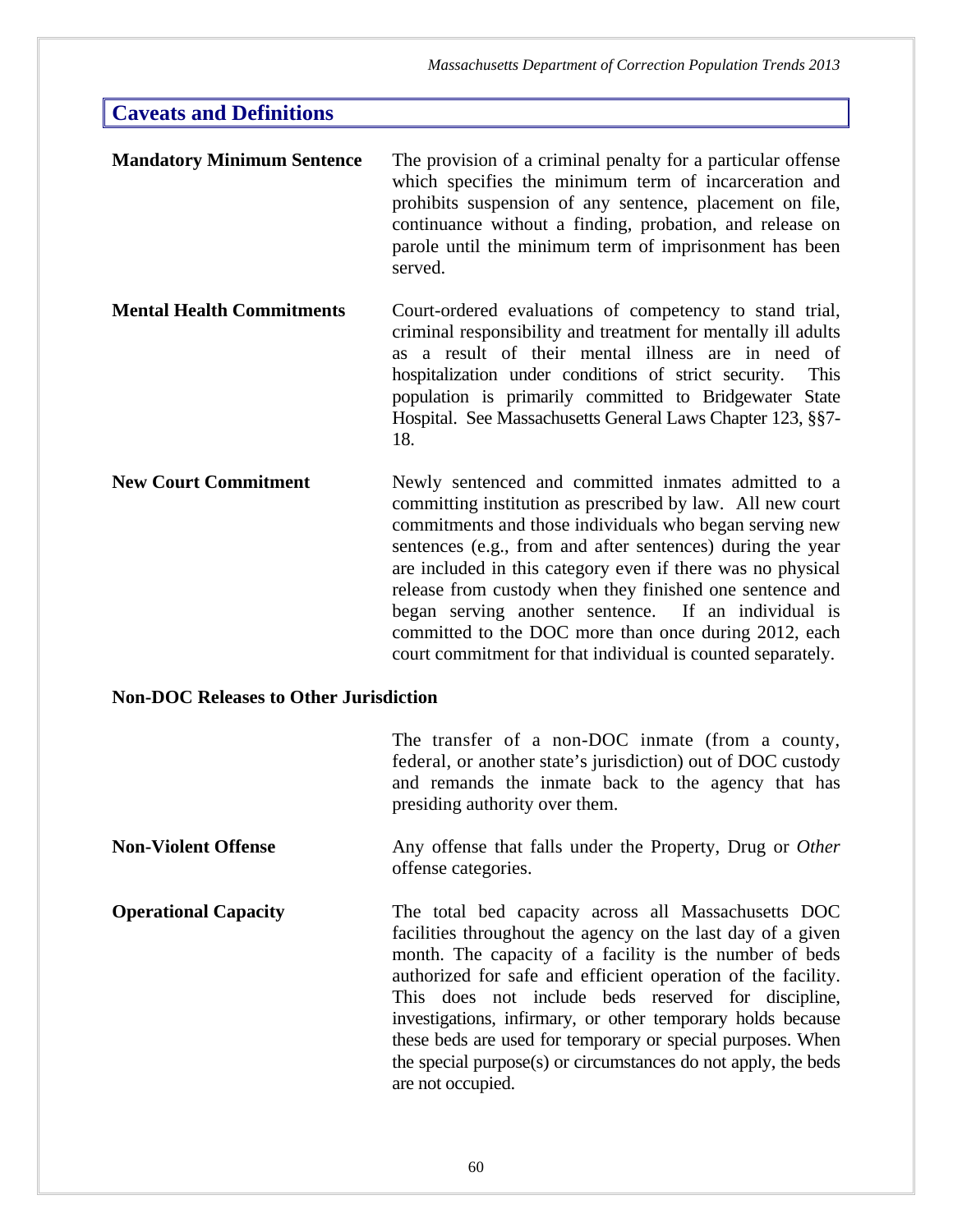## Caveats and Definitions

**Mandatory Minimum Sentence**

The provision of a criminal penalty for a particular offense which specifies the minimum term of incarceration and prohibits suspension of any sentence, placement on file, continuance without a finding, probation, and release on parole until the minimum term of imprisonment has been served.

**Mental Health Commitments**

Court-ordered evaluations of competency to stand trial, criminal responsibility and treatment for mentally ill adults as a result of their mental illness are in need of hospitalization under conditions of strict security. This population is primarily committed to Bridgewater State Hospital. See Massachusetts General Laws Chapter 123, §§7-18.

**New Court Commitment**

Newly sentenced and committed inmates admitted to a committing institution as prescribed by law. All new court commitments and those individuals who began serving new sentences (e.g., from and after sentences) during the year are included in this category even if there was no physical release from custody when they finished one sentence and began serving another sentence. If an individual is committed to the DOC more than once during 2012, each court commitment for that individual is counted separately.

**Non-DOC Releases to Other Jurisdiction**

The transfer of a non-DOC inmate (from a county, federal, or another state's jurisdiction) out of DOC custody and remands the inmate back to the agency that has presiding authority over them.

**Non-Violent Offense**

Any offense that falls under the Property, Drug or *Other* offense categories.

**Operational Capacity**

The total bed capacity across all Massachusetts DOC facilities throughout the agency on the last day of a given month. The capacity of a facility is the number of beds authorized for safe and efficient operation of the facility. This does not include beds reserved for discipline, investigations, infirmary, or other temporary holds because these beds are used for temporary or special purposes. When the special purpose(s) or circumstances do not apply, the beds are not occupied.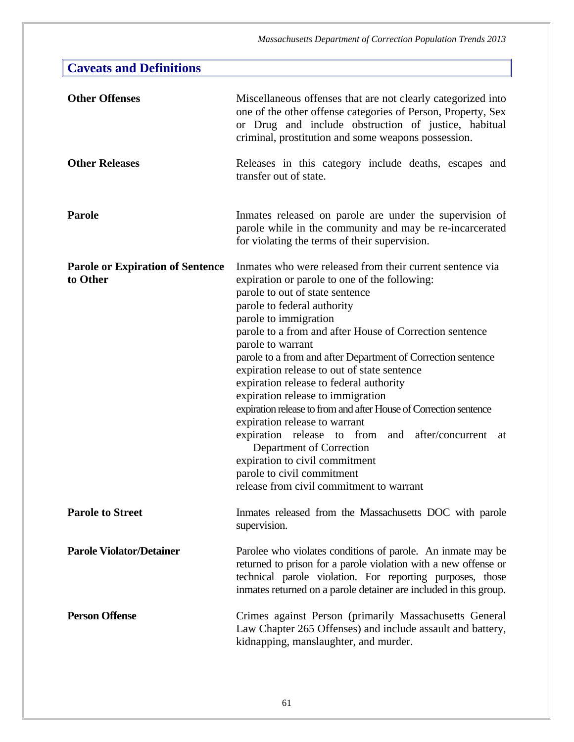## Caveats and Definitions

**Other Offenses**

Miscellaneous offenses that are not clearly categorized into one of the other offense categories of Person, Property, Sex or Drug and include obstruction of justice, habitual criminal, prostitution and some weapons possession.

**Other Releases**

Releases in this category include deaths, escapes and transfer out of state.

**Parole**

Inmates released on parole are under the supervision of parole while in the community and may be re-incarcerated for violating the terms of their supervision.

**Parole or Expiration of Sentence to Other**

Inmates who were released from their current sentence via expiration or parole to one of the following:

parole to out of state sentence
parole to federal authority
parole to immigration
parole to a from and after House of Correction sentence
parole to warrant
parole to a from and after Department of Correction sentence
expiration release to out of state sentence
expiration release to federal authority
expiration release to immigration
expiration release to from and after House of Correction sentence
expiration release to warrant
expiration release to from and after/concurrent at Department of Correction
expiration to civil commitment
parole to civil commitment
release from civil commitment to warrant

**Parole to Street**

Inmates released from the Massachusetts DOC with parole supervision.

**Parole Violator/Detainer**

Parolee who violates conditions of parole. An inmate may be returned to prison for a parole violation with a new offense or technical parole violation. For reporting purposes, those inmates returned on a parole detainer are included in this group.

**Person Offense**

Crimes against Person (primarily Massachusetts General Law Chapter 265 Offenses) and include assault and battery, kidnapping, manslaughter, and murder.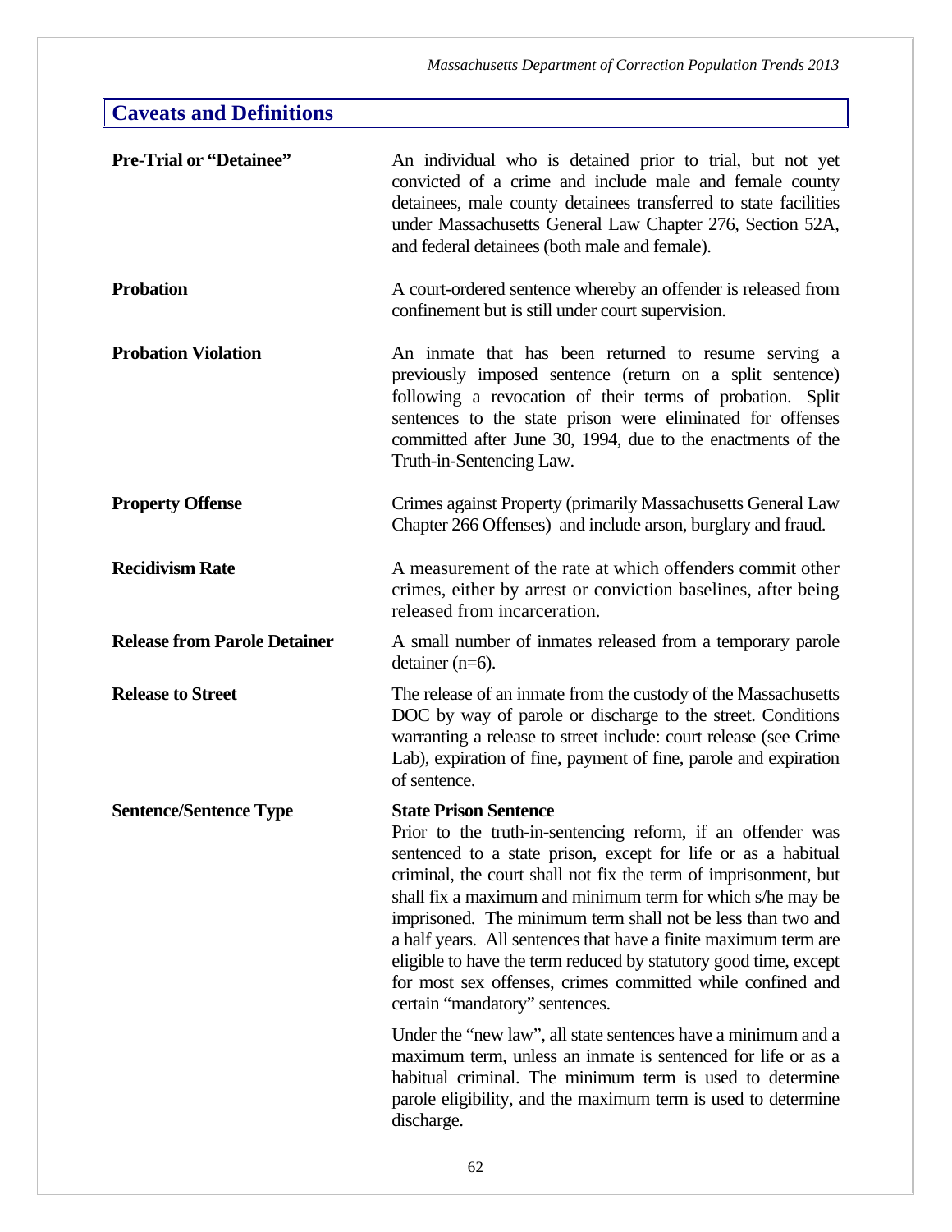## Caveats and Definitions

**Pre-Trial or "Detainee"**

An individual who is detained prior to trial, but not yet convicted of a crime and include male and female county detainees, male county detainees transferred to state facilities under Massachusetts General Law Chapter 276, Section 52A, and federal detainees (both male and female).

**Probation**

A court-ordered sentence whereby an offender is released from confinement but is still under court supervision.

**Probation Violation**

An inmate that has been returned to resume serving a previously imposed sentence (return on a split sentence) following a revocation of their terms of probation. Split sentences to the state prison were eliminated for offenses committed after June 30, 1994, due to the enactments of the Truth-in-Sentencing Law.

**Property Offense**

Crimes against Property (primarily Massachusetts General Law Chapter 266 Offenses) and include arson, burglary and fraud.

**Recidivism Rate**

A measurement of the rate at which offenders commit other crimes, either by arrest or conviction baselines, after being released from incarceration.

**Release from Parole Detainer**

A small number of inmates released from a temporary parole detainer (n=6).

**Release to Street**

The release of an inmate from the custody of the Massachusetts DOC by way of parole or discharge to the street. Conditions warranting a release to street include: court release (see Crime Lab), expiration of fine, payment of fine, parole and expiration of sentence.

**Sentence/Sentence Type**

**State Prison Sentence**

Prior to the truth-in-sentencing reform, if an offender was sentenced to a state prison, except for life or as a habitual criminal, the court shall not fix the term of imprisonment, but shall fix a maximum and minimum term for which s/he may be imprisoned. The minimum term shall not be less than two and a half years. All sentences that have a finite maximum term are eligible to have the term reduced by statutory good time, except for most sex offenses, crimes committed while confined and certain "mandatory" sentences.

Under the "new law", all state sentences have a minimum and a maximum term, unless an inmate is sentenced for life or as a habitual criminal. The minimum term is used to determine parole eligibility, and the maximum term is used to determine discharge.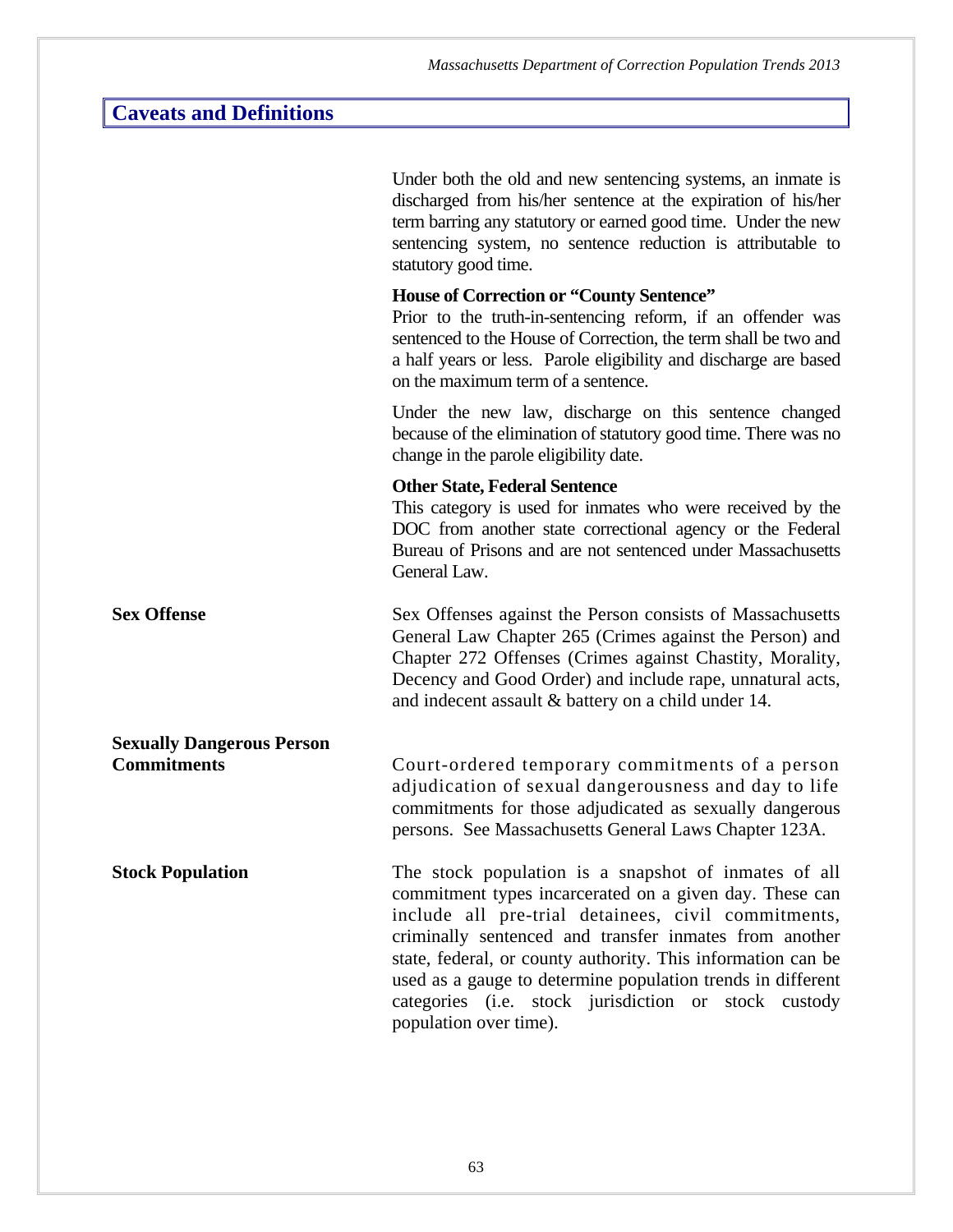## Caveats and Definitions

Under both the old and new sentencing systems, an inmate is discharged from his/her sentence at the expiration of his/her term barring any statutory or earned good time. Under the new sentencing system, no sentence reduction is attributable to statutory good time.

**House of Correction or "County Sentence"**
Prior to the truth-in-sentencing reform, if an offender was sentenced to the House of Correction, the term shall be two and a half years or less. Parole eligibility and discharge are based on the maximum term of a sentence.

Under the new law, discharge on this sentence changed because of the elimination of statutory good time. There was no change in the parole eligibility date.

**Other State, Federal Sentence**
This category is used for inmates who were received by the DOC from another state correctional agency or the Federal Bureau of Prisons and are not sentenced under Massachusetts General Law.

**Sex Offense**

Sex Offenses against the Person consists of Massachusetts General Law Chapter 265 (Crimes against the Person) and Chapter 272 Offenses (Crimes against Chastity, Morality, Decency and Good Order) and include rape, unnatural acts, and indecent assault & battery on a child under 14.

**Sexually Dangerous Person Commitments**

Court-ordered temporary commitments of a person adjudication of sexual dangerousness and day to life commitments for those adjudicated as sexually dangerous persons. See Massachusetts General Laws Chapter 123A.

**Stock Population**

The stock population is a snapshot of inmates of all commitment types incarcerated on a given day. These can include all pre-trial detainees, civil commitments, criminally sentenced and transfer inmates from another state, federal, or county authority. This information can be used as a gauge to determine population trends in different categories (i.e. stock jurisdiction or stock custody population over time).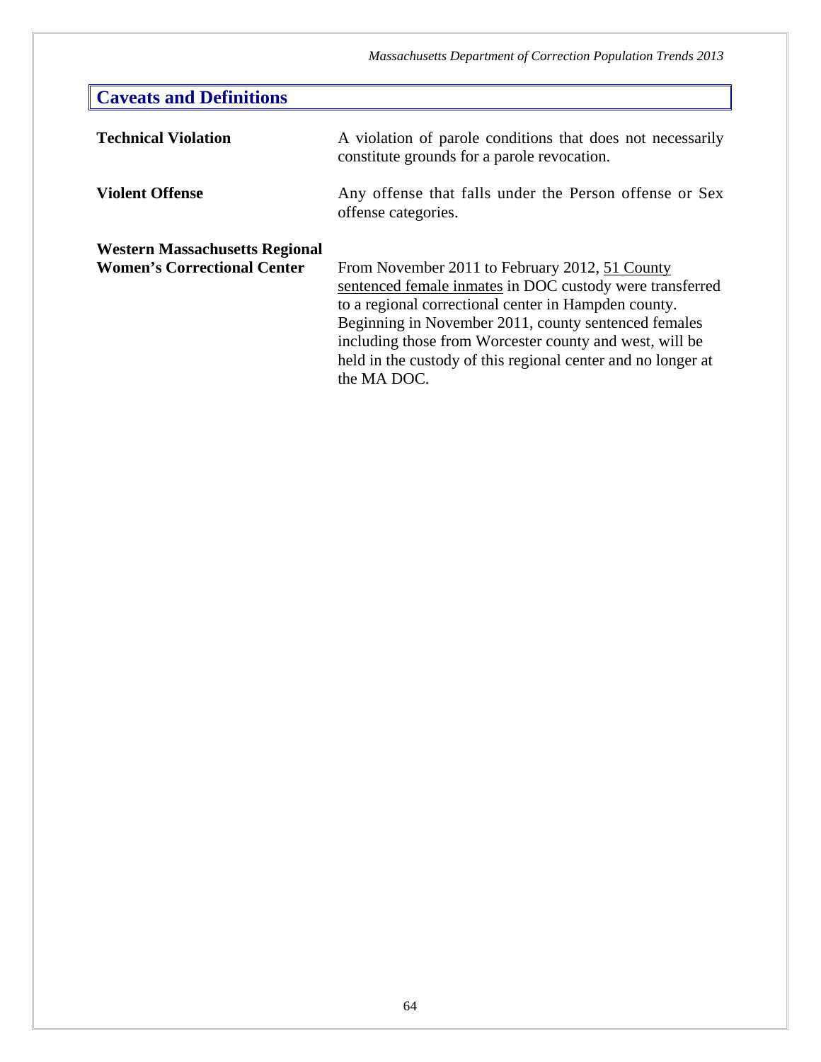## Caveats and Definitions

**Technical Violation** — A violation of parole conditions that does not necessarily constitute grounds for a parole revocation.

**Violent Offense** — Any offense that falls under the Person offense or Sex offense categories.

**Western Massachusetts Regional Women's Correctional Center** — From November 2011 to February 2012, 51 County sentenced female inmates in DOC custody were transferred to a regional correctional center in Hampden county. Beginning in November 2011, county sentenced females including those from Worcester county and west, will be held in the custody of this regional center and no longer at the MA DOC.